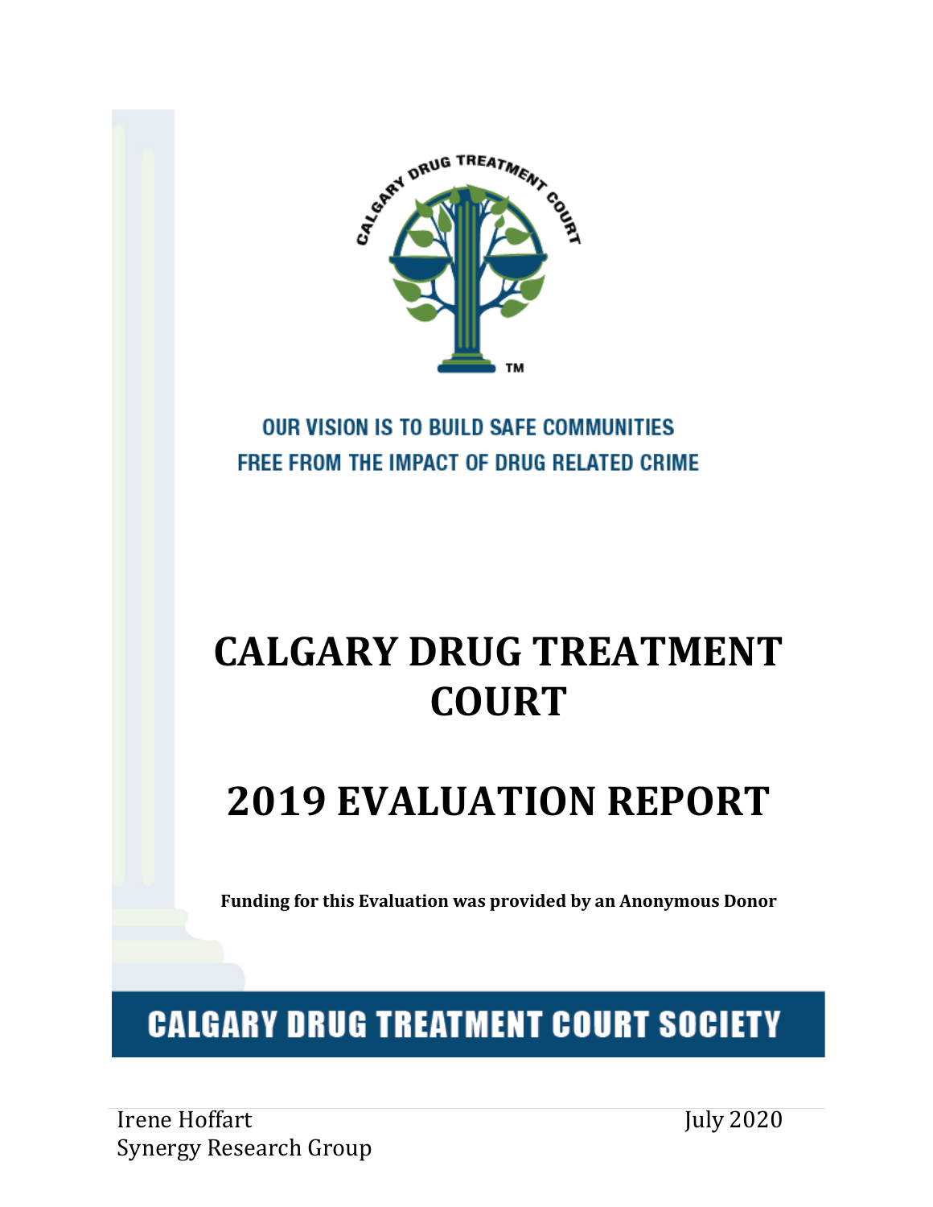OUR VISION IS TO BUILD SAFE COMMUNITIES FREE FROM THE IMPACT OF DRUG RELATED CRIME

# CALGARY DRUG TREATMENT COURT

# 2019 EVALUATION REPORT

**Funding for this Evaluation was provided by an Anonymous Donor**

**CALGARY DRUG TREATMENT COURT SOCIETY**

Irene Hoffart
Synergy Research Group

July 2020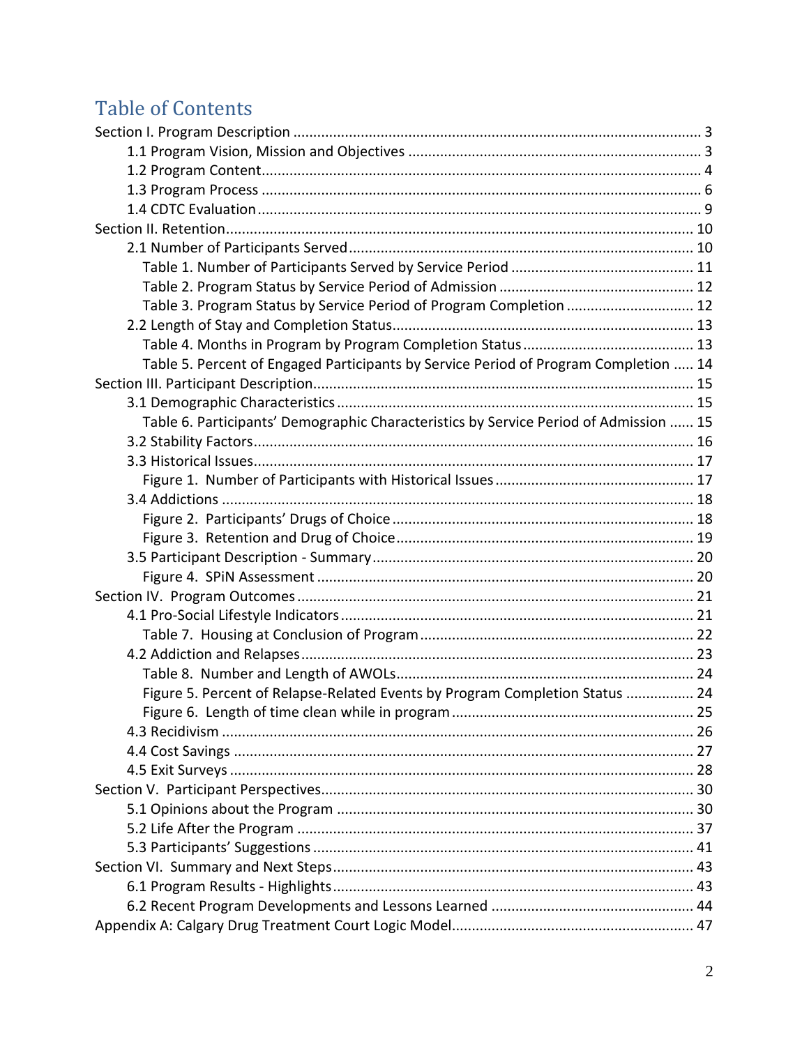# Table of Contents

Section I. Program Description ..................................................................................................... 3
- 1.1 Program Vision, Mission and Objectives ......................................................................... 3
- 1.2 Program Content............................................................................................................. 4
- 1.3 Program Process ............................................................................................................. 6
- 1.4 CDTC Evaluation ............................................................................................................. 9

Section II. Retention.................................................................................................................... 10
- 2.1 Number of Participants Served...................................................................................... 10
  - Table 1. Number of Participants Served by Service Period ............................................. 11
  - Table 2. Program Status by Service Period of Admission ................................................ 12
  - Table 3. Program Status by Service Period of Program Completion ................................ 12
- 2.2 Length of Stay and Completion Status........................................................................... 13
  - Table 4. Months in Program by Program Completion Status .......................................... 13
  - Table 5. Percent of Engaged Participants by Service Period of Program Completion ..... 14

Section III. Participant Description.............................................................................................. 15
- 3.1 Demographic Characteristics ........................................................................................ 15
  - Table 6. Participants' Demographic Characteristics by Service Period of Admission ...... 15
- 3.2 Stability Factors............................................................................................................. 16
- 3.3 Historical Issues............................................................................................................. 17
  - Figure 1. Number of Participants with Historical Issues ................................................. 17
- 3.4 Addictions ..................................................................................................................... 18
  - Figure 2. Participants' Drugs of Choice ........................................................................... 18
  - Figure 3. Retention and Drug of Choice .......................................................................... 19
- 3.5 Participant Description - Summary ............................................................................... 20
  - Figure 4. SPiN Assessment ............................................................................................. 20

Section IV. Program Outcomes .................................................................................................. 21
- 4.1 Pro-Social Lifestyle Indicators ....................................................................................... 21
  - Table 7. Housing at Conclusion of Program ................................................................... 22
- 4.2 Addiction and Relapses ................................................................................................. 23
  - Table 8. Number and Length of AWOLs......................................................................... 24
  - Figure 5. Percent of Relapse-Related Events by Program Completion Status ................. 24
  - Figure 6. Length of time clean while in program ............................................................ 25
- 4.3 Recidivism ..................................................................................................................... 26
- 4.4 Cost Savings .................................................................................................................. 27
- 4.5 Exit Surveys ................................................................................................................... 28

Section V. Participant Perspectives............................................................................................ 30
- 5.1 Opinions about the Program ......................................................................................... 30
- 5.2 Life After the Program ................................................................................................... 37
- 5.3 Participants' Suggestions .............................................................................................. 41

Section VI. Summary and Next Steps......................................................................................... 43
- 6.1 Program Results - Highlights ......................................................................................... 43
- 6.2 Recent Program Developments and Lessons Learned .................................................. 44

Appendix A: Calgary Drug Treatment Court Logic Model............................................................ 47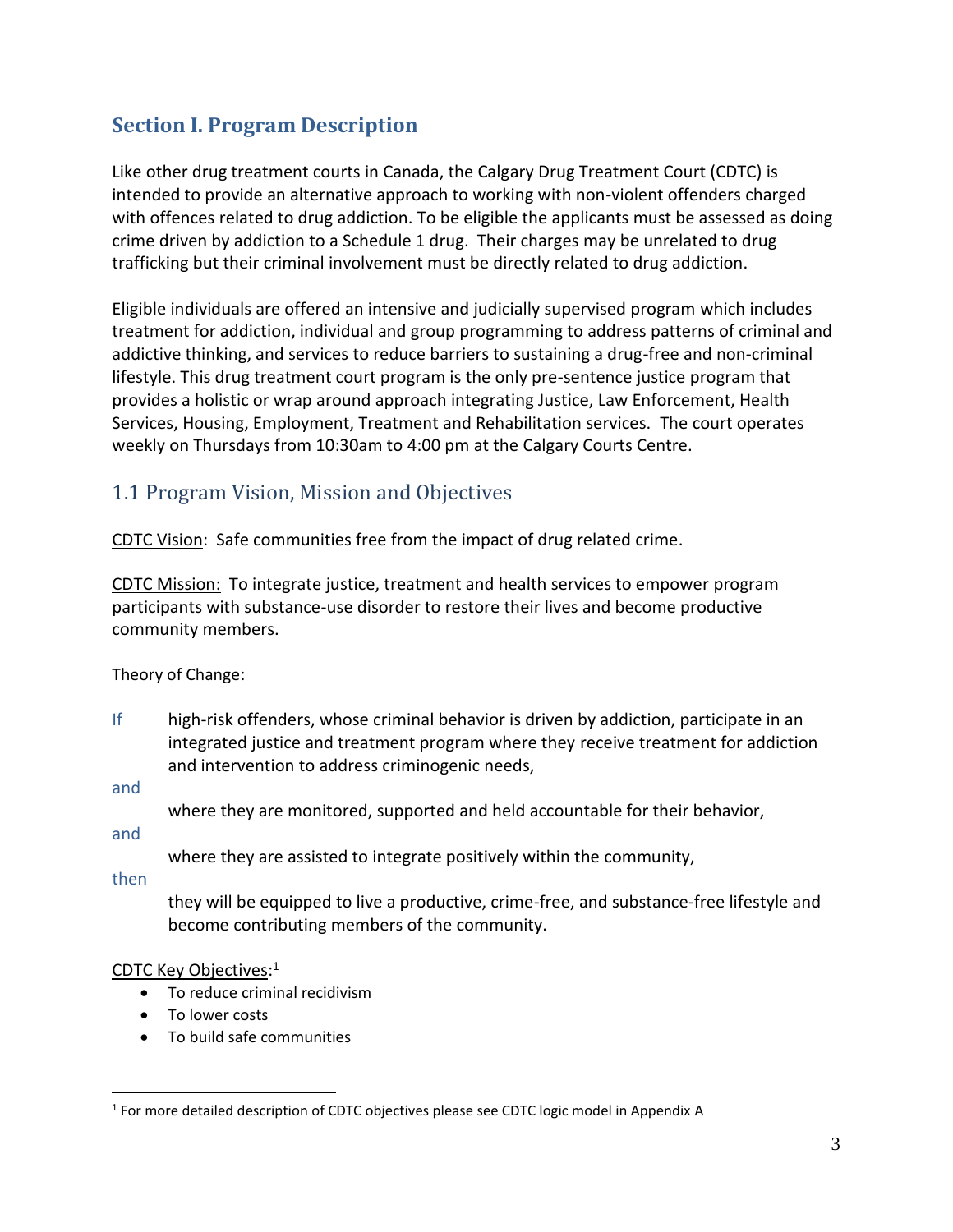## Section I. Program Description

Like other drug treatment courts in Canada, the Calgary Drug Treatment Court (CDTC) is intended to provide an alternative approach to working with non-violent offenders charged with offences related to drug addiction. To be eligible the applicants must be assessed as doing crime driven by addiction to a Schedule 1 drug. Their charges may be unrelated to drug trafficking but their criminal involvement must be directly related to drug addiction.

Eligible individuals are offered an intensive and judicially supervised program which includes treatment for addiction, individual and group programming to address patterns of criminal and addictive thinking, and services to reduce barriers to sustaining a drug-free and non-criminal lifestyle. This drug treatment court program is the only pre-sentence justice program that provides a holistic or wrap around approach integrating Justice, Law Enforcement, Health Services, Housing, Employment, Treatment and Rehabilitation services. The court operates weekly on Thursdays from 10:30am to 4:00 pm at the Calgary Courts Centre.

### 1.1 Program Vision, Mission and Objectives

CDTC Vision: Safe communities free from the impact of drug related crime.

CDTC Mission: To integrate justice, treatment and health services to empower program participants with substance-use disorder to restore their lives and become productive community members.

Theory of Change:

If high-risk offenders, whose criminal behavior is driven by addiction, participate in an integrated justice and treatment program where they receive treatment for addiction and intervention to address criminogenic needs,

and where they are monitored, supported and held accountable for their behavior,

and where they are assisted to integrate positively within the community,

then they will be equipped to live a productive, crime-free, and substance-free lifestyle and become contributing members of the community.

CDTC Key Objectives:[1]

- To reduce criminal recidivism
- To lower costs
- To build safe communities

[1] For more detailed description of CDTC objectives please see CDTC logic model in Appendix A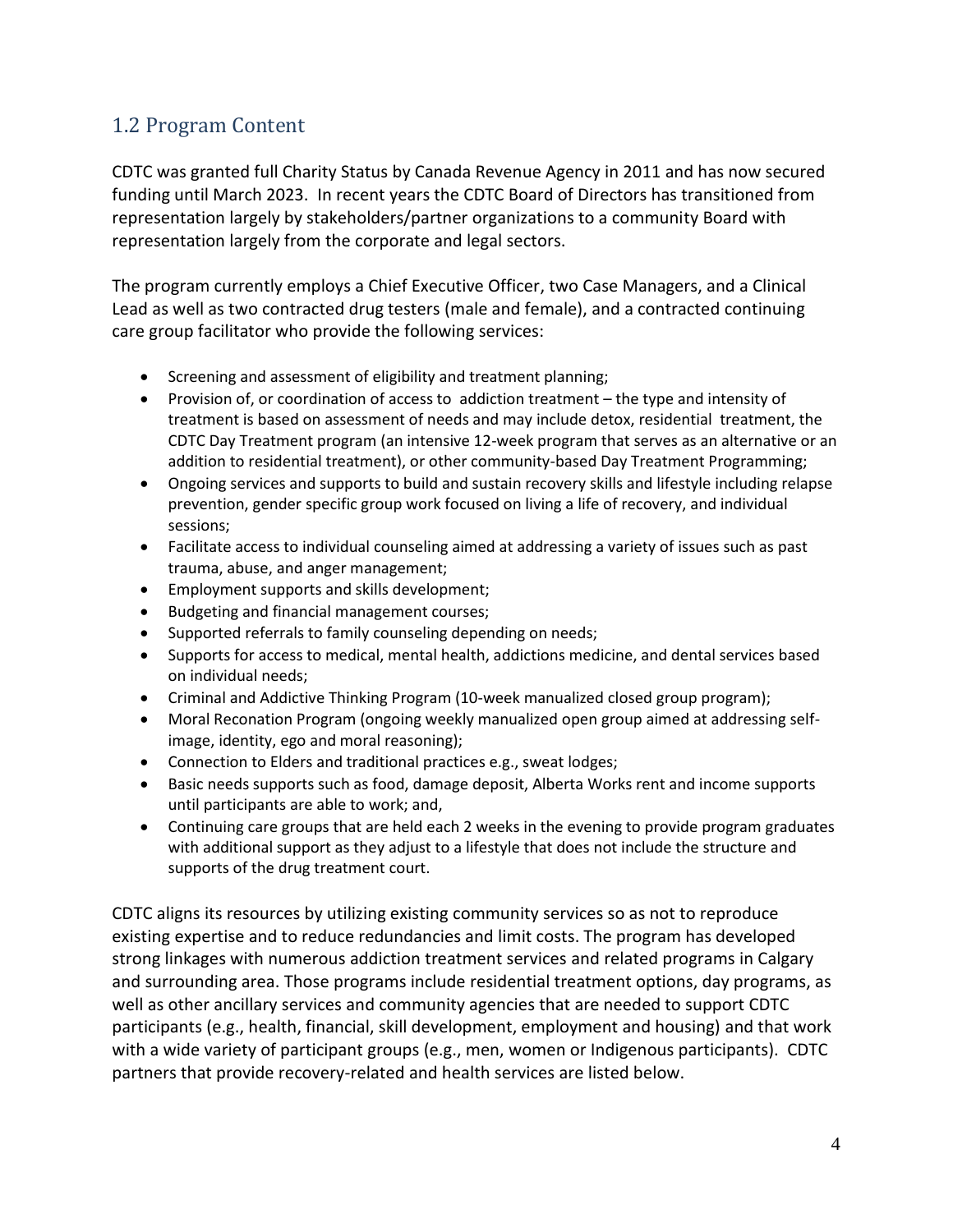## 1.2 Program Content

CDTC was granted full Charity Status by Canada Revenue Agency in 2011 and has now secured funding until March 2023. In recent years the CDTC Board of Directors has transitioned from representation largely by stakeholders/partner organizations to a community Board with representation largely from the corporate and legal sectors.

The program currently employs a Chief Executive Officer, two Case Managers, and a Clinical Lead as well as two contracted drug testers (male and female), and a contracted continuing care group facilitator who provide the following services:

- Screening and assessment of eligibility and treatment planning;
- Provision of, or coordination of access to addiction treatment – the type and intensity of treatment is based on assessment of needs and may include detox, residential treatment, the CDTC Day Treatment program (an intensive 12-week program that serves as an alternative or an addition to residential treatment), or other community-based Day Treatment Programming;
- Ongoing services and supports to build and sustain recovery skills and lifestyle including relapse prevention, gender specific group work focused on living a life of recovery, and individual sessions;
- Facilitate access to individual counseling aimed at addressing a variety of issues such as past trauma, abuse, and anger management;
- Employment supports and skills development;
- Budgeting and financial management courses;
- Supported referrals to family counseling depending on needs;
- Supports for access to medical, mental health, addictions medicine, and dental services based on individual needs;
- Criminal and Addictive Thinking Program (10-week manualized closed group program);
- Moral Reconation Program (ongoing weekly manualized open group aimed at addressing self-image, identity, ego and moral reasoning);
- Connection to Elders and traditional practices e.g., sweat lodges;
- Basic needs supports such as food, damage deposit, Alberta Works rent and income supports until participants are able to work; and,
- Continuing care groups that are held each 2 weeks in the evening to provide program graduates with additional support as they adjust to a lifestyle that does not include the structure and supports of the drug treatment court.

CDTC aligns its resources by utilizing existing community services so as not to reproduce existing expertise and to reduce redundancies and limit costs. The program has developed strong linkages with numerous addiction treatment services and related programs in Calgary and surrounding area. Those programs include residential treatment options, day programs, as well as other ancillary services and community agencies that are needed to support CDTC participants (e.g., health, financial, skill development, employment and housing) and that work with a wide variety of participant groups (e.g., men, women or Indigenous participants). CDTC partners that provide recovery-related and health services are listed below.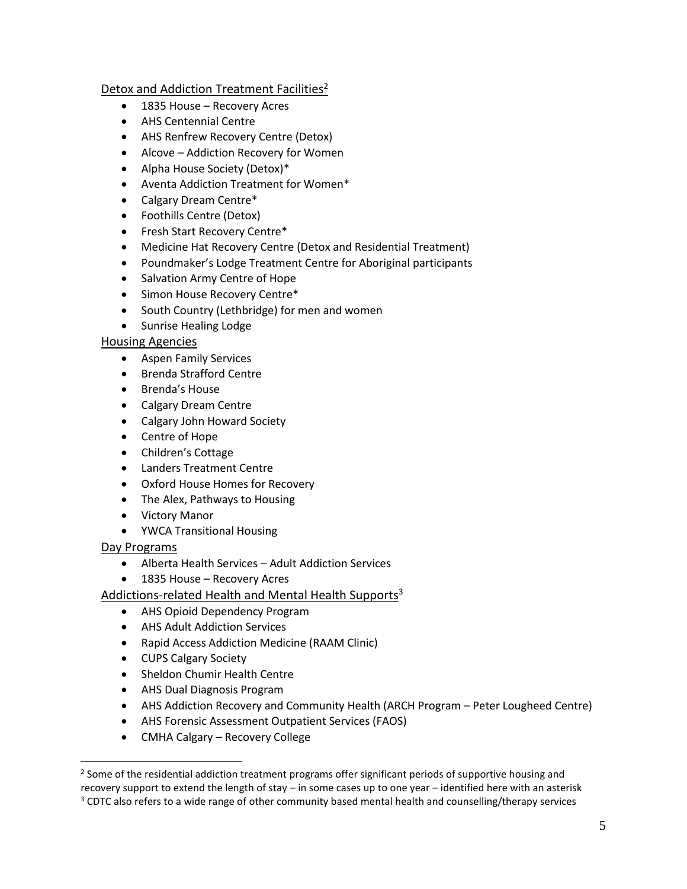Detox and Addiction Treatment Facilities[2]

- 1835 House – Recovery Acres
- AHS Centennial Centre
- AHS Renfrew Recovery Centre (Detox)
- Alcove – Addiction Recovery for Women
- Alpha House Society (Detox)*
- Aventa Addiction Treatment for Women*
- Calgary Dream Centre*
- Foothills Centre (Detox)
- Fresh Start Recovery Centre*
- Medicine Hat Recovery Centre (Detox and Residential Treatment)
- Poundmaker's Lodge Treatment Centre for Aboriginal participants
- Salvation Army Centre of Hope
- Simon House Recovery Centre*
- South Country (Lethbridge) for men and women
- Sunrise Healing Lodge

Housing Agencies

- Aspen Family Services
- Brenda Strafford Centre
- Brenda's House
- Calgary Dream Centre
- Calgary John Howard Society
- Centre of Hope
- Children's Cottage
- Landers Treatment Centre
- Oxford House Homes for Recovery
- The Alex, Pathways to Housing
- Victory Manor
- YWCA Transitional Housing

Day Programs

- Alberta Health Services – Adult Addiction Services
- 1835 House – Recovery Acres

Addictions-related Health and Mental Health Supports[3]

- AHS Opioid Dependency Program
- AHS Adult Addiction Services
- Rapid Access Addiction Medicine (RAAM Clinic)
- CUPS Calgary Society
- Sheldon Chumir Health Centre
- AHS Dual Diagnosis Program
- AHS Addiction Recovery and Community Health (ARCH Program – Peter Lougheed Centre)
- AHS Forensic Assessment Outpatient Services (FAOS)
- CMHA Calgary – Recovery College

---

[2] Some of the residential addiction treatment programs offer significant periods of supportive housing and recovery support to extend the length of stay – in some cases up to one year – identified here with an asterisk

[3] CDTC also refers to a wide range of other community based mental health and counselling/therapy services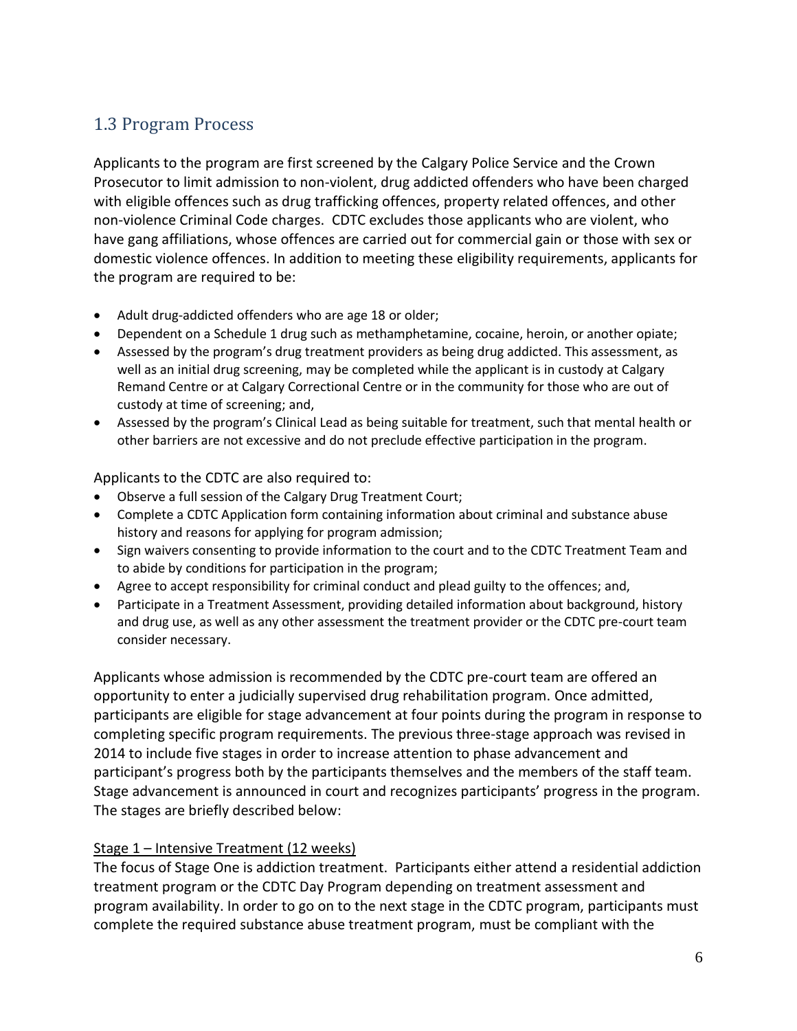## 1.3 Program Process

Applicants to the program are first screened by the Calgary Police Service and the Crown Prosecutor to limit admission to non-violent, drug addicted offenders who have been charged with eligible offences such as drug trafficking offences, property related offences, and other non-violence Criminal Code charges. CDTC excludes those applicants who are violent, who have gang affiliations, whose offences are carried out for commercial gain or those with sex or domestic violence offences. In addition to meeting these eligibility requirements, applicants for the program are required to be:

- Adult drug-addicted offenders who are age 18 or older;
- Dependent on a Schedule 1 drug such as methamphetamine, cocaine, heroin, or another opiate;
- Assessed by the program's drug treatment providers as being drug addicted. This assessment, as well as an initial drug screening, may be completed while the applicant is in custody at Calgary Remand Centre or at Calgary Correctional Centre or in the community for those who are out of custody at time of screening; and,
- Assessed by the program's Clinical Lead as being suitable for treatment, such that mental health or other barriers are not excessive and do not preclude effective participation in the program.

Applicants to the CDTC are also required to:

- Observe a full session of the Calgary Drug Treatment Court;
- Complete a CDTC Application form containing information about criminal and substance abuse history and reasons for applying for program admission;
- Sign waivers consenting to provide information to the court and to the CDTC Treatment Team and to abide by conditions for participation in the program;
- Agree to accept responsibility for criminal conduct and plead guilty to the offences; and,
- Participate in a Treatment Assessment, providing detailed information about background, history and drug use, as well as any other assessment the treatment provider or the CDTC pre-court team consider necessary.

Applicants whose admission is recommended by the CDTC pre-court team are offered an opportunity to enter a judicially supervised drug rehabilitation program. Once admitted, participants are eligible for stage advancement at four points during the program in response to completing specific program requirements. The previous three-stage approach was revised in 2014 to include five stages in order to increase attention to phase advancement and participant's progress both by the participants themselves and the members of the staff team. Stage advancement is announced in court and recognizes participants' progress in the program. The stages are briefly described below:

Stage 1 – Intensive Treatment (12 weeks)

The focus of Stage One is addiction treatment. Participants either attend a residential addiction treatment program or the CDTC Day Program depending on treatment assessment and program availability. In order to go on to the next stage in the CDTC program, participants must complete the required substance abuse treatment program, must be compliant with the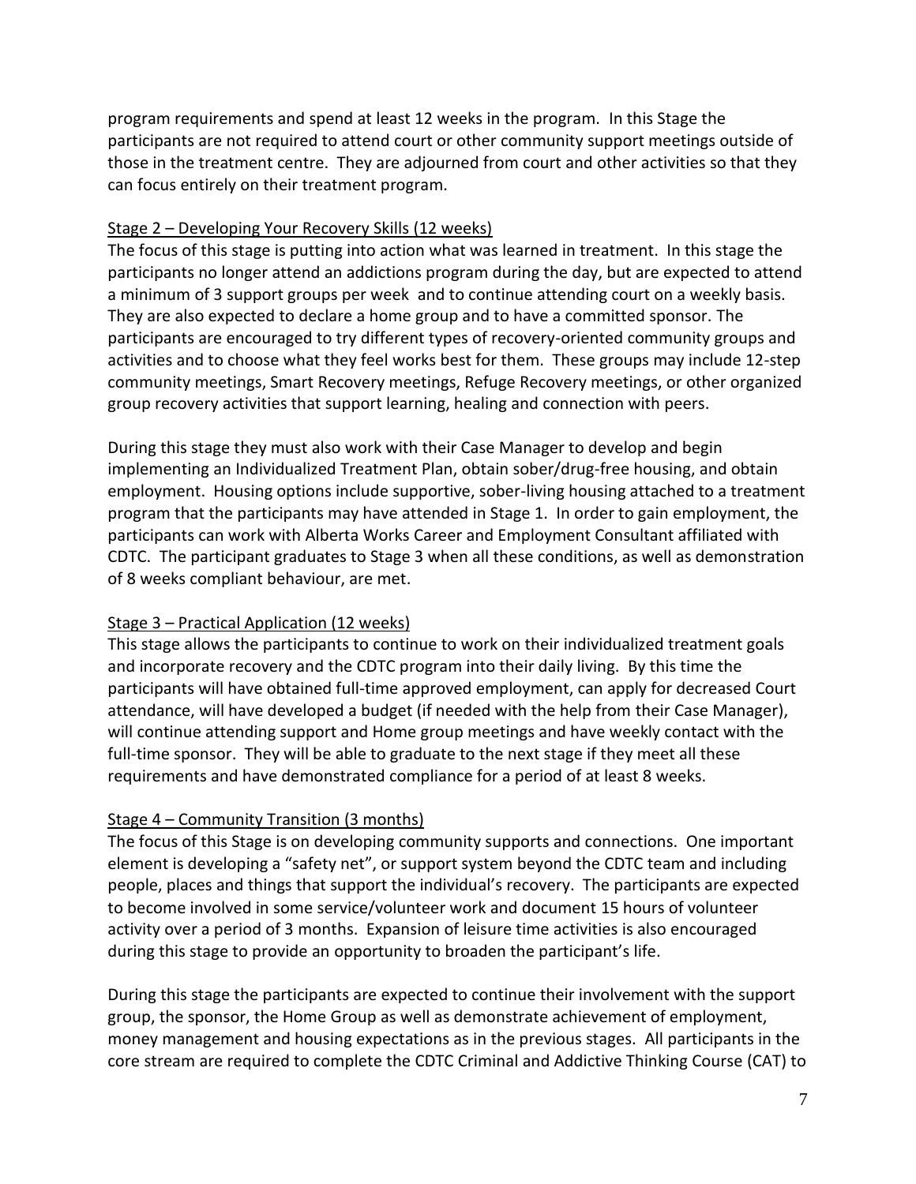program requirements and spend at least 12 weeks in the program. In this Stage the participants are not required to attend court or other community support meetings outside of those in the treatment centre. They are adjourned from court and other activities so that they can focus entirely on their treatment program.

### Stage 2 – Developing Your Recovery Skills (12 weeks)

The focus of this stage is putting into action what was learned in treatment. In this stage the participants no longer attend an addictions program during the day, but are expected to attend a minimum of 3 support groups per week and to continue attending court on a weekly basis. They are also expected to declare a home group and to have a committed sponsor. The participants are encouraged to try different types of recovery-oriented community groups and activities and to choose what they feel works best for them. These groups may include 12-step community meetings, Smart Recovery meetings, Refuge Recovery meetings, or other organized group recovery activities that support learning, healing and connection with peers.

During this stage they must also work with their Case Manager to develop and begin implementing an Individualized Treatment Plan, obtain sober/drug-free housing, and obtain employment. Housing options include supportive, sober-living housing attached to a treatment program that the participants may have attended in Stage 1. In order to gain employment, the participants can work with Alberta Works Career and Employment Consultant affiliated with CDTC. The participant graduates to Stage 3 when all these conditions, as well as demonstration of 8 weeks compliant behaviour, are met.

### Stage 3 – Practical Application (12 weeks)

This stage allows the participants to continue to work on their individualized treatment goals and incorporate recovery and the CDTC program into their daily living. By this time the participants will have obtained full-time approved employment, can apply for decreased Court attendance, will have developed a budget (if needed with the help from their Case Manager), will continue attending support and Home group meetings and have weekly contact with the full-time sponsor. They will be able to graduate to the next stage if they meet all these requirements and have demonstrated compliance for a period of at least 8 weeks.

### Stage 4 – Community Transition (3 months)

The focus of this Stage is on developing community supports and connections. One important element is developing a "safety net", or support system beyond the CDTC team and including people, places and things that support the individual's recovery. The participants are expected to become involved in some service/volunteer work and document 15 hours of volunteer activity over a period of 3 months. Expansion of leisure time activities is also encouraged during this stage to provide an opportunity to broaden the participant's life.

During this stage the participants are expected to continue their involvement with the support group, the sponsor, the Home Group as well as demonstrate achievement of employment, money management and housing expectations as in the previous stages. All participants in the core stream are required to complete the CDTC Criminal and Addictive Thinking Course (CAT) to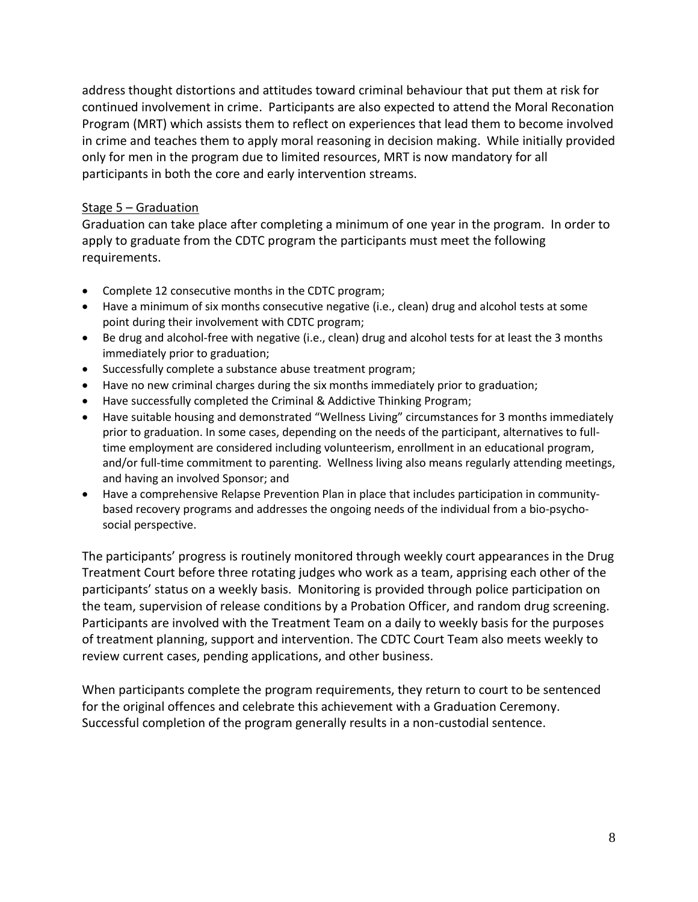address thought distortions and attitudes toward criminal behaviour that put them at risk for continued involvement in crime. Participants are also expected to attend the Moral Reconation Program (MRT) which assists them to reflect on experiences that lead them to become involved in crime and teaches them to apply moral reasoning in decision making. While initially provided only for men in the program due to limited resources, MRT is now mandatory for all participants in both the core and early intervention streams.

<u>Stage 5 – Graduation</u>

Graduation can take place after completing a minimum of one year in the program. In order to apply to graduate from the CDTC program the participants must meet the following requirements.

- Complete 12 consecutive months in the CDTC program;
- Have a minimum of six months consecutive negative (i.e., clean) drug and alcohol tests at some point during their involvement with CDTC program;
- Be drug and alcohol-free with negative (i.e., clean) drug and alcohol tests for at least the 3 months immediately prior to graduation;
- Successfully complete a substance abuse treatment program;
- Have no new criminal charges during the six months immediately prior to graduation;
- Have successfully completed the Criminal & Addictive Thinking Program;
- Have suitable housing and demonstrated "Wellness Living" circumstances for 3 months immediately prior to graduation. In some cases, depending on the needs of the participant, alternatives to full-time employment are considered including volunteerism, enrollment in an educational program, and/or full-time commitment to parenting. Wellness living also means regularly attending meetings, and having an involved Sponsor; and
- Have a comprehensive Relapse Prevention Plan in place that includes participation in community-based recovery programs and addresses the ongoing needs of the individual from a bio-psycho-social perspective.

The participants' progress is routinely monitored through weekly court appearances in the Drug Treatment Court before three rotating judges who work as a team, apprising each other of the participants' status on a weekly basis. Monitoring is provided through police participation on the team, supervision of release conditions by a Probation Officer, and random drug screening. Participants are involved with the Treatment Team on a daily to weekly basis for the purposes of treatment planning, support and intervention. The CDTC Court Team also meets weekly to review current cases, pending applications, and other business.

When participants complete the program requirements, they return to court to be sentenced for the original offences and celebrate this achievement with a Graduation Ceremony. Successful completion of the program generally results in a non-custodial sentence.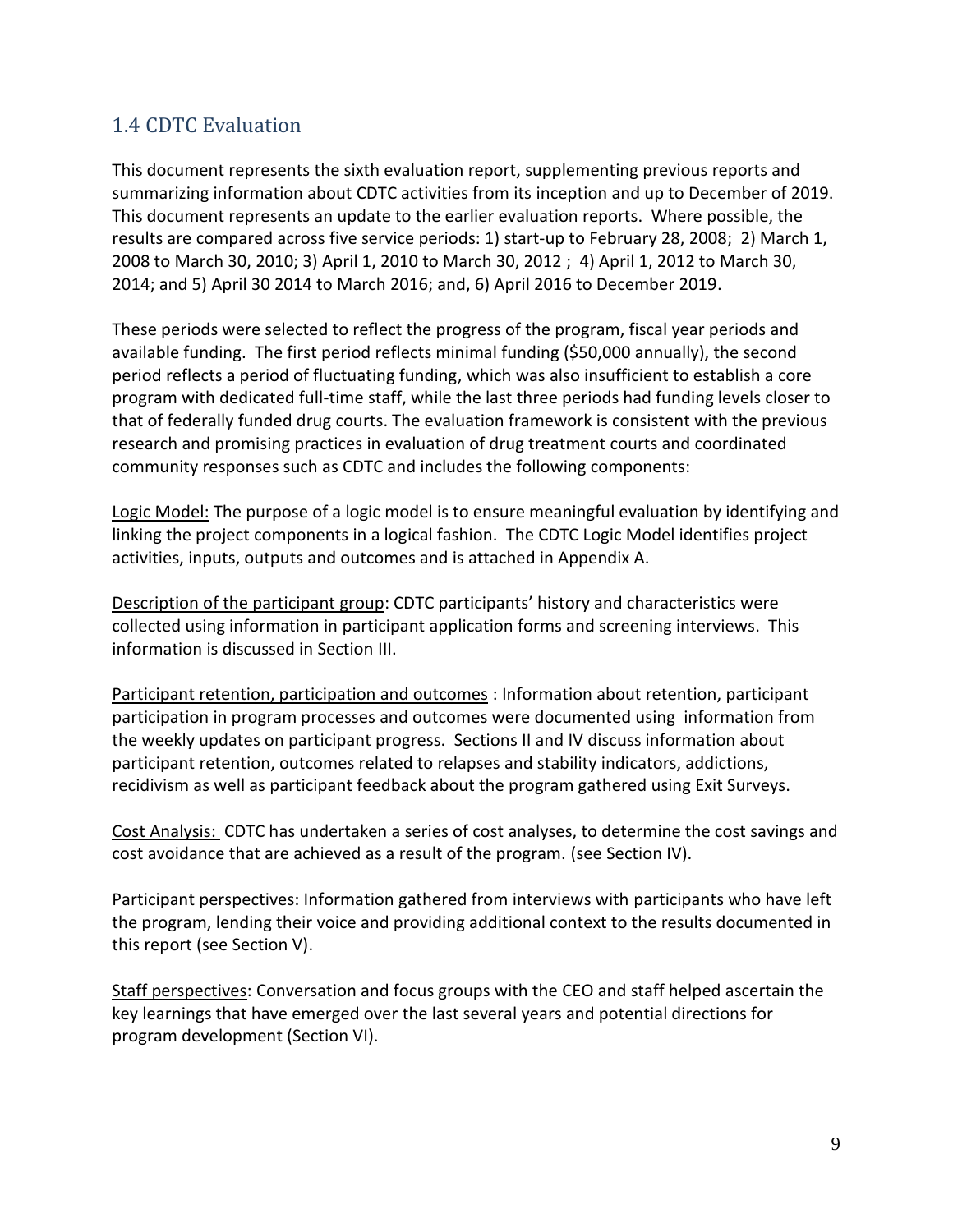## 1.4 CDTC Evaluation

This document represents the sixth evaluation report, supplementing previous reports and summarizing information about CDTC activities from its inception and up to December of 2019. This document represents an update to the earlier evaluation reports. Where possible, the results are compared across five service periods: 1) start-up to February 28, 2008; 2) March 1, 2008 to March 30, 2010; 3) April 1, 2010 to March 30, 2012 ; 4) April 1, 2012 to March 30, 2014; and 5) April 30 2014 to March 2016; and, 6) April 2016 to December 2019.

These periods were selected to reflect the progress of the program, fiscal year periods and available funding. The first period reflects minimal funding ($50,000 annually), the second period reflects a period of fluctuating funding, which was also insufficient to establish a core program with dedicated full-time staff, while the last three periods had funding levels closer to that of federally funded drug courts. The evaluation framework is consistent with the previous research and promising practices in evaluation of drug treatment courts and coordinated community responses such as CDTC and includes the following components:

<u>Logic Model:</u> The purpose of a logic model is to ensure meaningful evaluation by identifying and linking the project components in a logical fashion. The CDTC Logic Model identifies project activities, inputs, outputs and outcomes and is attached in Appendix A.

<u>Description of the participant group</u>: CDTC participants' history and characteristics were collected using information in participant application forms and screening interviews. This information is discussed in Section III.

<u>Participant retention, participation and outcomes</u> : Information about retention, participant participation in program processes and outcomes were documented using information from the weekly updates on participant progress. Sections II and IV discuss information about participant retention, outcomes related to relapses and stability indicators, addictions, recidivism as well as participant feedback about the program gathered using Exit Surveys.

<u>Cost Analysis:</u> CDTC has undertaken a series of cost analyses, to determine the cost savings and cost avoidance that are achieved as a result of the program. (see Section IV).

<u>Participant perspectives</u>: Information gathered from interviews with participants who have left the program, lending their voice and providing additional context to the results documented in this report (see Section V).

<u>Staff perspectives</u>: Conversation and focus groups with the CEO and staff helped ascertain the key learnings that have emerged over the last several years and potential directions for program development (Section VI).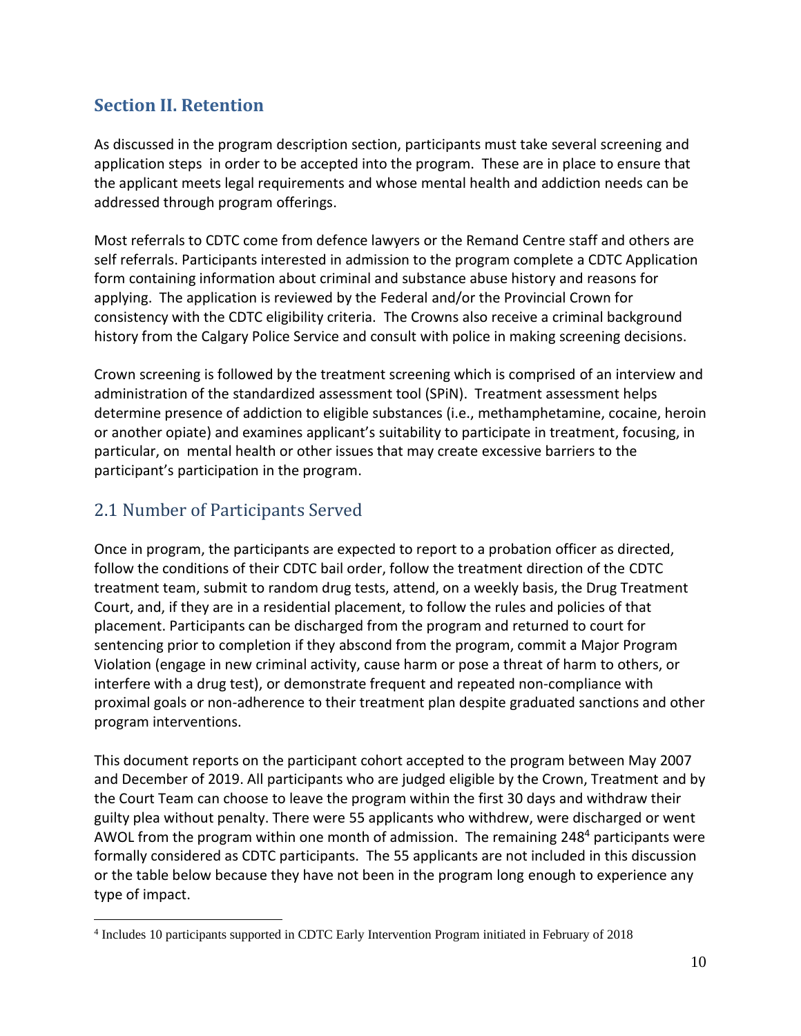## Section II. Retention

As discussed in the program description section, participants must take several screening and application steps in order to be accepted into the program. These are in place to ensure that the applicant meets legal requirements and whose mental health and addiction needs can be addressed through program offerings.

Most referrals to CDTC come from defence lawyers or the Remand Centre staff and others are self referrals. Participants interested in admission to the program complete a CDTC Application form containing information about criminal and substance abuse history and reasons for applying. The application is reviewed by the Federal and/or the Provincial Crown for consistency with the CDTC eligibility criteria. The Crowns also receive a criminal background history from the Calgary Police Service and consult with police in making screening decisions.

Crown screening is followed by the treatment screening which is comprised of an interview and administration of the standardized assessment tool (SPiN). Treatment assessment helps determine presence of addiction to eligible substances (i.e., methamphetamine, cocaine, heroin or another opiate) and examines applicant's suitability to participate in treatment, focusing, in particular, on mental health or other issues that may create excessive barriers to the participant's participation in the program.

### 2.1 Number of Participants Served

Once in program, the participants are expected to report to a probation officer as directed, follow the conditions of their CDTC bail order, follow the treatment direction of the CDTC treatment team, submit to random drug tests, attend, on a weekly basis, the Drug Treatment Court, and, if they are in a residential placement, to follow the rules and policies of that placement. Participants can be discharged from the program and returned to court for sentencing prior to completion if they abscond from the program, commit a Major Program Violation (engage in new criminal activity, cause harm or pose a threat of harm to others, or interfere with a drug test), or demonstrate frequent and repeated non-compliance with proximal goals or non-adherence to their treatment plan despite graduated sanctions and other program interventions.

This document reports on the participant cohort accepted to the program between May 2007 and December of 2019. All participants who are judged eligible by the Crown, Treatment and by the Court Team can choose to leave the program within the first 30 days and withdraw their guilty plea without penalty. There were 55 applicants who withdrew, were discharged or went AWOL from the program within one month of admission. The remaining 248[4] participants were formally considered as CDTC participants. The 55 applicants are not included in this discussion or the table below because they have not been in the program long enough to experience any type of impact.

[4] Includes 10 participants supported in CDTC Early Intervention Program initiated in February of 2018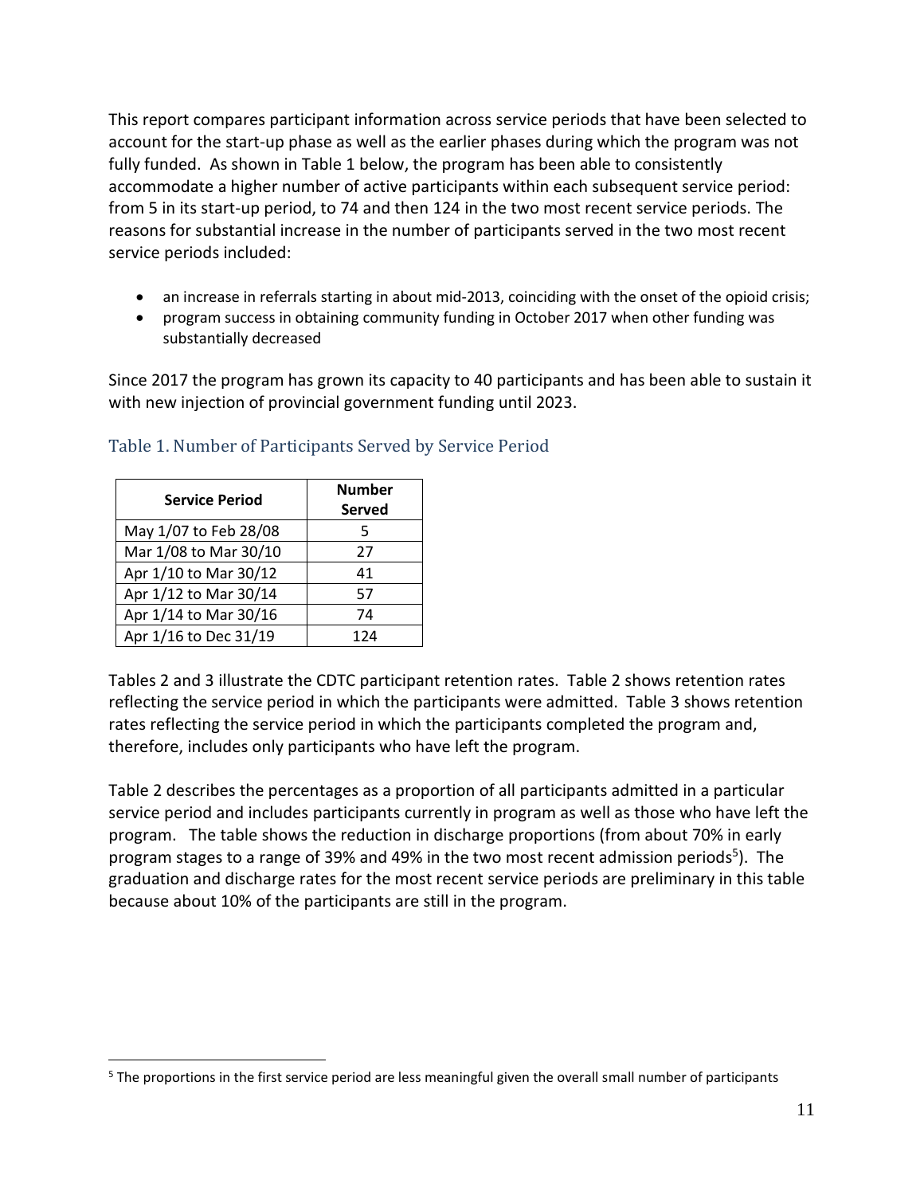This report compares participant information across service periods that have been selected to account for the start-up phase as well as the earlier phases during which the program was not fully funded. As shown in Table 1 below, the program has been able to consistently accommodate a higher number of active participants within each subsequent service period: from 5 in its start-up period, to 74 and then 124 in the two most recent service periods. The reasons for substantial increase in the number of participants served in the two most recent service periods included:

- an increase in referrals starting in about mid-2013, coinciding with the onset of the opioid crisis;
- program success in obtaining community funding in October 2017 when other funding was substantially decreased

Since 2017 the program has grown its capacity to 40 participants and has been able to sustain it with new injection of provincial government funding until 2023.

### Table 1. Number of Participants Served by Service Period

| Service Period | Number Served |
|---|---|
| May 1/07 to Feb 28/08 | 5 |
| Mar 1/08 to Mar 30/10 | 27 |
| Apr 1/10 to Mar 30/12 | 41 |
| Apr 1/12 to Mar 30/14 | 57 |
| Apr 1/14 to Mar 30/16 | 74 |
| Apr 1/16 to Dec 31/19 | 124 |

Tables 2 and 3 illustrate the CDTC participant retention rates. Table 2 shows retention rates reflecting the service period in which the participants were admitted. Table 3 shows retention rates reflecting the service period in which the participants completed the program and, therefore, includes only participants who have left the program.

Table 2 describes the percentages as a proportion of all participants admitted in a particular service period and includes participants currently in program as well as those who have left the program. The table shows the reduction in discharge proportions (from about 70% in early program stages to a range of 39% and 49% in the two most recent admission periods[5]). The graduation and discharge rates for the most recent service periods are preliminary in this table because about 10% of the participants are still in the program.

[5] The proportions in the first service period are less meaningful given the overall small number of participants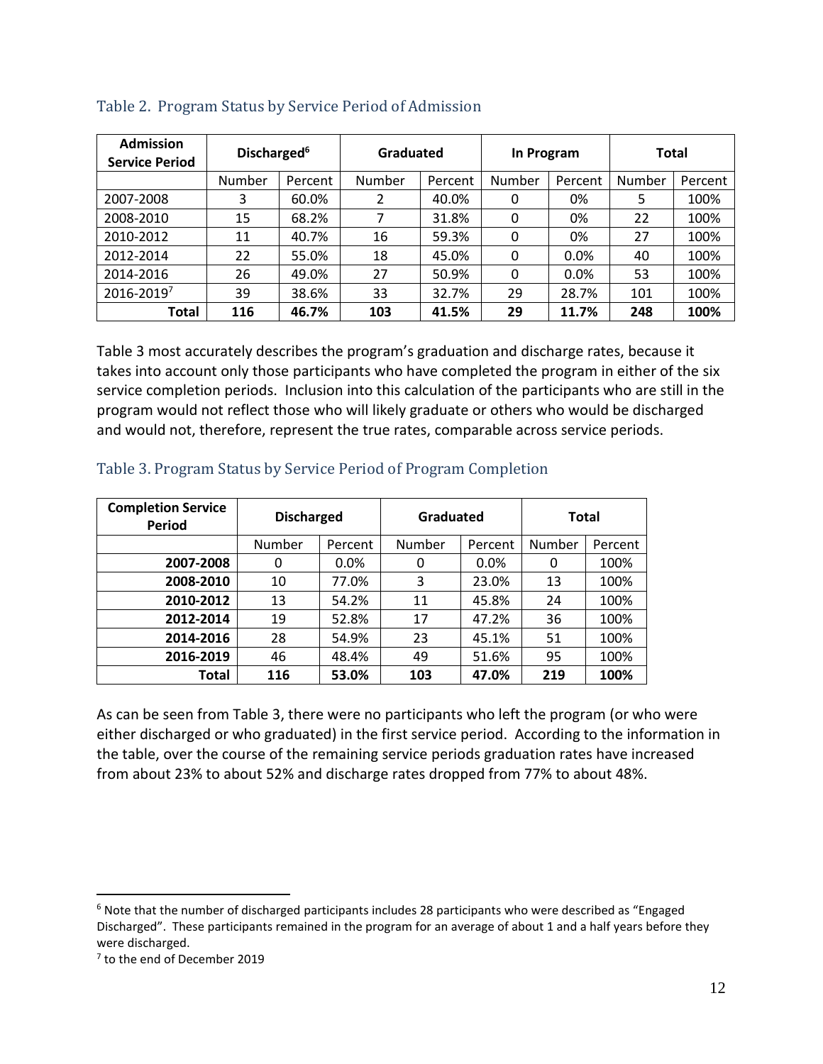### Table 2. Program Status by Service Period of Admission

| Admission Service Period | Discharged[6] | | Graduated | | In Program | | Total | |
|---|---|---|---|---|---|---|---|---|
| | Number | Percent | Number | Percent | Number | Percent | Number | Percent |
| 2007-2008 | 3 | 60.0% | 2 | 40.0% | 0 | 0% | 5 | 100% |
| 2008-2010 | 15 | 68.2% | 7 | 31.8% | 0 | 0% | 22 | 100% |
| 2010-2012 | 11 | 40.7% | 16 | 59.3% | 0 | 0% | 27 | 100% |
| 2012-2014 | 22 | 55.0% | 18 | 45.0% | 0 | 0.0% | 40 | 100% |
| 2014-2016 | 26 | 49.0% | 27 | 50.9% | 0 | 0.0% | 53 | 100% |
| 2016-2019[7] | 39 | 38.6% | 33 | 32.7% | 29 | 28.7% | 101 | 100% |
| **Total** | **116** | **46.7%** | **103** | **41.5%** | **29** | **11.7%** | **248** | **100%** |

Table 3 most accurately describes the program's graduation and discharge rates, because it takes into account only those participants who have completed the program in either of the six service completion periods. Inclusion into this calculation of the participants who are still in the program would not reflect those who will likely graduate or others who would be discharged and would not, therefore, represent the true rates, comparable across service periods.

### Table 3. Program Status by Service Period of Program Completion

| Completion Service Period | Discharged | | Graduated | | Total | |
|---|---|---|---|---|---|---|
| | Number | Percent | Number | Percent | Number | Percent |
| **2007-2008** | 0 | 0.0% | 0 | 0.0% | 0 | 100% |
| **2008-2010** | 10 | 77.0% | 3 | 23.0% | 13 | 100% |
| **2010-2012** | 13 | 54.2% | 11 | 45.8% | 24 | 100% |
| **2012-2014** | 19 | 52.8% | 17 | 47.2% | 36 | 100% |
| **2014-2016** | 28 | 54.9% | 23 | 45.1% | 51 | 100% |
| **2016-2019** | 46 | 48.4% | 49 | 51.6% | 95 | 100% |
| **Total** | **116** | **53.0%** | **103** | **47.0%** | **219** | **100%** |

As can be seen from Table 3, there were no participants who left the program (or who were either discharged or who graduated) in the first service period. According to the information in the table, over the course of the remaining service periods graduation rates have increased from about 23% to about 52% and discharge rates dropped from 77% to about 48%.

---

[6] Note that the number of discharged participants includes 28 participants who were described as "Engaged Discharged". These participants remained in the program for an average of about 1 and a half years before they were discharged.

[7] to the end of December 2019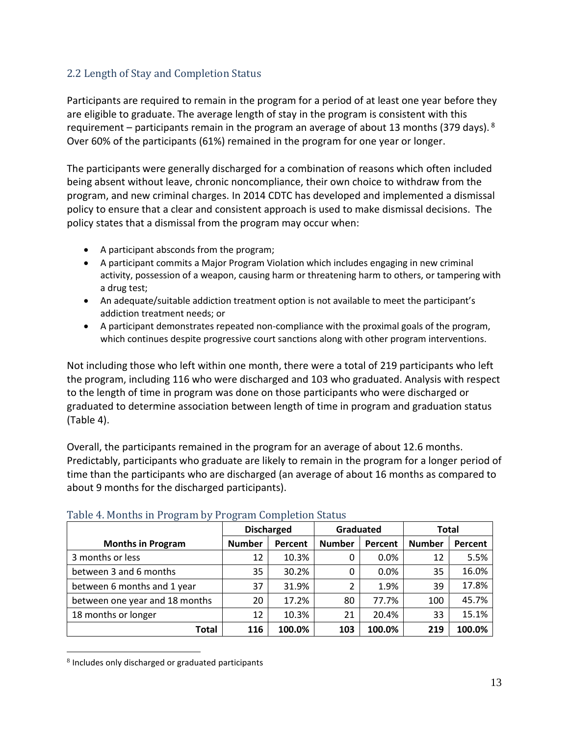## 2.2 Length of Stay and Completion Status

Participants are required to remain in the program for a period of at least one year before they are eligible to graduate. The average length of stay in the program is consistent with this requirement – participants remain in the program an average of about 13 months (379 days). [8] Over 60% of the participants (61%) remained in the program for one year or longer.

The participants were generally discharged for a combination of reasons which often included being absent without leave, chronic noncompliance, their own choice to withdraw from the program, and new criminal charges. In 2014 CDTC has developed and implemented a dismissal policy to ensure that a clear and consistent approach is used to make dismissal decisions. The policy states that a dismissal from the program may occur when:

- A participant absconds from the program;
- A participant commits a Major Program Violation which includes engaging in new criminal activity, possession of a weapon, causing harm or threatening harm to others, or tampering with a drug test;
- An adequate/suitable addiction treatment option is not available to meet the participant's addiction treatment needs; or
- A participant demonstrates repeated non-compliance with the proximal goals of the program, which continues despite progressive court sanctions along with other program interventions.

Not including those who left within one month, there were a total of 219 participants who left the program, including 116 who were discharged and 103 who graduated. Analysis with respect to the length of time in program was done on those participants who were discharged or graduated to determine association between length of time in program and graduation status (Table 4).

Overall, the participants remained in the program for an average of about 12.6 months. Predictably, participants who graduate are likely to remain in the program for a longer period of time than the participants who are discharged (an average of about 16 months as compared to about 9 months for the discharged participants).

Table 4. Months in Program by Program Completion Status

| | Discharged | | Graduated | | Total | |
|---|---|---|---|---|---|---|
| **Months in Program** | **Number** | **Percent** | **Number** | **Percent** | **Number** | **Percent** |
| 3 months or less | 12 | 10.3% | 0 | 0.0% | 12 | 5.5% |
| between 3 and 6 months | 35 | 30.2% | 0 | 0.0% | 35 | 16.0% |
| between 6 months and 1 year | 37 | 31.9% | 2 | 1.9% | 39 | 17.8% |
| between one year and 18 months | 20 | 17.2% | 80 | 77.7% | 100 | 45.7% |
| 18 months or longer | 12 | 10.3% | 21 | 20.4% | 33 | 15.1% |
| **Total** | **116** | **100.0%** | **103** | **100.0%** | **219** | **100.0%** |

[8] Includes only discharged or graduated participants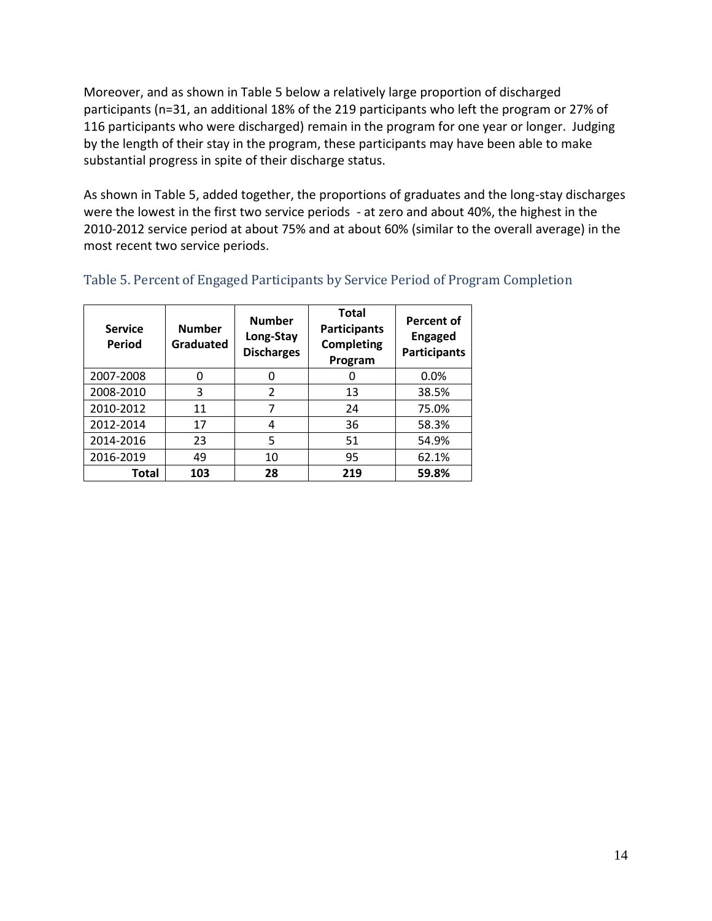Moreover, and as shown in Table 5 below a relatively large proportion of discharged participants (n=31, an additional 18% of the 219 participants who left the program or 27% of 116 participants who were discharged) remain in the program for one year or longer. Judging by the length of their stay in the program, these participants may have been able to make substantial progress in spite of their discharge status.

As shown in Table 5, added together, the proportions of graduates and the long-stay discharges were the lowest in the first two service periods - at zero and about 40%, the highest in the 2010-2012 service period at about 75% and at about 60% (similar to the overall average) in the most recent two service periods.

### Table 5. Percent of Engaged Participants by Service Period of Program Completion

| Service Period | Number Graduated | Number Long-Stay Discharges | Total Participants Completing Program | Percent of Engaged Participants |
|---|---|---|---|---|
| 2007-2008 | 0 | 0 | 0 | 0.0% |
| 2008-2010 | 3 | 2 | 13 | 38.5% |
| 2010-2012 | 11 | 7 | 24 | 75.0% |
| 2012-2014 | 17 | 4 | 36 | 58.3% |
| 2014-2016 | 23 | 5 | 51 | 54.9% |
| 2016-2019 | 49 | 10 | 95 | 62.1% |
| **Total** | **103** | **28** | **219** | **59.8%** |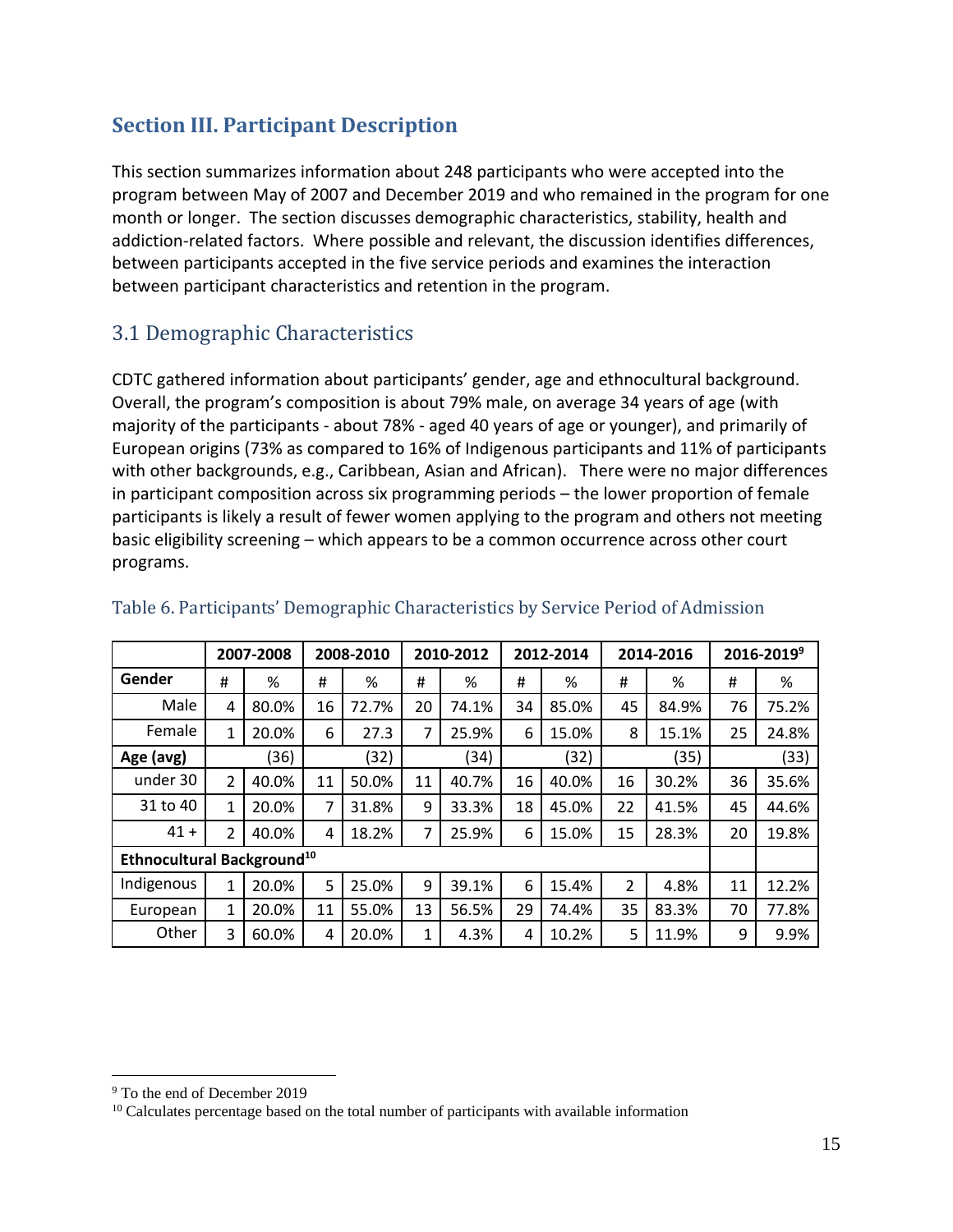## Section III. Participant Description

This section summarizes information about 248 participants who were accepted into the program between May of 2007 and December 2019 and who remained in the program for one month or longer. The section discusses demographic characteristics, stability, health and addiction-related factors. Where possible and relevant, the discussion identifies differences, between participants accepted in the five service periods and examines the interaction between participant characteristics and retention in the program.

### 3.1 Demographic Characteristics

CDTC gathered information about participants' gender, age and ethnocultural background. Overall, the program's composition is about 79% male, on average 34 years of age (with majority of the participants - about 78% - aged 40 years of age or younger), and primarily of European origins (73% as compared to 16% of Indigenous participants and 11% of participants with other backgrounds, e.g., Caribbean, Asian and African). There were no major differences in participant composition across six programming periods – the lower proportion of female participants is likely a result of fewer women applying to the program and others not meeting basic eligibility screening – which appears to be a common occurrence across other court programs.

Table 6. Participants' Demographic Characteristics by Service Period of Admission

| | 2007-2008 | | 2008-2010 | | 2010-2012 | | 2012-2014 | | 2014-2016 | | 2016-2019[9] | |
|---|---|---|---|---|---|---|---|---|---|---|---|---|
| **Gender** | # | % | # | % | # | % | # | % | # | % | # | % |
| Male | 4 | 80.0% | 16 | 72.7% | 20 | 74.1% | 34 | 85.0% | 45 | 84.9% | 76 | 75.2% |
| Female | 1 | 20.0% | 6 | 27.3 | 7 | 25.9% | 6 | 15.0% | 8 | 15.1% | 25 | 24.8% |
| **Age (avg)** | | (36) | | (32) | | (34) | | (32) | | (35) | | (33) |
| under 30 | 2 | 40.0% | 11 | 50.0% | 11 | 40.7% | 16 | 40.0% | 16 | 30.2% | 36 | 35.6% |
| 31 to 40 | 1 | 20.0% | 7 | 31.8% | 9 | 33.3% | 18 | 45.0% | 22 | 41.5% | 45 | 44.6% |
| 41 + | 2 | 40.0% | 4 | 18.2% | 7 | 25.9% | 6 | 15.0% | 15 | 28.3% | 20 | 19.8% |
| **Ethnocultural Background[10]** | | | | | | | | | | | | |
| Indigenous | 1 | 20.0% | 5 | 25.0% | 9 | 39.1% | 6 | 15.4% | 2 | 4.8% | 11 | 12.2% |
| European | 1 | 20.0% | 11 | 55.0% | 13 | 56.5% | 29 | 74.4% | 35 | 83.3% | 70 | 77.8% |
| Other | 3 | 60.0% | 4 | 20.0% | 1 | 4.3% | 4 | 10.2% | 5 | 11.9% | 9 | 9.9% |

[9] To the end of December 2019

[10] Calculates percentage based on the total number of participants with available information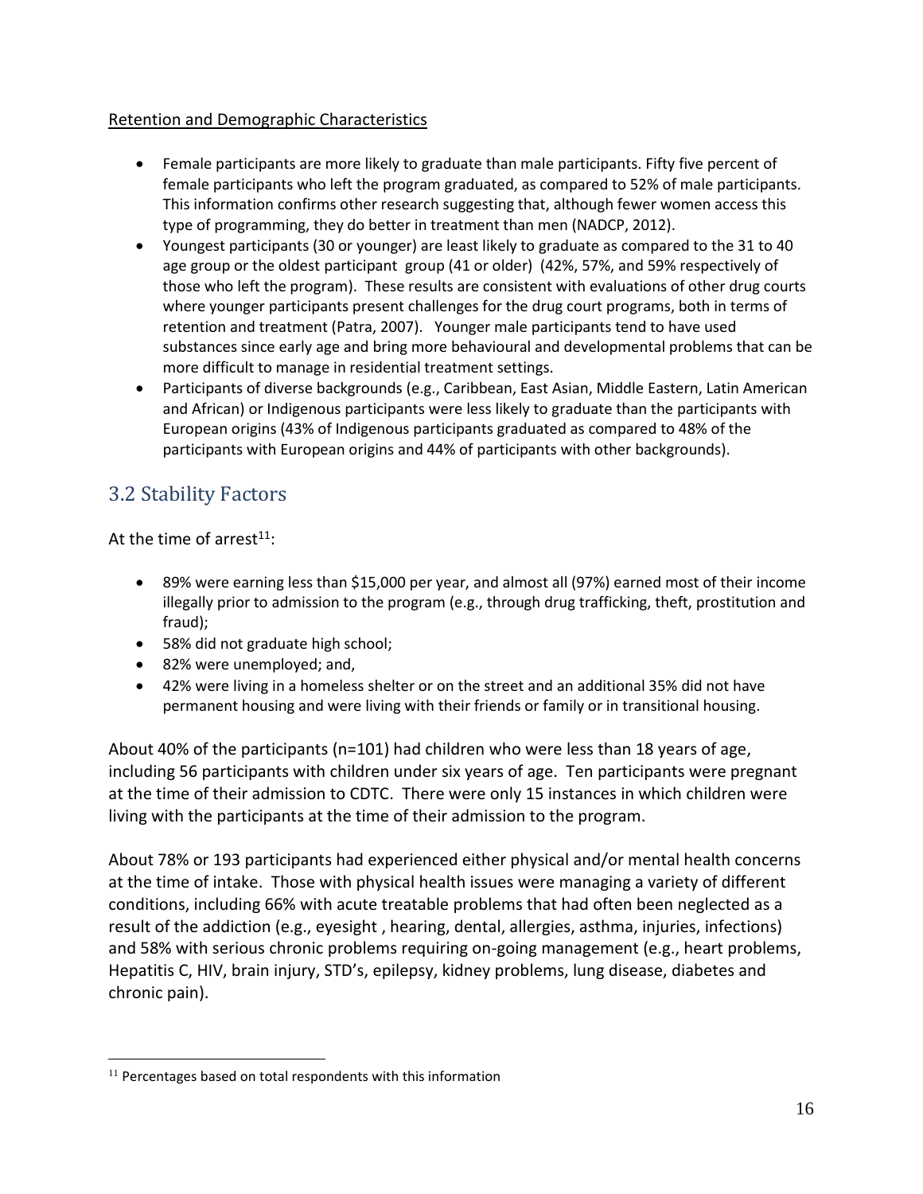Retention and Demographic Characteristics

- Female participants are more likely to graduate than male participants. Fifty five percent of female participants who left the program graduated, as compared to 52% of male participants. This information confirms other research suggesting that, although fewer women access this type of programming, they do better in treatment than men (NADCP, 2012).
- Youngest participants (30 or younger) are least likely to graduate as compared to the 31 to 40 age group or the oldest participant group (41 or older) (42%, 57%, and 59% respectively of those who left the program). These results are consistent with evaluations of other drug courts where younger participants present challenges for the drug court programs, both in terms of retention and treatment (Patra, 2007). Younger male participants tend to have used substances since early age and bring more behavioural and developmental problems that can be more difficult to manage in residential treatment settings.
- Participants of diverse backgrounds (e.g., Caribbean, East Asian, Middle Eastern, Latin American and African) or Indigenous participants were less likely to graduate than the participants with European origins (43% of Indigenous participants graduated as compared to 48% of the participants with European origins and 44% of participants with other backgrounds).

## 3.2 Stability Factors

At the time of arrest[11]:

- 89% were earning less than $15,000 per year, and almost all (97%) earned most of their income illegally prior to admission to the program (e.g., through drug trafficking, theft, prostitution and fraud);
- 58% did not graduate high school;
- 82% were unemployed; and,
- 42% were living in a homeless shelter or on the street and an additional 35% did not have permanent housing and were living with their friends or family or in transitional housing.

About 40% of the participants (n=101) had children who were less than 18 years of age, including 56 participants with children under six years of age. Ten participants were pregnant at the time of their admission to CDTC. There were only 15 instances in which children were living with the participants at the time of their admission to the program.

About 78% or 193 participants had experienced either physical and/or mental health concerns at the time of intake. Those with physical health issues were managing a variety of different conditions, including 66% with acute treatable problems that had often been neglected as a result of the addiction (e.g., eyesight , hearing, dental, allergies, asthma, injuries, infections) and 58% with serious chronic problems requiring on-going management (e.g., heart problems, Hepatitis C, HIV, brain injury, STD's, epilepsy, kidney problems, lung disease, diabetes and chronic pain).

[11] Percentages based on total respondents with this information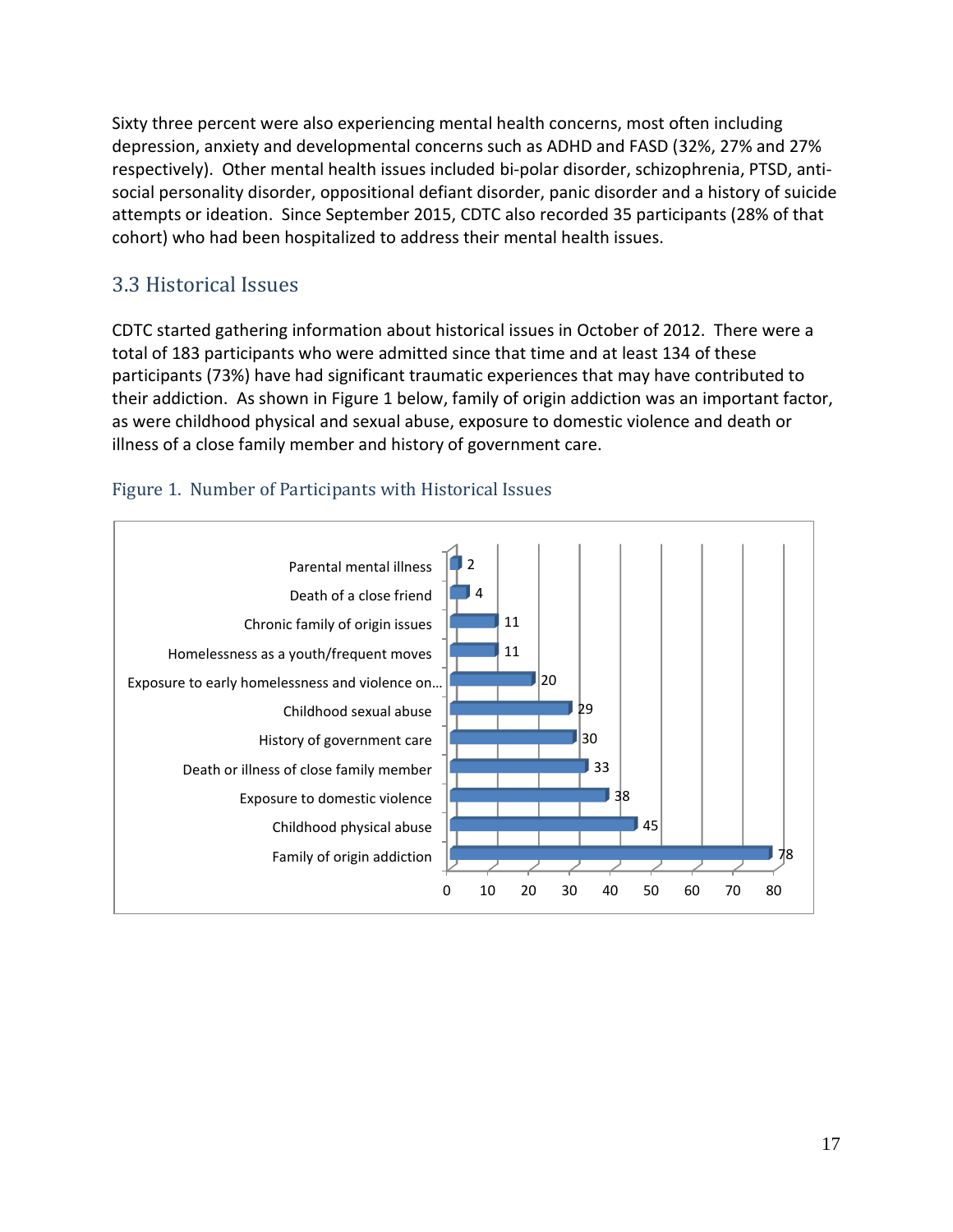Sixty three percent were also experiencing mental health concerns, most often including depression, anxiety and developmental concerns such as ADHD and FASD (32%, 27% and 27% respectively). Other mental health issues included bi-polar disorder, schizophrenia, PTSD, anti-social personality disorder, oppositional defiant disorder, panic disorder and a history of suicide attempts or ideation. Since September 2015, CDTC also recorded 35 participants (28% of that cohort) who had been hospitalized to address their mental health issues.

## 3.3 Historical Issues

CDTC started gathering information about historical issues in October of 2012. There were a total of 183 participants who were admitted since that time and at least 134 of these participants (73%) have had significant traumatic experiences that may have contributed to their addiction. As shown in Figure 1 below, family of origin addiction was an important factor, as were childhood physical and sexual abuse, exposure to domestic violence and death or illness of a close family member and history of government care.

### Figure 1. Number of Participants with Historical Issues

| Historical Issue | Number of Participants |
| --- | --- |
| Parental mental illness | 2 |
| Death of a close friend | 4 |
| Chronic family of origin issues | 11 |
| Homelessness as a youth/frequent moves | 11 |
| Exposure to early homelessness and violence on... | 20 |
| Childhood sexual abuse | 29 |
| History of government care | 30 |
| Death or illness of close family member | 33 |
| Exposure to domestic violence | 38 |
| Childhood physical abuse | 45 |
| Family of origin addiction | 78 |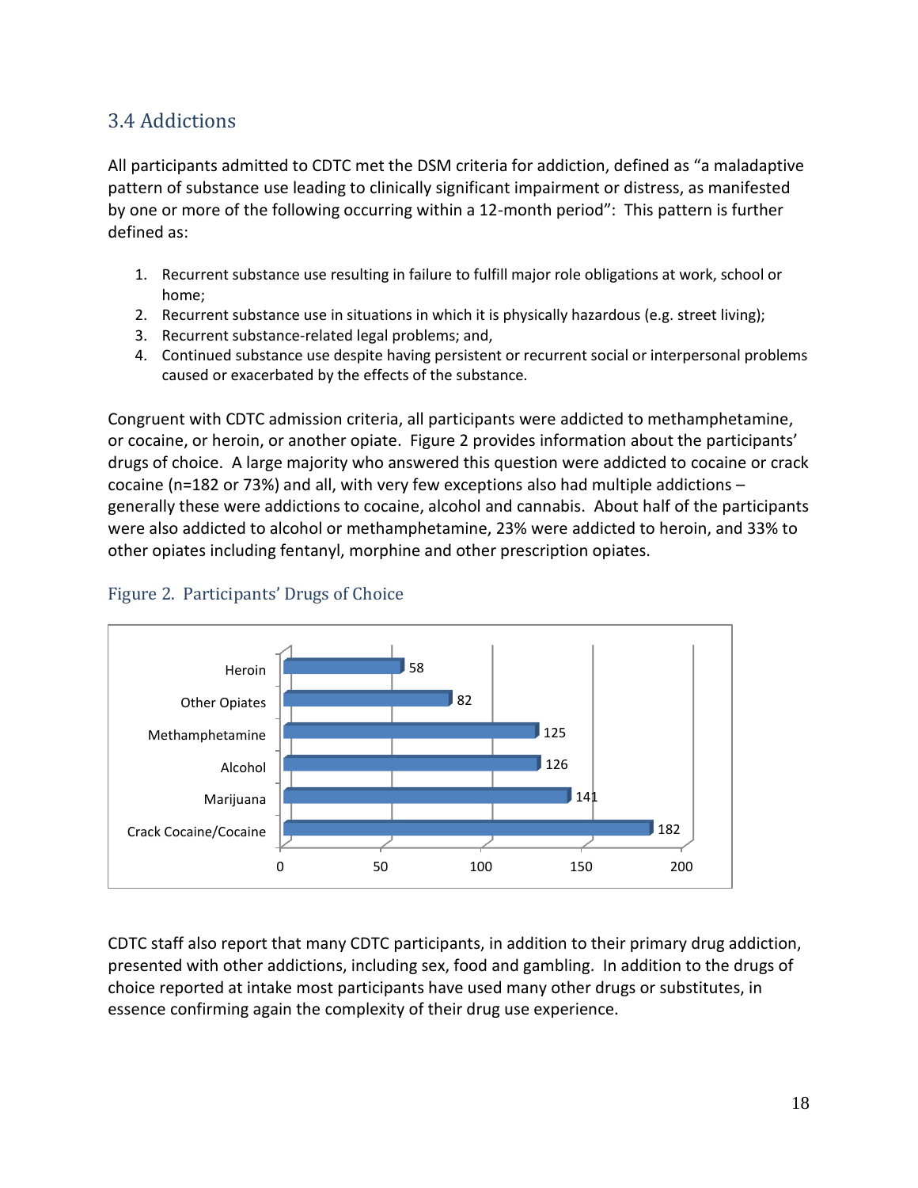## 3.4 Addictions

All participants admitted to CDTC met the DSM criteria for addiction, defined as "a maladaptive pattern of substance use leading to clinically significant impairment or distress, as manifested by one or more of the following occurring within a 12-month period": This pattern is further defined as:

1. Recurrent substance use resulting in failure to fulfill major role obligations at work, school or home;
2. Recurrent substance use in situations in which it is physically hazardous (e.g. street living);
3. Recurrent substance-related legal problems; and,
4. Continued substance use despite having persistent or recurrent social or interpersonal problems caused or exacerbated by the effects of the substance.

Congruent with CDTC admission criteria, all participants were addicted to methamphetamine, or cocaine, or heroin, or another opiate. Figure 2 provides information about the participants' drugs of choice. A large majority who answered this question were addicted to cocaine or crack cocaine (n=182 or 73%) and all, with very few exceptions also had multiple addictions – generally these were addictions to cocaine, alcohol and cannabis. About half of the participants were also addicted to alcohol or methamphetamine, 23% were addicted to heroin, and 33% to other opiates including fentanyl, morphine and other prescription opiates.

### Figure 2. Participants' Drugs of Choice

| Drug | Participants |
|---|---|
| Heroin | 58 |
| Other Opiates | 82 |
| Methamphetamine | 125 |
| Alcohol | 126 |
| Marijuana | 141 |
| Crack Cocaine/Cocaine | 182 |

CDTC staff also report that many CDTC participants, in addition to their primary drug addiction, presented with other addictions, including sex, food and gambling. In addition to the drugs of choice reported at intake most participants have used many other drugs or substitutes, in essence confirming again the complexity of their drug use experience.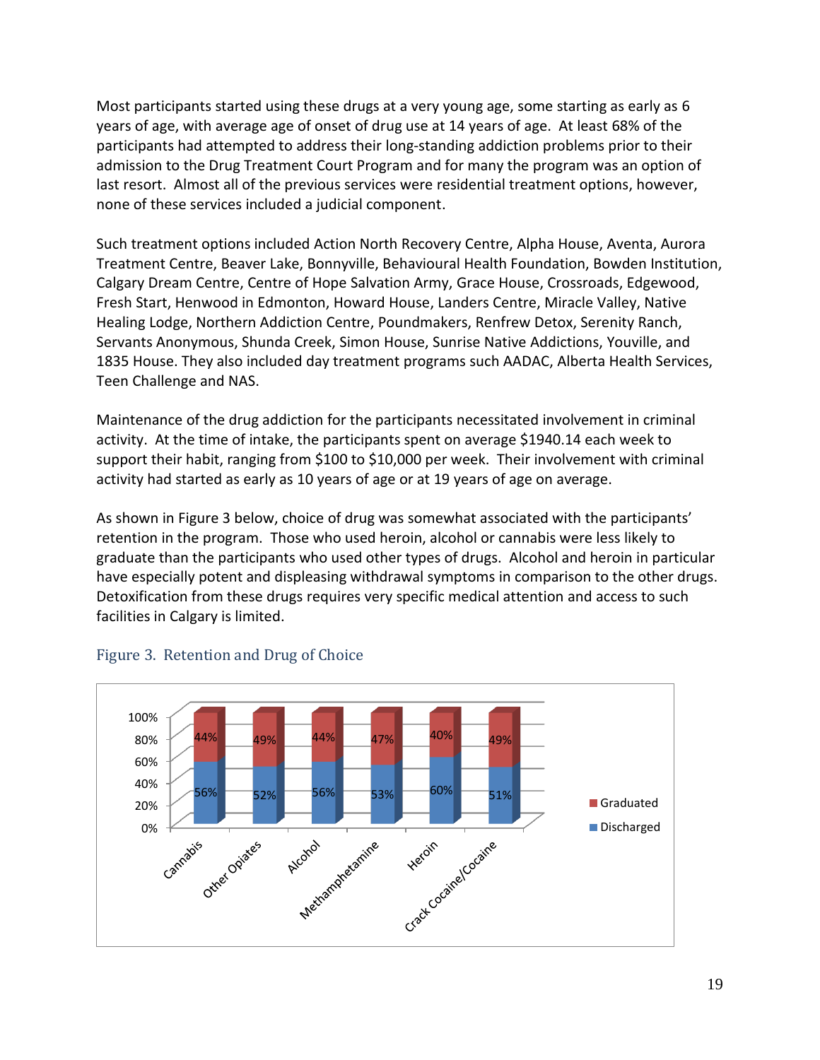Most participants started using these drugs at a very young age, some starting as early as 6 years of age, with average age of onset of drug use at 14 years of age. At least 68% of the participants had attempted to address their long-standing addiction problems prior to their admission to the Drug Treatment Court Program and for many the program was an option of last resort. Almost all of the previous services were residential treatment options, however, none of these services included a judicial component.

Such treatment options included Action North Recovery Centre, Alpha House, Aventa, Aurora Treatment Centre, Beaver Lake, Bonnyville, Behavioural Health Foundation, Bowden Institution, Calgary Dream Centre, Centre of Hope Salvation Army, Grace House, Crossroads, Edgewood, Fresh Start, Henwood in Edmonton, Howard House, Landers Centre, Miracle Valley, Native Healing Lodge, Northern Addiction Centre, Poundmakers, Renfrew Detox, Serenity Ranch, Servants Anonymous, Shunda Creek, Simon House, Sunrise Native Addictions, Youville, and 1835 House. They also included day treatment programs such AADAC, Alberta Health Services, Teen Challenge and NAS.

Maintenance of the drug addiction for the participants necessitated involvement in criminal activity. At the time of intake, the participants spent on average $1940.14 each week to support their habit, ranging from $100 to $10,000 per week. Their involvement with criminal activity had started as early as 10 years of age or at 19 years of age on average.

As shown in Figure 3 below, choice of drug was somewhat associated with the participants' retention in the program. Those who used heroin, alcohol or cannabis were less likely to graduate than the participants who used other types of drugs. Alcohol and heroin in particular have especially potent and displeasing withdrawal symptoms in comparison to the other drugs. Detoxification from these drugs requires very specific medical attention and access to such facilities in Calgary is limited.

Figure 3. Retention and Drug of Choice

| Drug of Choice | Discharged | Graduated |
|---|---|---|
| Cannabis | 56% | 44% |
| Other Opiates | 52% | 49% |
| Alcohol | 56% | 44% |
| Methamphetamine | 53% | 47% |
| Heroin | 60% | 40% |
| Crack Cocaine/Cocaine | 51% | 49% |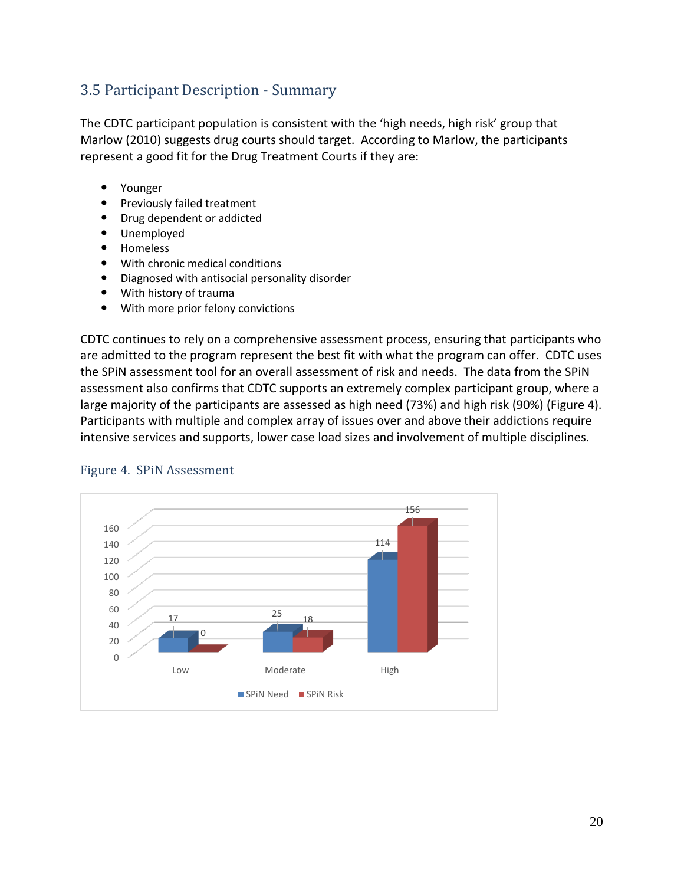## 3.5 Participant Description - Summary

The CDTC participant population is consistent with the 'high needs, high risk' group that Marlow (2010) suggests drug courts should target. According to Marlow, the participants represent a good fit for the Drug Treatment Courts if they are:

- Younger
- Previously failed treatment
- Drug dependent or addicted
- Unemployed
- Homeless
- With chronic medical conditions
- Diagnosed with antisocial personality disorder
- With history of trauma
- With more prior felony convictions

CDTC continues to rely on a comprehensive assessment process, ensuring that participants who are admitted to the program represent the best fit with what the program can offer. CDTC uses the SPiN assessment tool for an overall assessment of risk and needs. The data from the SPiN assessment also confirms that CDTC supports an extremely complex participant group, where a large majority of the participants are assessed as high need (73%) and high risk (90%) (Figure 4). Participants with multiple and complex array of issues over and above their addictions require intensive services and supports, lower case load sizes and involvement of multiple disciplines.

Figure 4. SPiN Assessment

| | SPiN Need | SPiN Risk |
|---|---|---|
| Low | 17 | 0 |
| Moderate | 25 | 18 |
| High | 114 | 156 |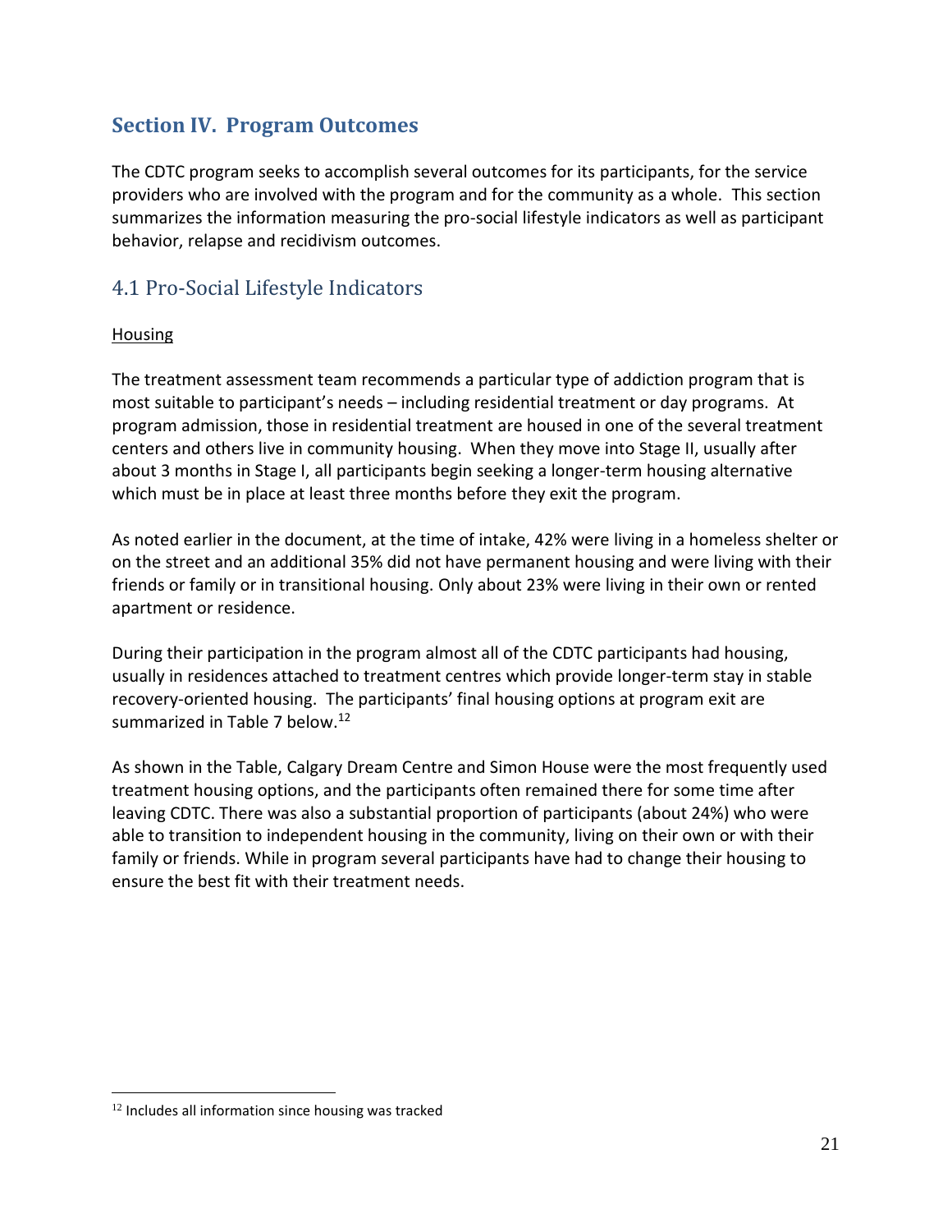## Section IV. Program Outcomes

The CDTC program seeks to accomplish several outcomes for its participants, for the service providers who are involved with the program and for the community as a whole. This section summarizes the information measuring the pro-social lifestyle indicators as well as participant behavior, relapse and recidivism outcomes.

### 4.1 Pro-Social Lifestyle Indicators

Housing

The treatment assessment team recommends a particular type of addiction program that is most suitable to participant's needs – including residential treatment or day programs. At program admission, those in residential treatment are housed in one of the several treatment centers and others live in community housing. When they move into Stage II, usually after about 3 months in Stage I, all participants begin seeking a longer-term housing alternative which must be in place at least three months before they exit the program.

As noted earlier in the document, at the time of intake, 42% were living in a homeless shelter or on the street and an additional 35% did not have permanent housing and were living with their friends or family or in transitional housing. Only about 23% were living in their own or rented apartment or residence.

During their participation in the program almost all of the CDTC participants had housing, usually in residences attached to treatment centres which provide longer-term stay in stable recovery-oriented housing. The participants' final housing options at program exit are summarized in Table 7 below.[12]

As shown in the Table, Calgary Dream Centre and Simon House were the most frequently used treatment housing options, and the participants often remained there for some time after leaving CDTC. There was also a substantial proportion of participants (about 24%) who were able to transition to independent housing in the community, living on their own or with their family or friends. While in program several participants have had to change their housing to ensure the best fit with their treatment needs.

[12] Includes all information since housing was tracked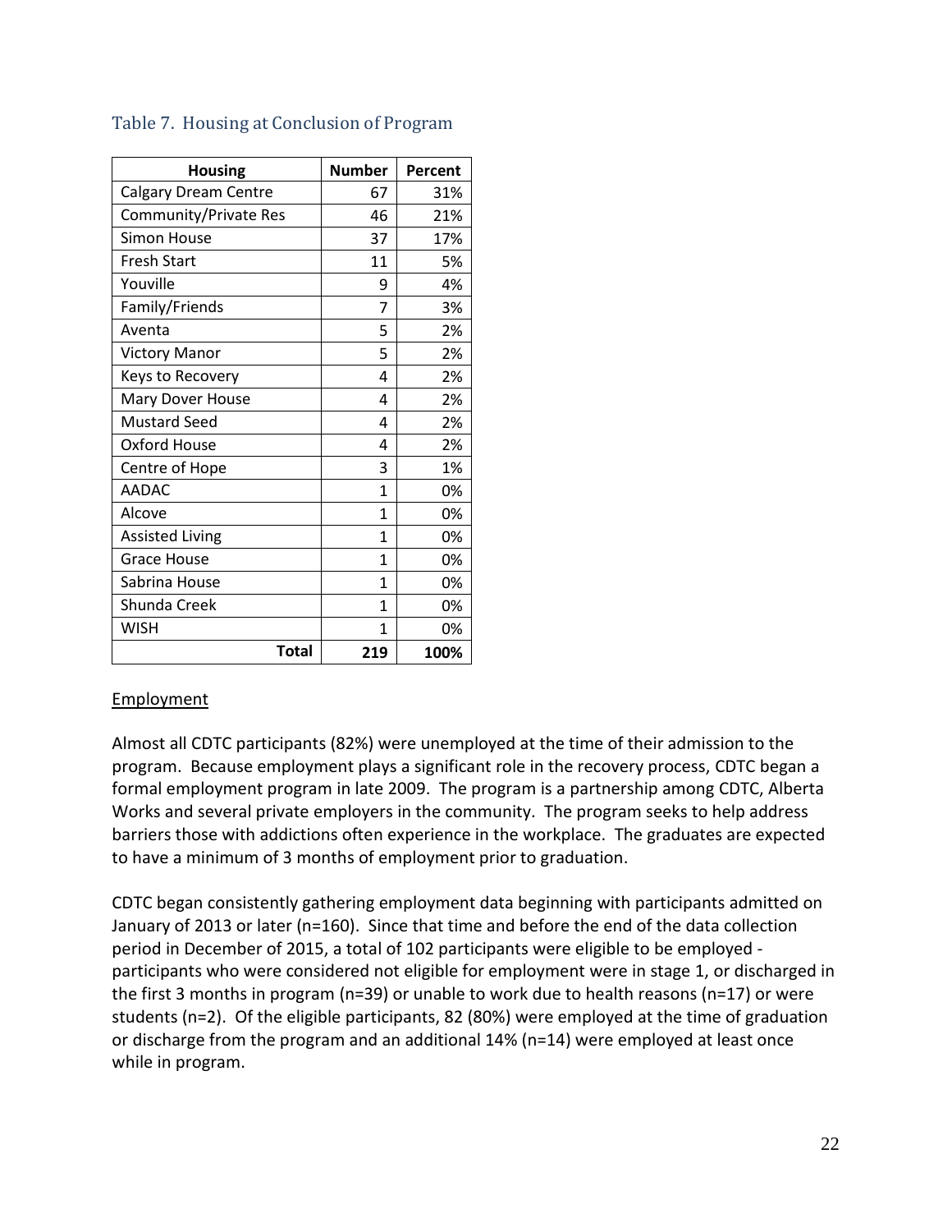Table 7. Housing at Conclusion of Program

| Housing | Number | Percent |
|---|---|---|
| Calgary Dream Centre | 67 | 31% |
| Community/Private Res | 46 | 21% |
| Simon House | 37 | 17% |
| Fresh Start | 11 | 5% |
| Youville | 9 | 4% |
| Family/Friends | 7 | 3% |
| Aventa | 5 | 2% |
| Victory Manor | 5 | 2% |
| Keys to Recovery | 4 | 2% |
| Mary Dover House | 4 | 2% |
| Mustard Seed | 4 | 2% |
| Oxford House | 4 | 2% |
| Centre of Hope | 3 | 1% |
| AADAC | 1 | 0% |
| Alcove | 1 | 0% |
| Assisted Living | 1 | 0% |
| Grace House | 1 | 0% |
| Sabrina House | 1 | 0% |
| Shunda Creek | 1 | 0% |
| WISH | 1 | 0% |
| **Total** | **219** | **100%** |

Employment

Almost all CDTC participants (82%) were unemployed at the time of their admission to the program. Because employment plays a significant role in the recovery process, CDTC began a formal employment program in late 2009. The program is a partnership among CDTC, Alberta Works and several private employers in the community. The program seeks to help address barriers those with addictions often experience in the workplace. The graduates are expected to have a minimum of 3 months of employment prior to graduation.

CDTC began consistently gathering employment data beginning with participants admitted on January of 2013 or later (n=160). Since that time and before the end of the data collection period in December of 2015, a total of 102 participants were eligible to be employed - participants who were considered not eligible for employment were in stage 1, or discharged in the first 3 months in program (n=39) or unable to work due to health reasons (n=17) or were students (n=2). Of the eligible participants, 82 (80%) were employed at the time of graduation or discharge from the program and an additional 14% (n=14) were employed at least once while in program.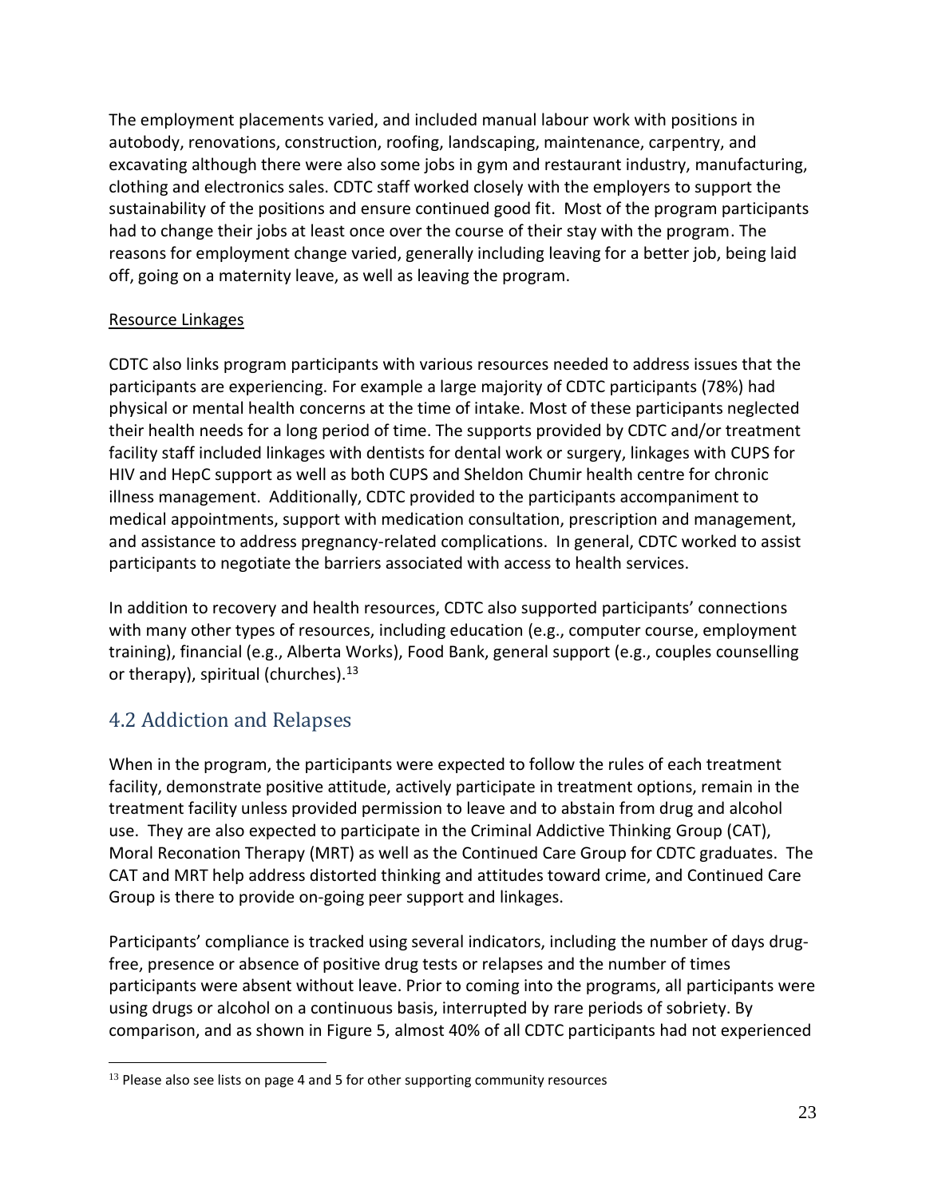The employment placements varied, and included manual labour work with positions in autobody, renovations, construction, roofing, landscaping, maintenance, carpentry, and excavating although there were also some jobs in gym and restaurant industry, manufacturing, clothing and electronics sales. CDTC staff worked closely with the employers to support the sustainability of the positions and ensure continued good fit. Most of the program participants had to change their jobs at least once over the course of their stay with the program. The reasons for employment change varied, generally including leaving for a better job, being laid off, going on a maternity leave, as well as leaving the program.

Resource Linkages

CDTC also links program participants with various resources needed to address issues that the participants are experiencing. For example a large majority of CDTC participants (78%) had physical or mental health concerns at the time of intake. Most of these participants neglected their health needs for a long period of time. The supports provided by CDTC and/or treatment facility staff included linkages with dentists for dental work or surgery, linkages with CUPS for HIV and HepC support as well as both CUPS and Sheldon Chumir health centre for chronic illness management. Additionally, CDTC provided to the participants accompaniment to medical appointments, support with medication consultation, prescription and management, and assistance to address pregnancy-related complications. In general, CDTC worked to assist participants to negotiate the barriers associated with access to health services.

In addition to recovery and health resources, CDTC also supported participants' connections with many other types of resources, including education (e.g., computer course, employment training), financial (e.g., Alberta Works), Food Bank, general support (e.g., couples counselling or therapy), spiritual (churches).[13]

## 4.2 Addiction and Relapses

When in the program, the participants were expected to follow the rules of each treatment facility, demonstrate positive attitude, actively participate in treatment options, remain in the treatment facility unless provided permission to leave and to abstain from drug and alcohol use. They are also expected to participate in the Criminal Addictive Thinking Group (CAT), Moral Reconation Therapy (MRT) as well as the Continued Care Group for CDTC graduates. The CAT and MRT help address distorted thinking and attitudes toward crime, and Continued Care Group is there to provide on-going peer support and linkages.

Participants' compliance is tracked using several indicators, including the number of days drug-free, presence or absence of positive drug tests or relapses and the number of times participants were absent without leave. Prior to coming into the programs, all participants were using drugs or alcohol on a continuous basis, interrupted by rare periods of sobriety. By comparison, and as shown in Figure 5, almost 40% of all CDTC participants had not experienced

[13] Please also see lists on page 4 and 5 for other supporting community resources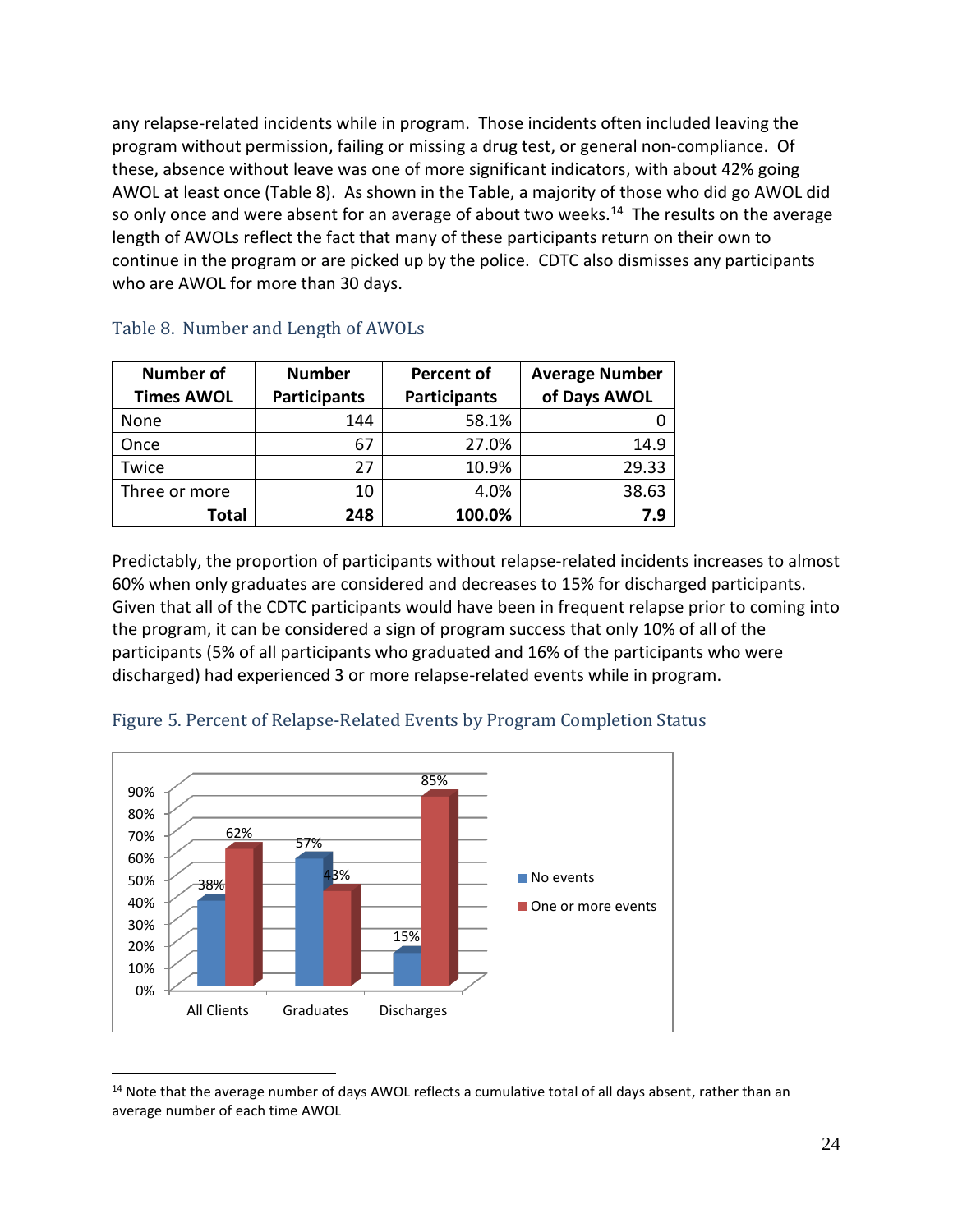any relapse-related incidents while in program. Those incidents often included leaving the program without permission, failing or missing a drug test, or general non-compliance. Of these, absence without leave was one of more significant indicators, with about 42% going AWOL at least once (Table 8). As shown in the Table, a majority of those who did go AWOL did so only once and were absent for an average of about two weeks.[14] The results on the average length of AWOLs reflect the fact that many of these participants return on their own to continue in the program or are picked up by the police. CDTC also dismisses any participants who are AWOL for more than 30 days.

Table 8. Number and Length of AWOLs

| Number of Times AWOL | Number Participants | Percent of Participants | Average Number of Days AWOL |
|---|---|---|---|
| None | 144 | 58.1% | 0 |
| Once | 67 | 27.0% | 14.9 |
| Twice | 27 | 10.9% | 29.33 |
| Three or more | 10 | 4.0% | 38.63 |
| **Total** | **248** | **100.0%** | **7.9** |

Predictably, the proportion of participants without relapse-related incidents increases to almost 60% when only graduates are considered and decreases to 15% for discharged participants. Given that all of the CDTC participants would have been in frequent relapse prior to coming into the program, it can be considered a sign of program success that only 10% of all of the participants (5% of all participants who graduated and 16% of the participants who were discharged) had experienced 3 or more relapse-related events while in program.

Figure 5. Percent of Relapse-Related Events by Program Completion Status

| | No events | One or more events |
|---|---|---|
| All Clients | 38% | 62% |
| Graduates | 57% | 43% |
| Discharges | 15% | 85% |

[14] Note that the average number of days AWOL reflects a cumulative total of all days absent, rather than an average number of each time AWOL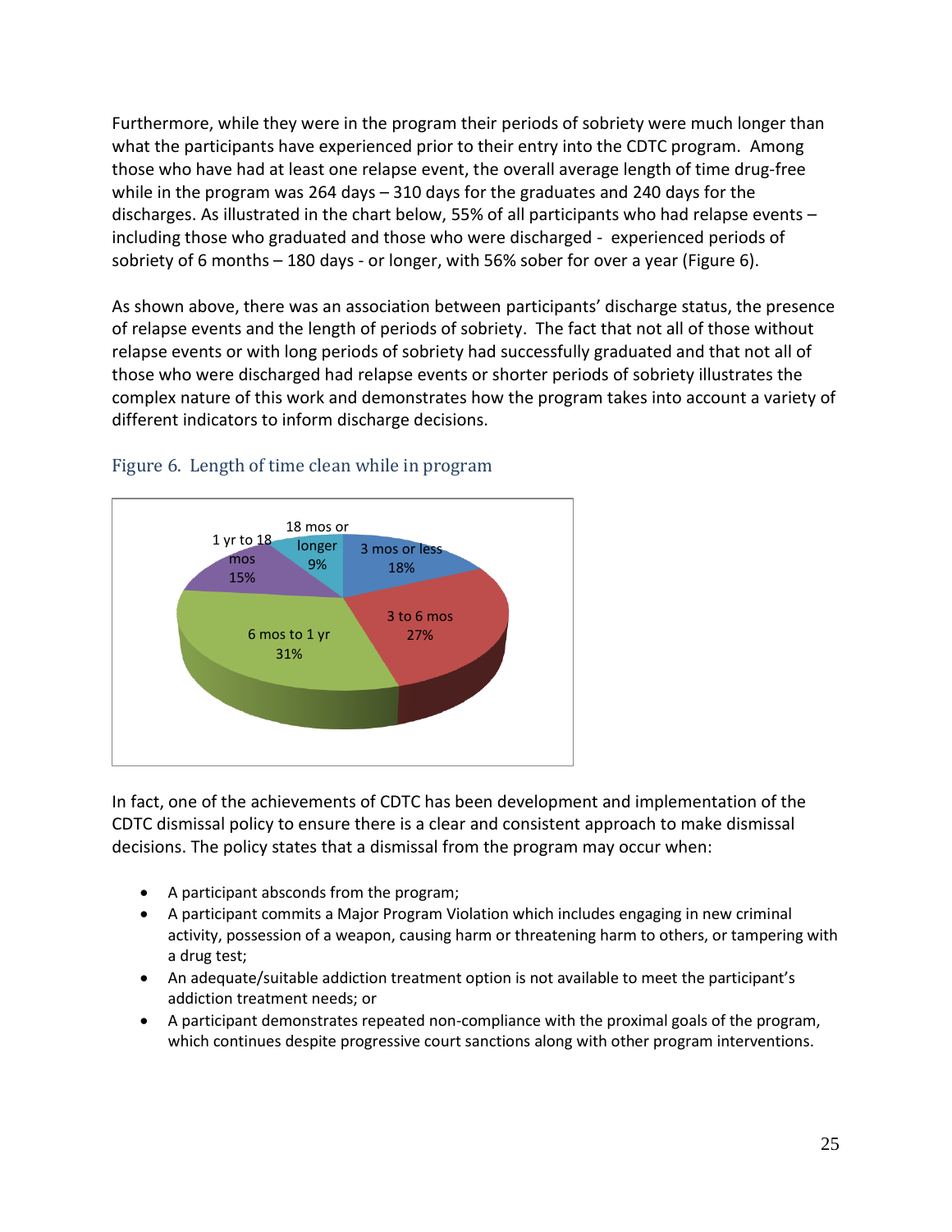Furthermore, while they were in the program their periods of sobriety were much longer than what the participants have experienced prior to their entry into the CDTC program. Among those who have had at least one relapse event, the overall average length of time drug-free while in the program was 264 days – 310 days for the graduates and 240 days for the discharges. As illustrated in the chart below, 55% of all participants who had relapse events – including those who graduated and those who were discharged - experienced periods of sobriety of 6 months – 180 days - or longer, with 56% sober for over a year (Figure 6).

As shown above, there was an association between participants' discharge status, the presence of relapse events and the length of periods of sobriety. The fact that not all of those without relapse events or with long periods of sobriety had successfully graduated and that not all of those who were discharged had relapse events or shorter periods of sobriety illustrates the complex nature of this work and demonstrates how the program takes into account a variety of different indicators to inform discharge decisions.

Figure 6. Length of time clean while in program

| Length of time clean | Percent |
| --- | --- |
| 3 mos or less | 18% |
| 3 to 6 mos | 27% |
| 6 mos to 1 yr | 31% |
| 1 yr to 18 mos | 15% |
| 18 mos or longer | 9% |

In fact, one of the achievements of CDTC has been development and implementation of the CDTC dismissal policy to ensure there is a clear and consistent approach to make dismissal decisions. The policy states that a dismissal from the program may occur when:

- A participant absconds from the program;
- A participant commits a Major Program Violation which includes engaging in new criminal activity, possession of a weapon, causing harm or threatening harm to others, or tampering with a drug test;
- An adequate/suitable addiction treatment option is not available to meet the participant's addiction treatment needs; or
- A participant demonstrates repeated non-compliance with the proximal goals of the program, which continues despite progressive court sanctions along with other program interventions.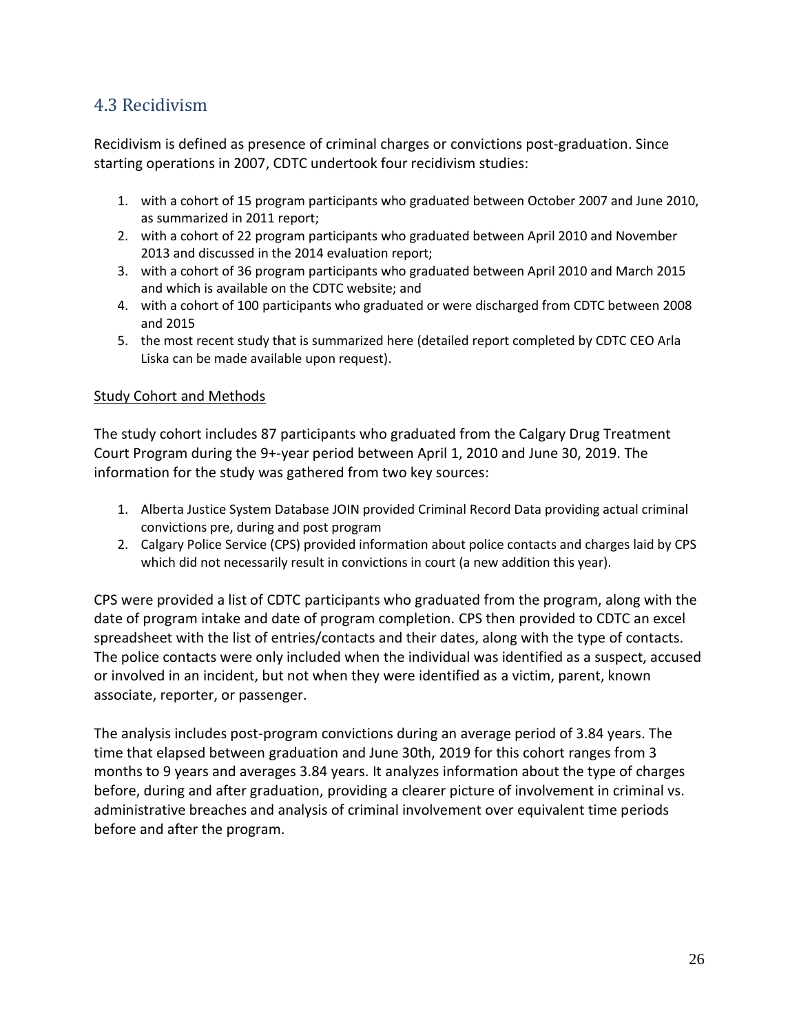## 4.3 Recidivism

Recidivism is defined as presence of criminal charges or convictions post-graduation. Since starting operations in 2007, CDTC undertook four recidivism studies:

1. with a cohort of 15 program participants who graduated between October 2007 and June 2010, as summarized in 2011 report;
2. with a cohort of 22 program participants who graduated between April 2010 and November 2013 and discussed in the 2014 evaluation report;
3. with a cohort of 36 program participants who graduated between April 2010 and March 2015 and which is available on the CDTC website; and
4. with a cohort of 100 participants who graduated or were discharged from CDTC between 2008 and 2015
5. the most recent study that is summarized here (detailed report completed by CDTC CEO Arla Liska can be made available upon request).

<u>Study Cohort and Methods</u>

The study cohort includes 87 participants who graduated from the Calgary Drug Treatment Court Program during the 9+-year period between April 1, 2010 and June 30, 2019. The information for the study was gathered from two key sources:

1. Alberta Justice System Database JOIN provided Criminal Record Data providing actual criminal convictions pre, during and post program
2. Calgary Police Service (CPS) provided information about police contacts and charges laid by CPS which did not necessarily result in convictions in court (a new addition this year).

CPS were provided a list of CDTC participants who graduated from the program, along with the date of program intake and date of program completion. CPS then provided to CDTC an excel spreadsheet with the list of entries/contacts and their dates, along with the type of contacts. The police contacts were only included when the individual was identified as a suspect, accused or involved in an incident, but not when they were identified as a victim, parent, known associate, reporter, or passenger.

The analysis includes post-program convictions during an average period of 3.84 years. The time that elapsed between graduation and June 30th, 2019 for this cohort ranges from 3 months to 9 years and averages 3.84 years. It analyzes information about the type of charges before, during and after graduation, providing a clearer picture of involvement in criminal vs. administrative breaches and analysis of criminal involvement over equivalent time periods before and after the program.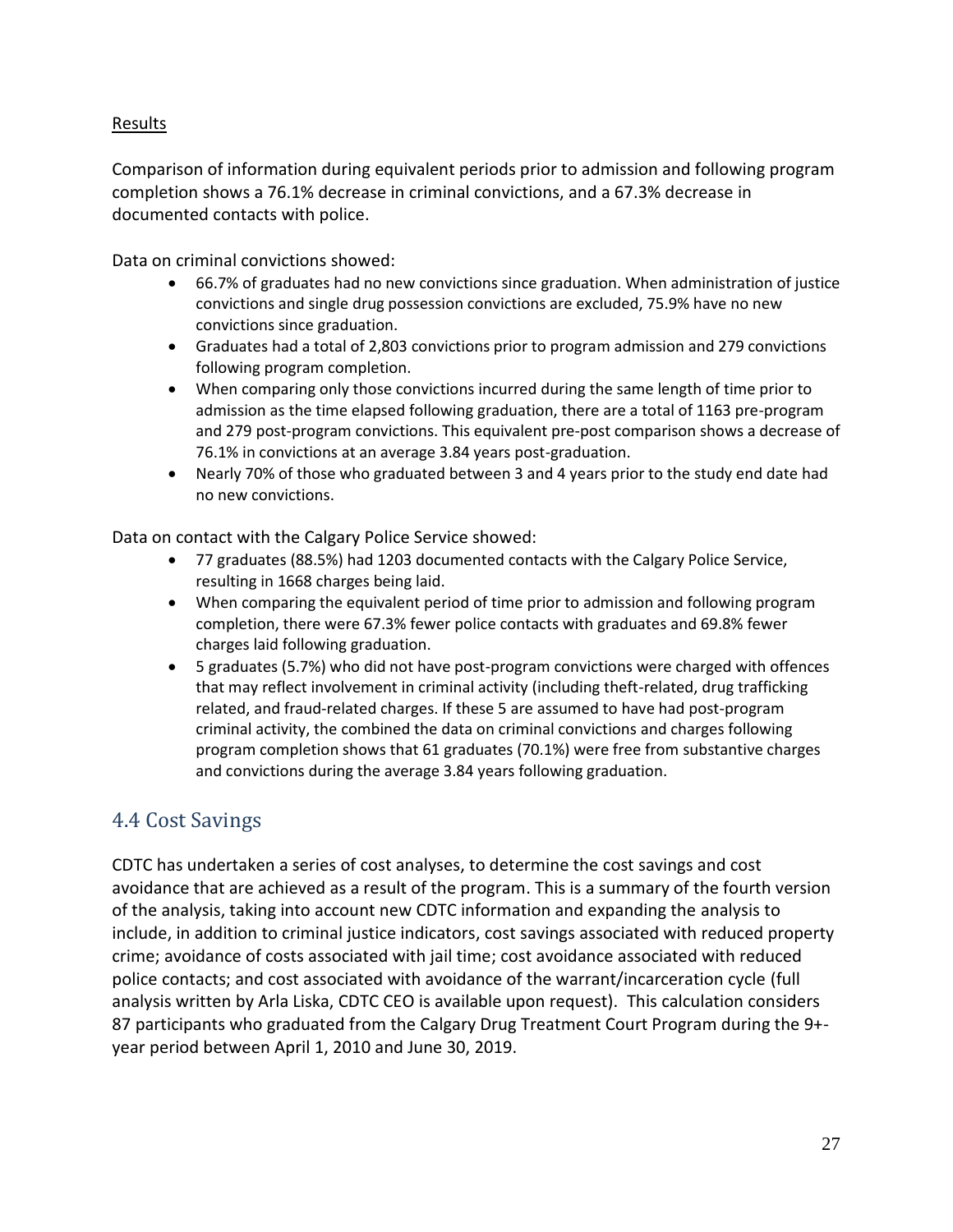Results

Comparison of information during equivalent periods prior to admission and following program completion shows a 76.1% decrease in criminal convictions, and a 67.3% decrease in documented contacts with police.

Data on criminal convictions showed:

- 66.7% of graduates had no new convictions since graduation. When administration of justice convictions and single drug possession convictions are excluded, 75.9% have no new convictions since graduation.
- Graduates had a total of 2,803 convictions prior to program admission and 279 convictions following program completion.
- When comparing only those convictions incurred during the same length of time prior to admission as the time elapsed following graduation, there are a total of 1163 pre-program and 279 post-program convictions. This equivalent pre-post comparison shows a decrease of 76.1% in convictions at an average 3.84 years post-graduation.
- Nearly 70% of those who graduated between 3 and 4 years prior to the study end date had no new convictions.

Data on contact with the Calgary Police Service showed:

- 77 graduates (88.5%) had 1203 documented contacts with the Calgary Police Service, resulting in 1668 charges being laid.
- When comparing the equivalent period of time prior to admission and following program completion, there were 67.3% fewer police contacts with graduates and 69.8% fewer charges laid following graduation.
- 5 graduates (5.7%) who did not have post-program convictions were charged with offences that may reflect involvement in criminal activity (including theft-related, drug trafficking related, and fraud-related charges. If these 5 are assumed to have had post-program criminal activity, the combined the data on criminal convictions and charges following program completion shows that 61 graduates (70.1%) were free from substantive charges and convictions during the average 3.84 years following graduation.

## 4.4 Cost Savings

CDTC has undertaken a series of cost analyses, to determine the cost savings and cost avoidance that are achieved as a result of the program. This is a summary of the fourth version of the analysis, taking into account new CDTC information and expanding the analysis to include, in addition to criminal justice indicators, cost savings associated with reduced property crime; avoidance of costs associated with jail time; cost avoidance associated with reduced police contacts; and cost associated with avoidance of the warrant/incarceration cycle (full analysis written by Arla Liska, CDTC CEO is available upon request). This calculation considers 87 participants who graduated from the Calgary Drug Treatment Court Program during the 9+-year period between April 1, 2010 and June 30, 2019.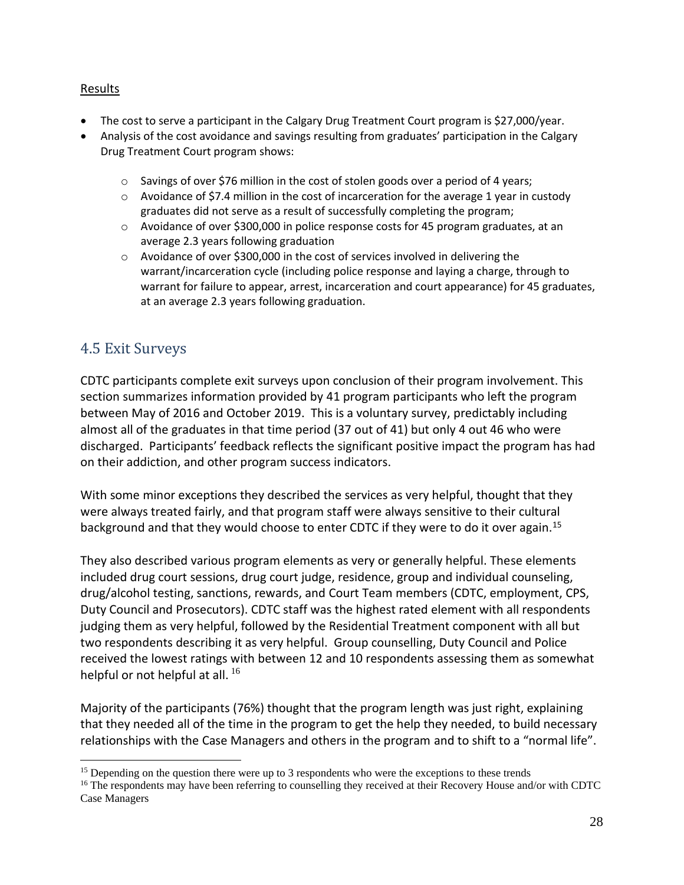Results

- The cost to serve a participant in the Calgary Drug Treatment Court program is $27,000/year.
- Analysis of the cost avoidance and savings resulting from graduates' participation in the Calgary Drug Treatment Court program shows:
  - Savings of over $76 million in the cost of stolen goods over a period of 4 years;
  - Avoidance of $7.4 million in the cost of incarceration for the average 1 year in custody graduates did not serve as a result of successfully completing the program;
  - Avoidance of over $300,000 in police response costs for 45 program graduates, at an average 2.3 years following graduation
  - Avoidance of over $300,000 in the cost of services involved in delivering the warrant/incarceration cycle (including police response and laying a charge, through to warrant for failure to appear, arrest, incarceration and court appearance) for 45 graduates, at an average 2.3 years following graduation.

## 4.5 Exit Surveys

CDTC participants complete exit surveys upon conclusion of their program involvement. This section summarizes information provided by 41 program participants who left the program between May of 2016 and October 2019. This is a voluntary survey, predictably including almost all of the graduates in that time period (37 out of 41) but only 4 out 46 who were discharged. Participants' feedback reflects the significant positive impact the program has had on their addiction, and other program success indicators.

With some minor exceptions they described the services as very helpful, thought that they were always treated fairly, and that program staff were always sensitive to their cultural background and that they would choose to enter CDTC if they were to do it over again.[15]

They also described various program elements as very or generally helpful. These elements included drug court sessions, drug court judge, residence, group and individual counseling, drug/alcohol testing, sanctions, rewards, and Court Team members (CDTC, employment, CPS, Duty Council and Prosecutors). CDTC staff was the highest rated element with all respondents judging them as very helpful, followed by the Residential Treatment component with all but two respondents describing it as very helpful. Group counselling, Duty Council and Police received the lowest ratings with between 12 and 10 respondents assessing them as somewhat helpful or not helpful at all. [16]

Majority of the participants (76%) thought that the program length was just right, explaining that they needed all of the time in the program to get the help they needed, to build necessary relationships with the Case Managers and others in the program and to shift to a "normal life".

[15] Depending on the question there were up to 3 respondents who were the exceptions to these trends

[16] The respondents may have been referring to counselling they received at their Recovery House and/or with CDTC Case Managers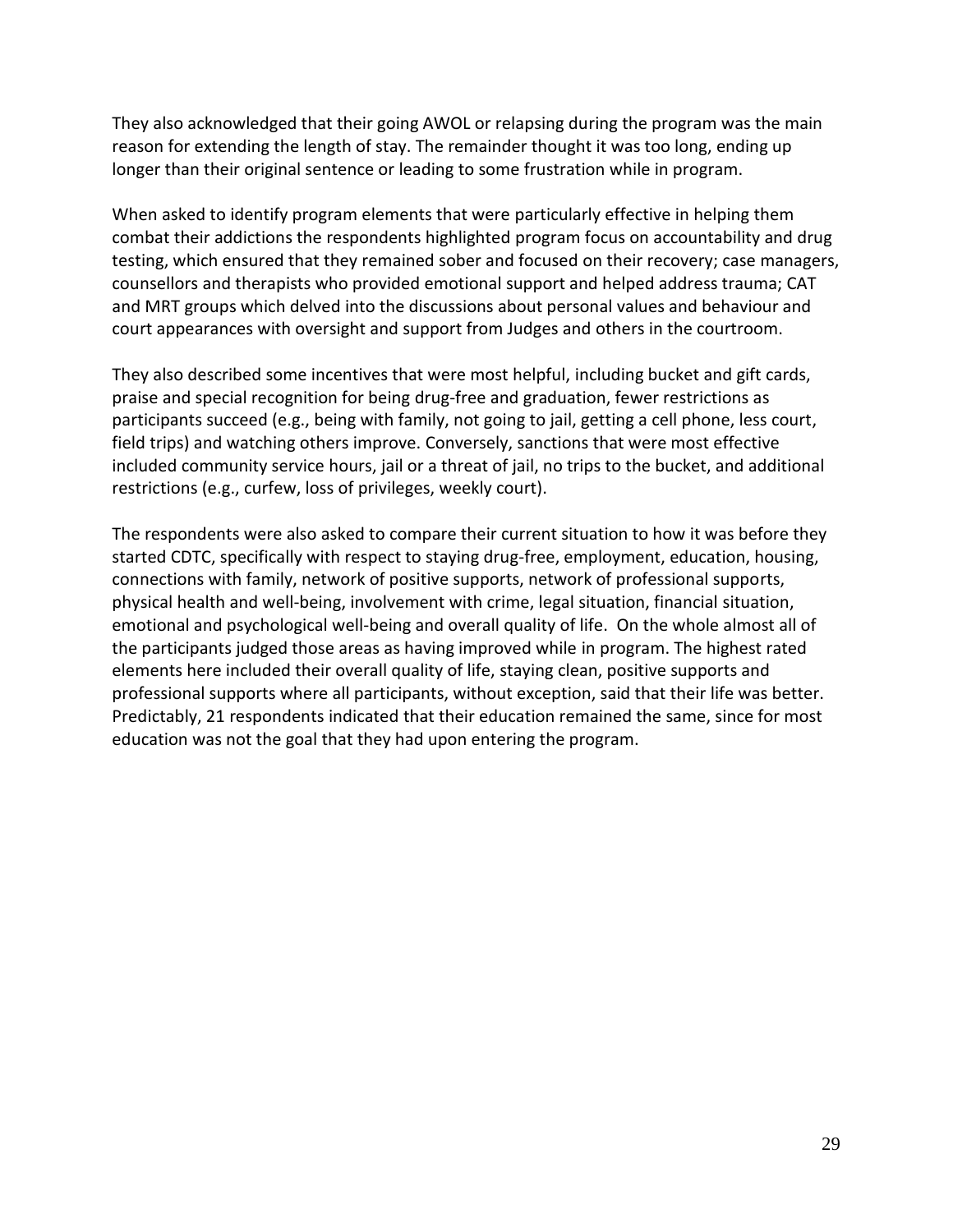They also acknowledged that their going AWOL or relapsing during the program was the main reason for extending the length of stay. The remainder thought it was too long, ending up longer than their original sentence or leading to some frustration while in program.

When asked to identify program elements that were particularly effective in helping them combat their addictions the respondents highlighted program focus on accountability and drug testing, which ensured that they remained sober and focused on their recovery; case managers, counsellors and therapists who provided emotional support and helped address trauma; CAT and MRT groups which delved into the discussions about personal values and behaviour and court appearances with oversight and support from Judges and others in the courtroom.

They also described some incentives that were most helpful, including bucket and gift cards, praise and special recognition for being drug-free and graduation, fewer restrictions as participants succeed (e.g., being with family, not going to jail, getting a cell phone, less court, field trips) and watching others improve. Conversely, sanctions that were most effective included community service hours, jail or a threat of jail, no trips to the bucket, and additional restrictions (e.g., curfew, loss of privileges, weekly court).

The respondents were also asked to compare their current situation to how it was before they started CDTC, specifically with respect to staying drug-free, employment, education, housing, connections with family, network of positive supports, network of professional supports, physical health and well-being, involvement with crime, legal situation, financial situation, emotional and psychological well-being and overall quality of life. On the whole almost all of the participants judged those areas as having improved while in program. The highest rated elements here included their overall quality of life, staying clean, positive supports and professional supports where all participants, without exception, said that their life was better. Predictably, 21 respondents indicated that their education remained the same, since for most education was not the goal that they had upon entering the program.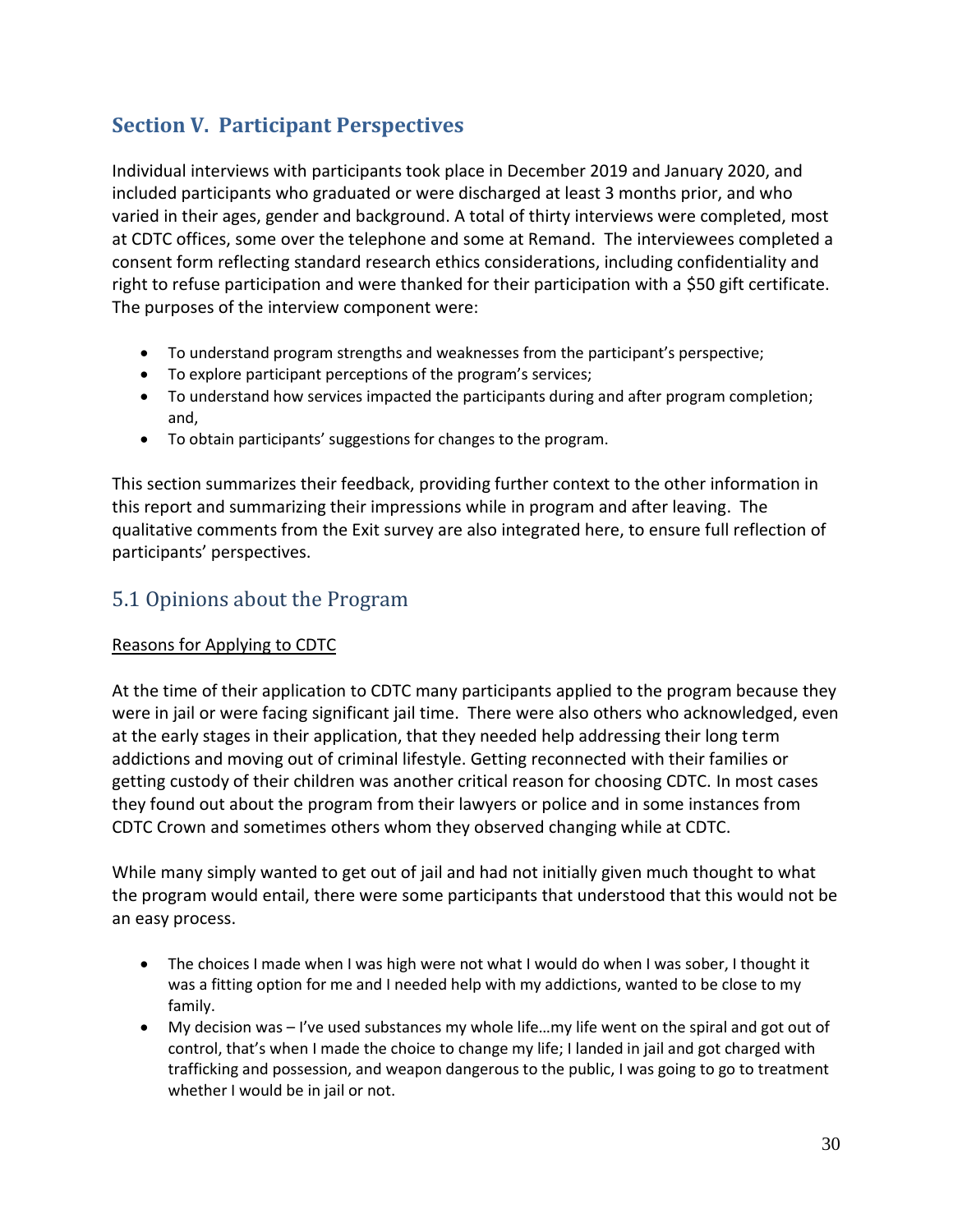## Section V. Participant Perspectives

Individual interviews with participants took place in December 2019 and January 2020, and included participants who graduated or were discharged at least 3 months prior, and who varied in their ages, gender and background. A total of thirty interviews were completed, most at CDTC offices, some over the telephone and some at Remand. The interviewees completed a consent form reflecting standard research ethics considerations, including confidentiality and right to refuse participation and were thanked for their participation with a $50 gift certificate. The purposes of the interview component were:

- To understand program strengths and weaknesses from the participant's perspective;
- To explore participant perceptions of the program's services;
- To understand how services impacted the participants during and after program completion; and,
- To obtain participants' suggestions for changes to the program.

This section summarizes their feedback, providing further context to the other information in this report and summarizing their impressions while in program and after leaving. The qualitative comments from the Exit survey are also integrated here, to ensure full reflection of participants' perspectives.

### 5.1 Opinions about the Program

Reasons for Applying to CDTC

At the time of their application to CDTC many participants applied to the program because they were in jail or were facing significant jail time. There were also others who acknowledged, even at the early stages in their application, that they needed help addressing their long term addictions and moving out of criminal lifestyle. Getting reconnected with their families or getting custody of their children was another critical reason for choosing CDTC. In most cases they found out about the program from their lawyers or police and in some instances from CDTC Crown and sometimes others whom they observed changing while at CDTC.

While many simply wanted to get out of jail and had not initially given much thought to what the program would entail, there were some participants that understood that this would not be an easy process.

- The choices I made when I was high were not what I would do when I was sober, I thought it was a fitting option for me and I needed help with my addictions, wanted to be close to my family.
- My decision was – I've used substances my whole life…my life went on the spiral and got out of control, that's when I made the choice to change my life; I landed in jail and got charged with trafficking and possession, and weapon dangerous to the public, I was going to go to treatment whether I would be in jail or not.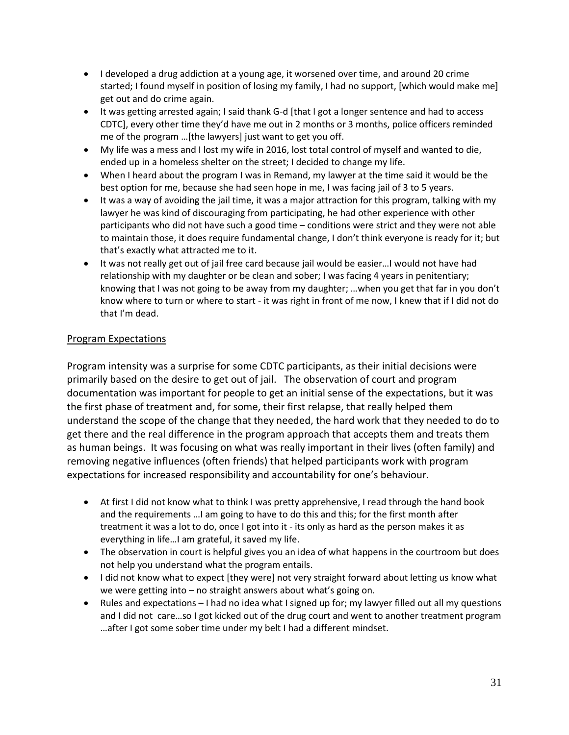- I developed a drug addiction at a young age, it worsened over time, and around 20 crime started; I found myself in position of losing my family, I had no support, [which would make me] get out and do crime again.
- It was getting arrested again; I said thank G-d [that I got a longer sentence and had to access CDTC], every other time they'd have me out in 2 months or 3 months, police officers reminded me of the program …[the lawyers] just want to get you off.
- My life was a mess and I lost my wife in 2016, lost total control of myself and wanted to die, ended up in a homeless shelter on the street; I decided to change my life.
- When I heard about the program I was in Remand, my lawyer at the time said it would be the best option for me, because she had seen hope in me, I was facing jail of 3 to 5 years.
- It was a way of avoiding the jail time, it was a major attraction for this program, talking with my lawyer he was kind of discouraging from participating, he had other experience with other participants who did not have such a good time – conditions were strict and they were not able to maintain those, it does require fundamental change, I don't think everyone is ready for it; but that's exactly what attracted me to it.
- It was not really get out of jail free card because jail would be easier…I would not have had relationship with my daughter or be clean and sober; I was facing 4 years in penitentiary; knowing that I was not going to be away from my daughter; …when you get that far in you don't know where to turn or where to start - it was right in front of me now, I knew that if I did not do that I'm dead.

## Program Expectations

Program intensity was a surprise for some CDTC participants, as their initial decisions were primarily based on the desire to get out of jail. The observation of court and program documentation was important for people to get an initial sense of the expectations, but it was the first phase of treatment and, for some, their first relapse, that really helped them understand the scope of the change that they needed, the hard work that they needed to do to get there and the real difference in the program approach that accepts them and treats them as human beings. It was focusing on what was really important in their lives (often family) and removing negative influences (often friends) that helped participants work with program expectations for increased responsibility and accountability for one's behaviour.

- At first I did not know what to think I was pretty apprehensive, I read through the hand book and the requirements …I am going to have to do this and this; for the first month after treatment it was a lot to do, once I got into it - its only as hard as the person makes it as everything in life…I am grateful, it saved my life.
- The observation in court is helpful gives you an idea of what happens in the courtroom but does not help you understand what the program entails.
- I did not know what to expect [they were] not very straight forward about letting us know what we were getting into – no straight answers about what's going on.
- Rules and expectations – I had no idea what I signed up for; my lawyer filled out all my questions and I did not care…so I got kicked out of the drug court and went to another treatment program …after I got some sober time under my belt I had a different mindset.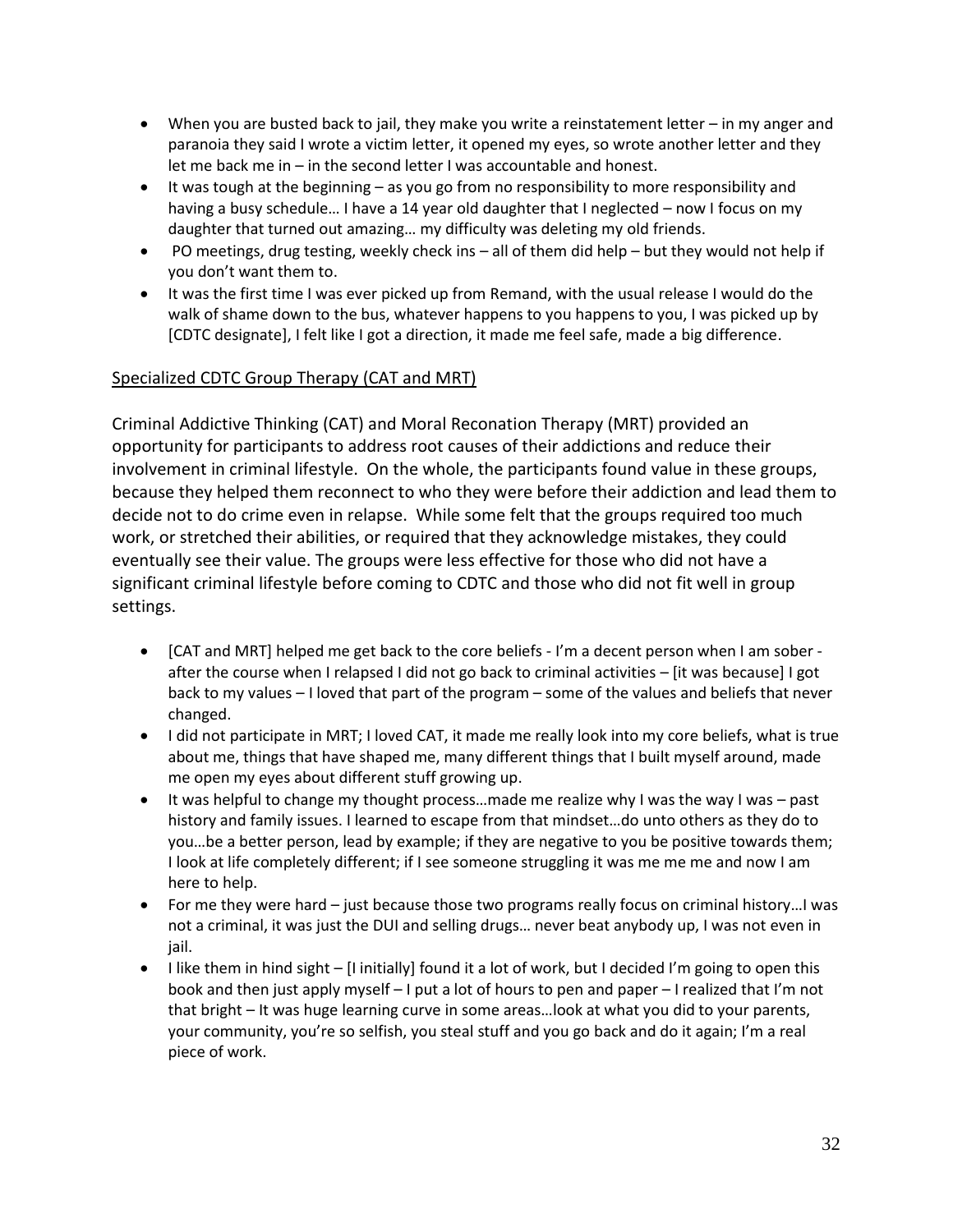- When you are busted back to jail, they make you write a reinstatement letter – in my anger and paranoia they said I wrote a victim letter, it opened my eyes, so wrote another letter and they let me back me in – in the second letter I was accountable and honest.
- It was tough at the beginning – as you go from no responsibility to more responsibility and having a busy schedule… I have a 14 year old daughter that I neglected – now I focus on my daughter that turned out amazing… my difficulty was deleting my old friends.
- PO meetings, drug testing, weekly check ins – all of them did help – but they would not help if you don't want them to.
- It was the first time I was ever picked up from Remand, with the usual release I would do the walk of shame down to the bus, whatever happens to you happens to you, I was picked up by [CDTC designate], I felt like I got a direction, it made me feel safe, made a big difference.

<u>Specialized CDTC Group Therapy (CAT and MRT)</u>

Criminal Addictive Thinking (CAT) and Moral Reconation Therapy (MRT) provided an opportunity for participants to address root causes of their addictions and reduce their involvement in criminal lifestyle. On the whole, the participants found value in these groups, because they helped them reconnect to who they were before their addiction and lead them to decide not to do crime even in relapse. While some felt that the groups required too much work, or stretched their abilities, or required that they acknowledge mistakes, they could eventually see their value. The groups were less effective for those who did not have a significant criminal lifestyle before coming to CDTC and those who did not fit well in group settings.

- [CAT and MRT] helped me get back to the core beliefs - I'm a decent person when I am sober - after the course when I relapsed I did not go back to criminal activities – [it was because] I got back to my values – I loved that part of the program – some of the values and beliefs that never changed.
- I did not participate in MRT; I loved CAT, it made me really look into my core beliefs, what is true about me, things that have shaped me, many different things that I built myself around, made me open my eyes about different stuff growing up.
- It was helpful to change my thought process…made me realize why I was the way I was – past history and family issues. I learned to escape from that mindset…do unto others as they do to you…be a better person, lead by example; if they are negative to you be positive towards them; I look at life completely different; if I see someone struggling it was me me me and now I am here to help.
- For me they were hard – just because those two programs really focus on criminal history…I was not a criminal, it was just the DUI and selling drugs… never beat anybody up, I was not even in jail.
- I like them in hind sight – [I initially] found it a lot of work, but I decided I'm going to open this book and then just apply myself – I put a lot of hours to pen and paper – I realized that I'm not that bright – It was huge learning curve in some areas…look at what you did to your parents, your community, you're so selfish, you steal stuff and you go back and do it again; I'm a real piece of work.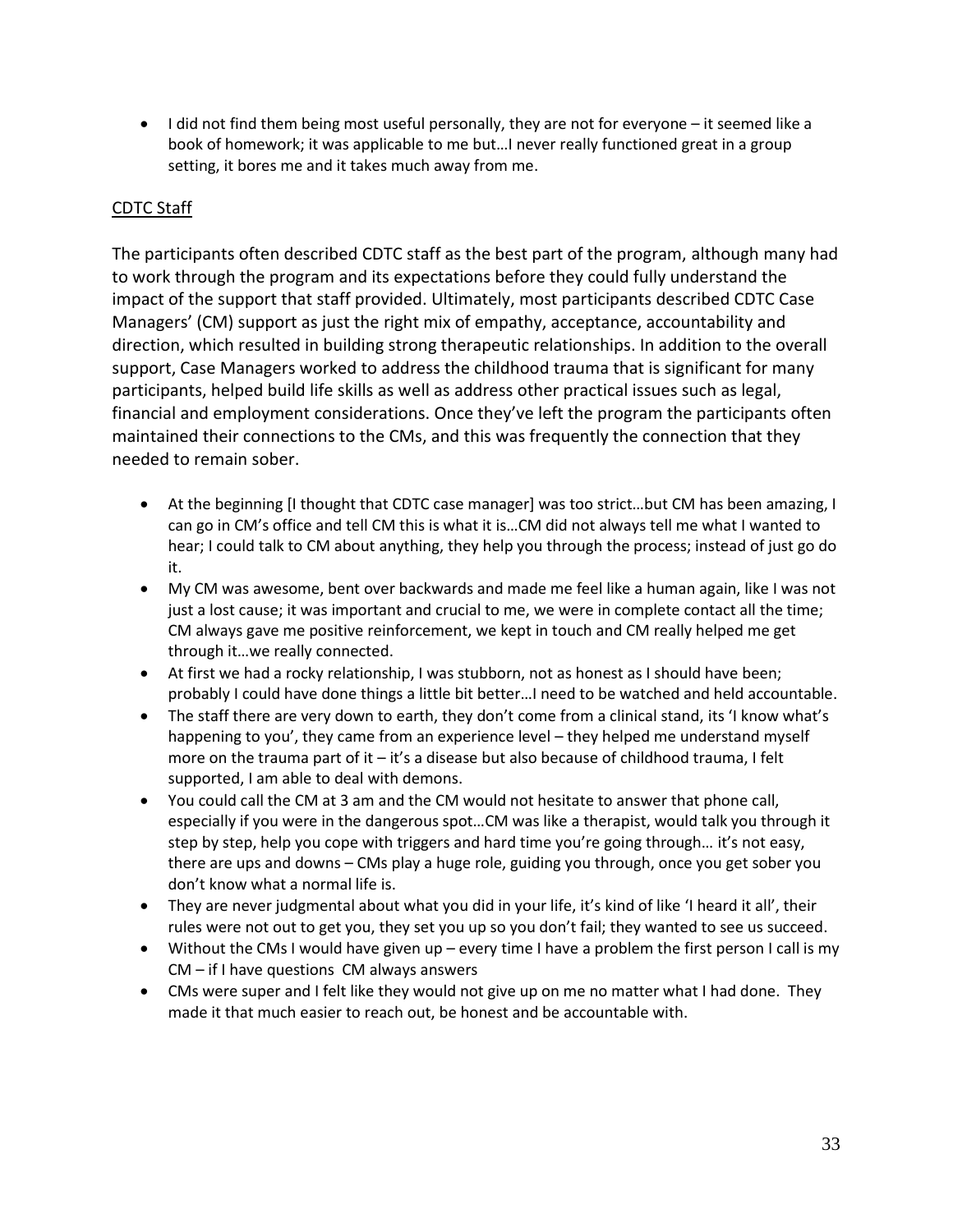- I did not find them being most useful personally, they are not for everyone – it seemed like a book of homework; it was applicable to me but…I never really functioned great in a group setting, it bores me and it takes much away from me.

<u>CDTC Staff</u>

The participants often described CDTC staff as the best part of the program, although many had to work through the program and its expectations before they could fully understand the impact of the support that staff provided. Ultimately, most participants described CDTC Case Managers' (CM) support as just the right mix of empathy, acceptance, accountability and direction, which resulted in building strong therapeutic relationships. In addition to the overall support, Case Managers worked to address the childhood trauma that is significant for many participants, helped build life skills as well as address other practical issues such as legal, financial and employment considerations. Once they've left the program the participants often maintained their connections to the CMs, and this was frequently the connection that they needed to remain sober.

- At the beginning [I thought that CDTC case manager] was too strict…but CM has been amazing, I can go in CM's office and tell CM this is what it is…CM did not always tell me what I wanted to hear; I could talk to CM about anything, they help you through the process; instead of just go do it.
- My CM was awesome, bent over backwards and made me feel like a human again, like I was not just a lost cause; it was important and crucial to me, we were in complete contact all the time; CM always gave me positive reinforcement, we kept in touch and CM really helped me get through it…we really connected.
- At first we had a rocky relationship, I was stubborn, not as honest as I should have been; probably I could have done things a little bit better…I need to be watched and held accountable.
- The staff there are very down to earth, they don't come from a clinical stand, its 'I know what's happening to you', they came from an experience level – they helped me understand myself more on the trauma part of it – it's a disease but also because of childhood trauma, I felt supported, I am able to deal with demons.
- You could call the CM at 3 am and the CM would not hesitate to answer that phone call, especially if you were in the dangerous spot…CM was like a therapist, would talk you through it step by step, help you cope with triggers and hard time you're going through… it's not easy, there are ups and downs – CMs play a huge role, guiding you through, once you get sober you don't know what a normal life is.
- They are never judgmental about what you did in your life, it's kind of like 'I heard it all', their rules were not out to get you, they set you up so you don't fail; they wanted to see us succeed.
- Without the CMs I would have given up – every time I have a problem the first person I call is my CM – if I have questions CM always answers
- CMs were super and I felt like they would not give up on me no matter what I had done. They made it that much easier to reach out, be honest and be accountable with.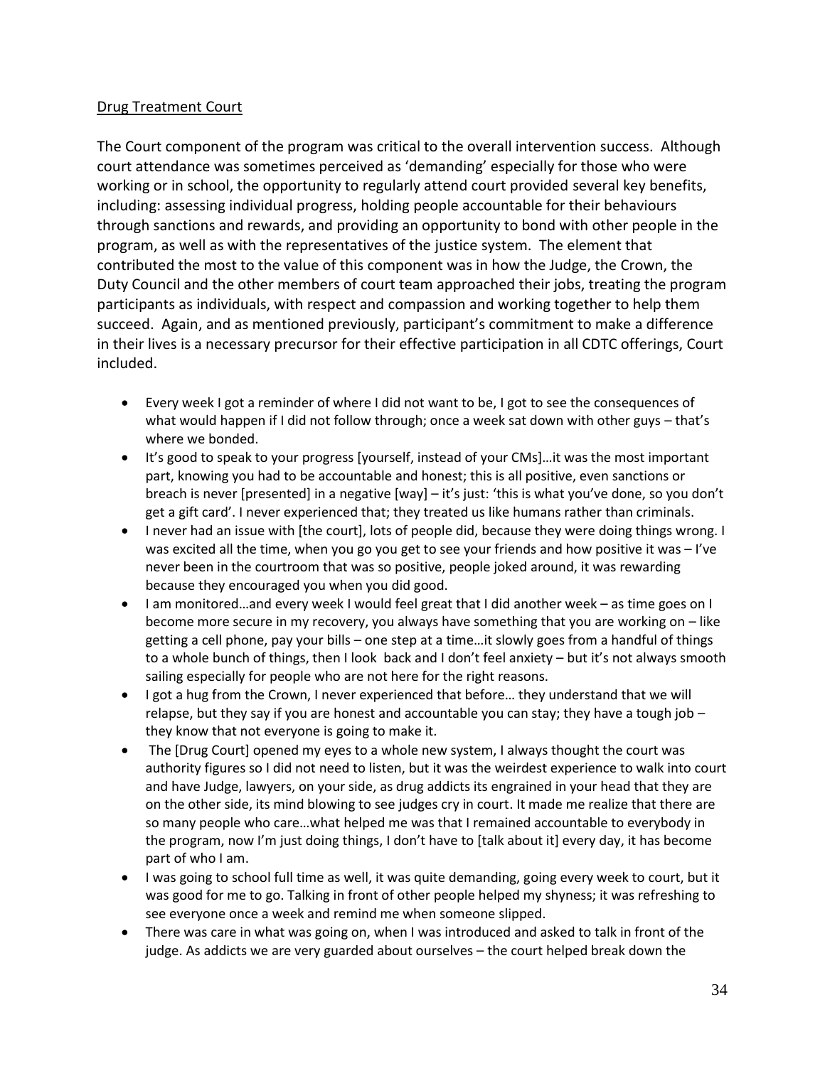Drug Treatment Court

The Court component of the program was critical to the overall intervention success. Although court attendance was sometimes perceived as 'demanding' especially for those who were working or in school, the opportunity to regularly attend court provided several key benefits, including: assessing individual progress, holding people accountable for their behaviours through sanctions and rewards, and providing an opportunity to bond with other people in the program, as well as with the representatives of the justice system. The element that contributed the most to the value of this component was in how the Judge, the Crown, the Duty Council and the other members of court team approached their jobs, treating the program participants as individuals, with respect and compassion and working together to help them succeed. Again, and as mentioned previously, participant's commitment to make a difference in their lives is a necessary precursor for their effective participation in all CDTC offerings, Court included.

- Every week I got a reminder of where I did not want to be, I got to see the consequences of what would happen if I did not follow through; once a week sat down with other guys – that's where we bonded.
- It's good to speak to your progress [yourself, instead of your CMs]…it was the most important part, knowing you had to be accountable and honest; this is all positive, even sanctions or breach is never [presented] in a negative [way] – it's just: 'this is what you've done, so you don't get a gift card'. I never experienced that; they treated us like humans rather than criminals.
- I never had an issue with [the court], lots of people did, because they were doing things wrong. I was excited all the time, when you go you get to see your friends and how positive it was – I've never been in the courtroom that was so positive, people joked around, it was rewarding because they encouraged you when you did good.
- I am monitored…and every week I would feel great that I did another week – as time goes on I become more secure in my recovery, you always have something that you are working on – like getting a cell phone, pay your bills – one step at a time…it slowly goes from a handful of things to a whole bunch of things, then I look back and I don't feel anxiety – but it's not always smooth sailing especially for people who are not here for the right reasons.
- I got a hug from the Crown, I never experienced that before… they understand that we will relapse, but they say if you are honest and accountable you can stay; they have a tough job – they know that not everyone is going to make it.
- The [Drug Court] opened my eyes to a whole new system, I always thought the court was authority figures so I did not need to listen, but it was the weirdest experience to walk into court and have Judge, lawyers, on your side, as drug addicts its engrained in your head that they are on the other side, its mind blowing to see judges cry in court. It made me realize that there are so many people who care…what helped me was that I remained accountable to everybody in the program, now I'm just doing things, I don't have to [talk about it] every day, it has become part of who I am.
- I was going to school full time as well, it was quite demanding, going every week to court, but it was good for me to go. Talking in front of other people helped my shyness; it was refreshing to see everyone once a week and remind me when someone slipped.
- There was care in what was going on, when I was introduced and asked to talk in front of the judge. As addicts we are very guarded about ourselves – the court helped break down the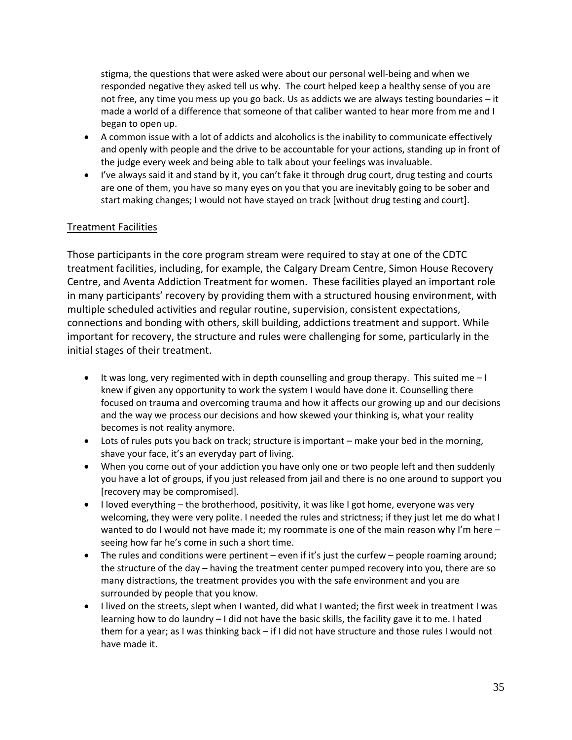stigma, the questions that were asked were about our personal well-being and when we responded negative they asked tell us why. The court helped keep a healthy sense of you are not free, any time you mess up you go back. Us as addicts we are always testing boundaries – it made a world of a difference that someone of that caliber wanted to hear more from me and I began to open up.

- A common issue with a lot of addicts and alcoholics is the inability to communicate effectively and openly with people and the drive to be accountable for your actions, standing up in front of the judge every week and being able to talk about your feelings was invaluable.
- I've always said it and stand by it, you can't fake it through drug court, drug testing and courts are one of them, you have so many eyes on you that you are inevitably going to be sober and start making changes; I would not have stayed on track [without drug testing and court].

Treatment Facilities

Those participants in the core program stream were required to stay at one of the CDTC treatment facilities, including, for example, the Calgary Dream Centre, Simon House Recovery Centre, and Aventa Addiction Treatment for women. These facilities played an important role in many participants' recovery by providing them with a structured housing environment, with multiple scheduled activities and regular routine, supervision, consistent expectations, connections and bonding with others, skill building, addictions treatment and support. While important for recovery, the structure and rules were challenging for some, particularly in the initial stages of their treatment.

- It was long, very regimented with in depth counselling and group therapy. This suited me – I knew if given any opportunity to work the system I would have done it. Counselling there focused on trauma and overcoming trauma and how it affects our growing up and our decisions and the way we process our decisions and how skewed your thinking is, what your reality becomes is not reality anymore.
- Lots of rules puts you back on track; structure is important – make your bed in the morning, shave your face, it's an everyday part of living.
- When you come out of your addiction you have only one or two people left and then suddenly you have a lot of groups, if you just released from jail and there is no one around to support you [recovery may be compromised].
- I loved everything – the brotherhood, positivity, it was like I got home, everyone was very welcoming, they were very polite. I needed the rules and strictness; if they just let me do what I wanted to do I would not have made it; my roommate is one of the main reason why I'm here – seeing how far he's come in such a short time.
- The rules and conditions were pertinent – even if it's just the curfew – people roaming around; the structure of the day – having the treatment center pumped recovery into you, there are so many distractions, the treatment provides you with the safe environment and you are surrounded by people that you know.
- I lived on the streets, slept when I wanted, did what I wanted; the first week in treatment I was learning how to do laundry – I did not have the basic skills, the facility gave it to me. I hated them for a year; as I was thinking back – if I did not have structure and those rules I would not have made it.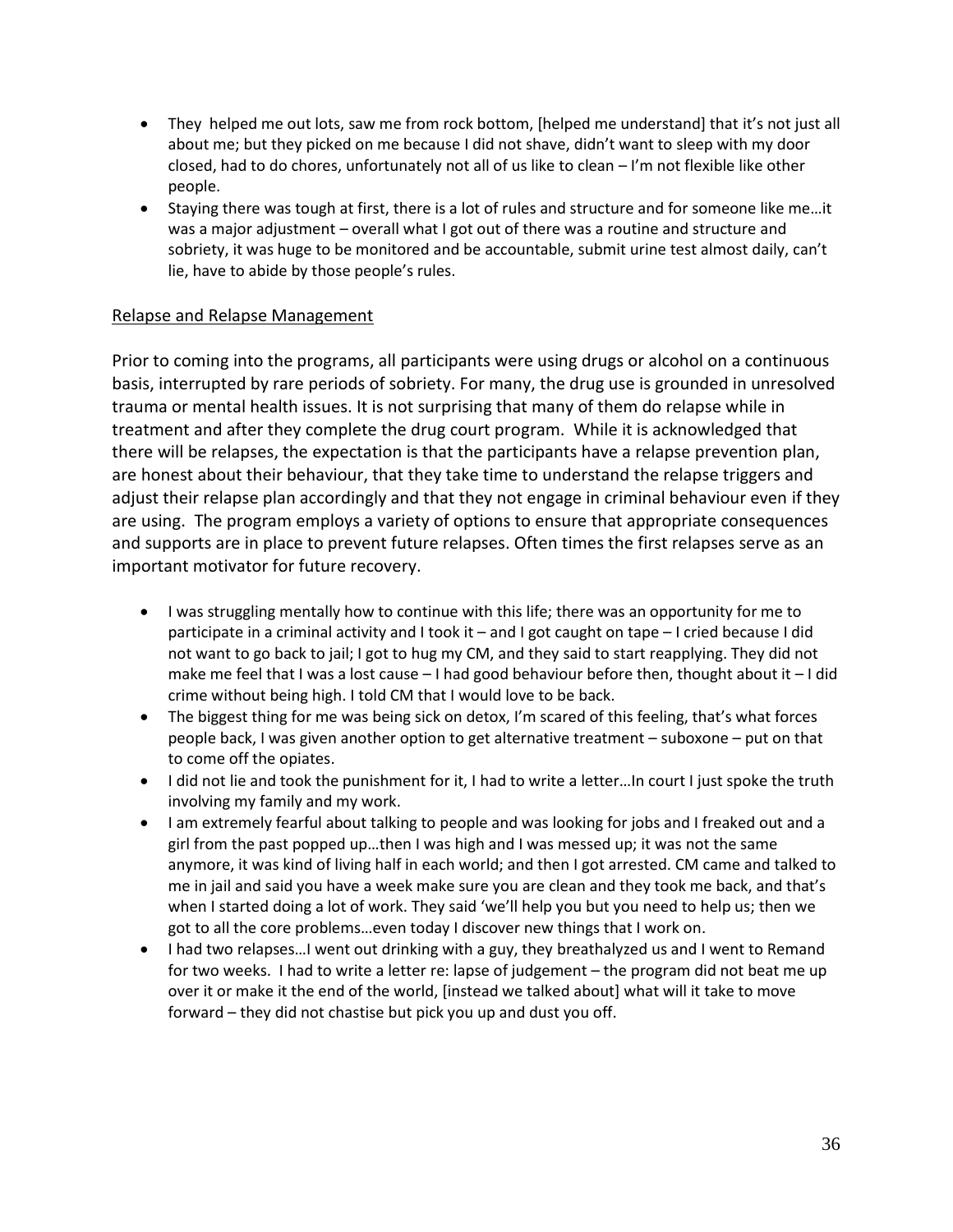- They helped me out lots, saw me from rock bottom, [helped me understand] that it's not just all about me; but they picked on me because I did not shave, didn't want to sleep with my door closed, had to do chores, unfortunately not all of us like to clean – I'm not flexible like other people.
- Staying there was tough at first, there is a lot of rules and structure and for someone like me…it was a major adjustment – overall what I got out of there was a routine and structure and sobriety, it was huge to be monitored and be accountable, submit urine test almost daily, can't lie, have to abide by those people's rules.

<u>Relapse and Relapse Management</u>

Prior to coming into the programs, all participants were using drugs or alcohol on a continuous basis, interrupted by rare periods of sobriety. For many, the drug use is grounded in unresolved trauma or mental health issues. It is not surprising that many of them do relapse while in treatment and after they complete the drug court program. While it is acknowledged that there will be relapses, the expectation is that the participants have a relapse prevention plan, are honest about their behaviour, that they take time to understand the relapse triggers and adjust their relapse plan accordingly and that they not engage in criminal behaviour even if they are using. The program employs a variety of options to ensure that appropriate consequences and supports are in place to prevent future relapses. Often times the first relapses serve as an important motivator for future recovery.

- I was struggling mentally how to continue with this life; there was an opportunity for me to participate in a criminal activity and I took it – and I got caught on tape – I cried because I did not want to go back to jail; I got to hug my CM, and they said to start reapplying. They did not make me feel that I was a lost cause – I had good behaviour before then, thought about it – I did crime without being high. I told CM that I would love to be back.
- The biggest thing for me was being sick on detox, I'm scared of this feeling, that's what forces people back, I was given another option to get alternative treatment – suboxone – put on that to come off the opiates.
- I did not lie and took the punishment for it, I had to write a letter…In court I just spoke the truth involving my family and my work.
- I am extremely fearful about talking to people and was looking for jobs and I freaked out and a girl from the past popped up…then I was high and I was messed up; it was not the same anymore, it was kind of living half in each world; and then I got arrested. CM came and talked to me in jail and said you have a week make sure you are clean and they took me back, and that's when I started doing a lot of work. They said 'we'll help you but you need to help us; then we got to all the core problems…even today I discover new things that I work on.
- I had two relapses…I went out drinking with a guy, they breathalyzed us and I went to Remand for two weeks. I had to write a letter re: lapse of judgement – the program did not beat me up over it or make it the end of the world, [instead we talked about] what will it take to move forward – they did not chastise but pick you up and dust you off.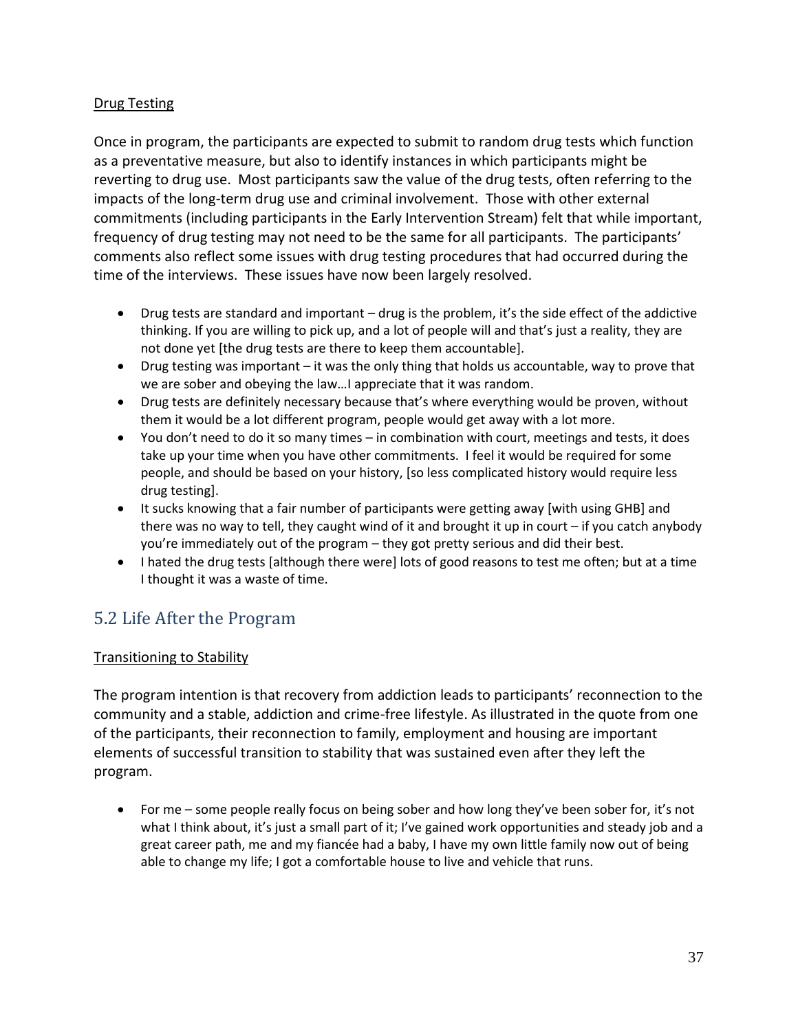<u>Drug Testing</u>

Once in program, the participants are expected to submit to random drug tests which function as a preventative measure, but also to identify instances in which participants might be reverting to drug use. Most participants saw the value of the drug tests, often referring to the impacts of the long-term drug use and criminal involvement. Those with other external commitments (including participants in the Early Intervention Stream) felt that while important, frequency of drug testing may not need to be the same for all participants. The participants' comments also reflect some issues with drug testing procedures that had occurred during the time of the interviews. These issues have now been largely resolved.

- Drug tests are standard and important – drug is the problem, it's the side effect of the addictive thinking. If you are willing to pick up, and a lot of people will and that's just a reality, they are not done yet [the drug tests are there to keep them accountable].
- Drug testing was important – it was the only thing that holds us accountable, way to prove that we are sober and obeying the law…I appreciate that it was random.
- Drug tests are definitely necessary because that's where everything would be proven, without them it would be a lot different program, people would get away with a lot more.
- You don't need to do it so many times – in combination with court, meetings and tests, it does take up your time when you have other commitments. I feel it would be required for some people, and should be based on your history, [so less complicated history would require less drug testing].
- It sucks knowing that a fair number of participants were getting away [with using GHB] and there was no way to tell, they caught wind of it and brought it up in court – if you catch anybody you're immediately out of the program – they got pretty serious and did their best.
- I hated the drug tests [although there were] lots of good reasons to test me often; but at a time I thought it was a waste of time.

## 5.2 Life After the Program

<u>Transitioning to Stability</u>

The program intention is that recovery from addiction leads to participants' reconnection to the community and a stable, addiction and crime-free lifestyle. As illustrated in the quote from one of the participants, their reconnection to family, employment and housing are important elements of successful transition to stability that was sustained even after they left the program.

- For me – some people really focus on being sober and how long they've been sober for, it's not what I think about, it's just a small part of it; I've gained work opportunities and steady job and a great career path, me and my fiancée had a baby, I have my own little family now out of being able to change my life; I got a comfortable house to live and vehicle that runs.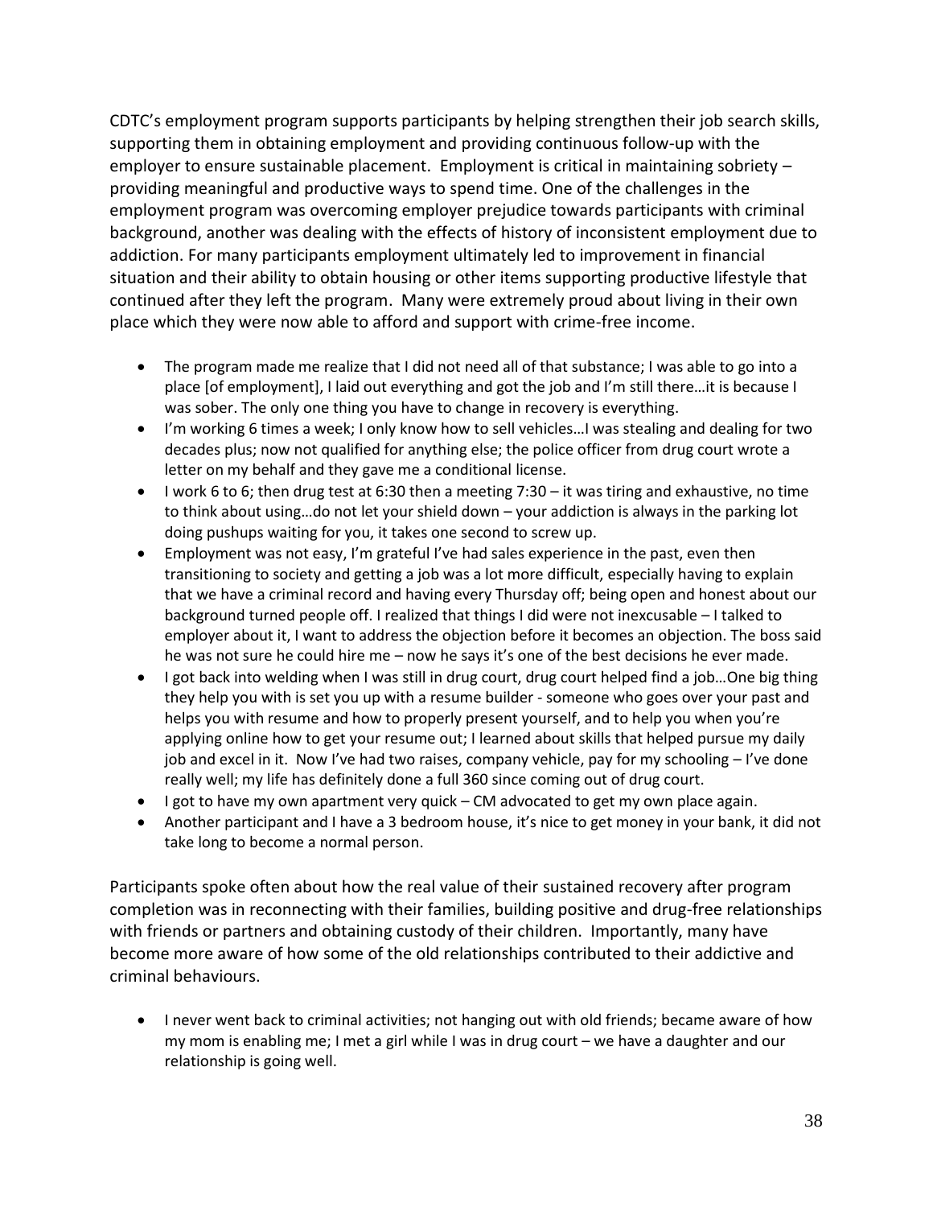CDTC's employment program supports participants by helping strengthen their job search skills, supporting them in obtaining employment and providing continuous follow-up with the employer to ensure sustainable placement. Employment is critical in maintaining sobriety – providing meaningful and productive ways to spend time. One of the challenges in the employment program was overcoming employer prejudice towards participants with criminal background, another was dealing with the effects of history of inconsistent employment due to addiction. For many participants employment ultimately led to improvement in financial situation and their ability to obtain housing or other items supporting productive lifestyle that continued after they left the program. Many were extremely proud about living in their own place which they were now able to afford and support with crime-free income.

- The program made me realize that I did not need all of that substance; I was able to go into a place [of employment], I laid out everything and got the job and I'm still there…it is because I was sober. The only one thing you have to change in recovery is everything.
- I'm working 6 times a week; I only know how to sell vehicles…I was stealing and dealing for two decades plus; now not qualified for anything else; the police officer from drug court wrote a letter on my behalf and they gave me a conditional license.
- I work 6 to 6; then drug test at 6:30 then a meeting 7:30 – it was tiring and exhaustive, no time to think about using…do not let your shield down – your addiction is always in the parking lot doing pushups waiting for you, it takes one second to screw up.
- Employment was not easy, I'm grateful I've had sales experience in the past, even then transitioning to society and getting a job was a lot more difficult, especially having to explain that we have a criminal record and having every Thursday off; being open and honest about our background turned people off. I realized that things I did were not inexcusable – I talked to employer about it, I want to address the objection before it becomes an objection. The boss said he was not sure he could hire me – now he says it's one of the best decisions he ever made.
- I got back into welding when I was still in drug court, drug court helped find a job…One big thing they help you with is set you up with a resume builder - someone who goes over your past and helps you with resume and how to properly present yourself, and to help you when you're applying online how to get your resume out; I learned about skills that helped pursue my daily job and excel in it. Now I've had two raises, company vehicle, pay for my schooling – I've done really well; my life has definitely done a full 360 since coming out of drug court.
- I got to have my own apartment very quick – CM advocated to get my own place again.
- Another participant and I have a 3 bedroom house, it's nice to get money in your bank, it did not take long to become a normal person.

Participants spoke often about how the real value of their sustained recovery after program completion was in reconnecting with their families, building positive and drug-free relationships with friends or partners and obtaining custody of their children. Importantly, many have become more aware of how some of the old relationships contributed to their addictive and criminal behaviours.

- I never went back to criminal activities; not hanging out with old friends; became aware of how my mom is enabling me; I met a girl while I was in drug court – we have a daughter and our relationship is going well.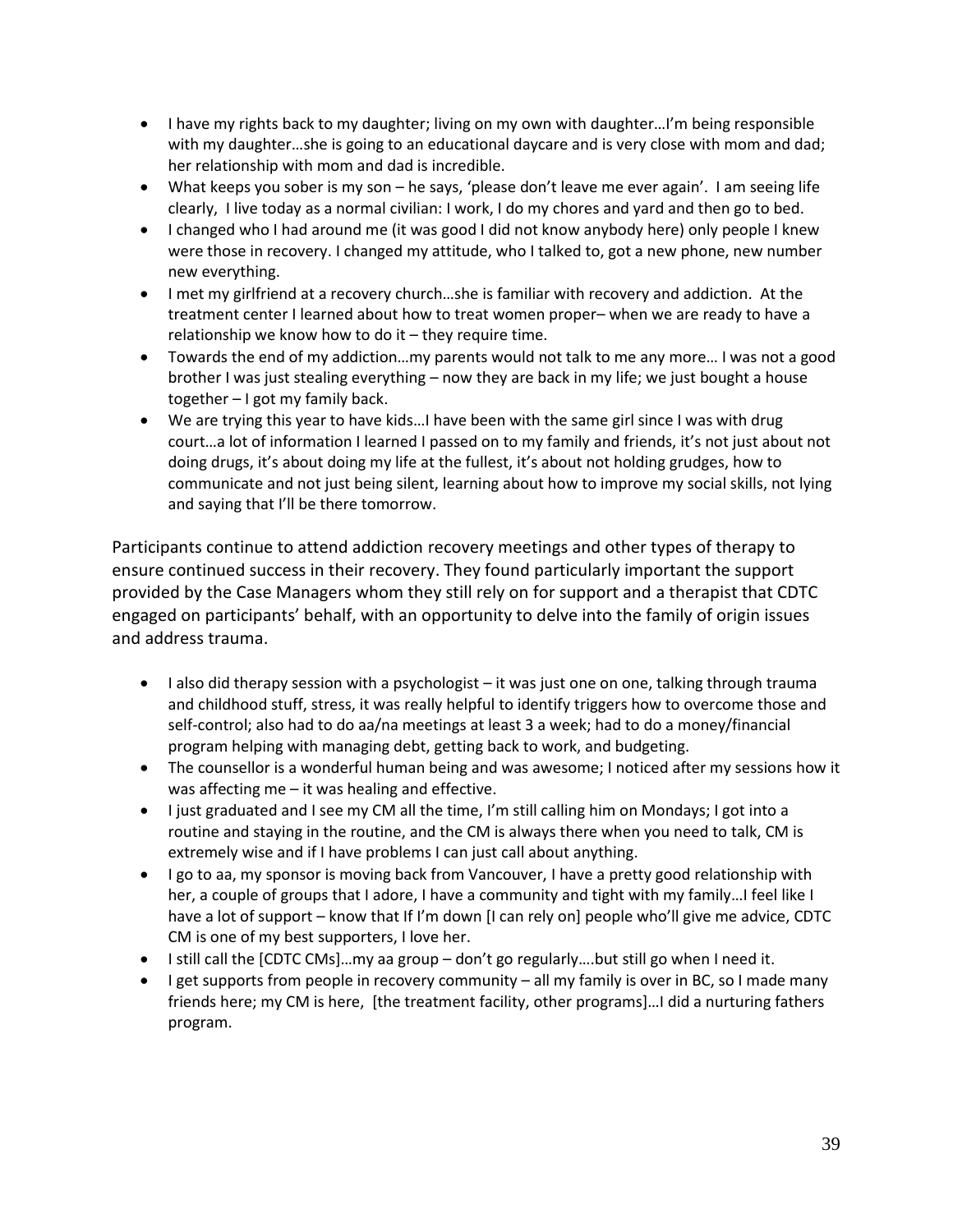- I have my rights back to my daughter; living on my own with daughter…I'm being responsible with my daughter…she is going to an educational daycare and is very close with mom and dad; her relationship with mom and dad is incredible.
- What keeps you sober is my son – he says, 'please don't leave me ever again'. I am seeing life clearly, I live today as a normal civilian: I work, I do my chores and yard and then go to bed.
- I changed who I had around me (it was good I did not know anybody here) only people I knew were those in recovery. I changed my attitude, who I talked to, got a new phone, new number new everything.
- I met my girlfriend at a recovery church…she is familiar with recovery and addiction. At the treatment center I learned about how to treat women proper– when we are ready to have a relationship we know how to do it – they require time.
- Towards the end of my addiction…my parents would not talk to me any more… I was not a good brother I was just stealing everything – now they are back in my life; we just bought a house together – I got my family back.
- We are trying this year to have kids…I have been with the same girl since I was with drug court…a lot of information I learned I passed on to my family and friends, it's not just about not doing drugs, it's about doing my life at the fullest, it's about not holding grudges, how to communicate and not just being silent, learning about how to improve my social skills, not lying and saying that I'll be there tomorrow.

Participants continue to attend addiction recovery meetings and other types of therapy to ensure continued success in their recovery. They found particularly important the support provided by the Case Managers whom they still rely on for support and a therapist that CDTC engaged on participants' behalf, with an opportunity to delve into the family of origin issues and address trauma.

- I also did therapy session with a psychologist – it was just one on one, talking through trauma and childhood stuff, stress, it was really helpful to identify triggers how to overcome those and self-control; also had to do aa/na meetings at least 3 a week; had to do a money/financial program helping with managing debt, getting back to work, and budgeting.
- The counsellor is a wonderful human being and was awesome; I noticed after my sessions how it was affecting me – it was healing and effective.
- I just graduated and I see my CM all the time, I'm still calling him on Mondays; I got into a routine and staying in the routine, and the CM is always there when you need to talk, CM is extremely wise and if I have problems I can just call about anything.
- I go to aa, my sponsor is moving back from Vancouver, I have a pretty good relationship with her, a couple of groups that I adore, I have a community and tight with my family…I feel like I have a lot of support – know that If I'm down [I can rely on] people who'll give me advice, CDTC CM is one of my best supporters, I love her.
- I still call the [CDTC CMs]…my aa group – don't go regularly….but still go when I need it.
- I get supports from people in recovery community – all my family is over in BC, so I made many friends here; my CM is here, [the treatment facility, other programs]…I did a nurturing fathers program.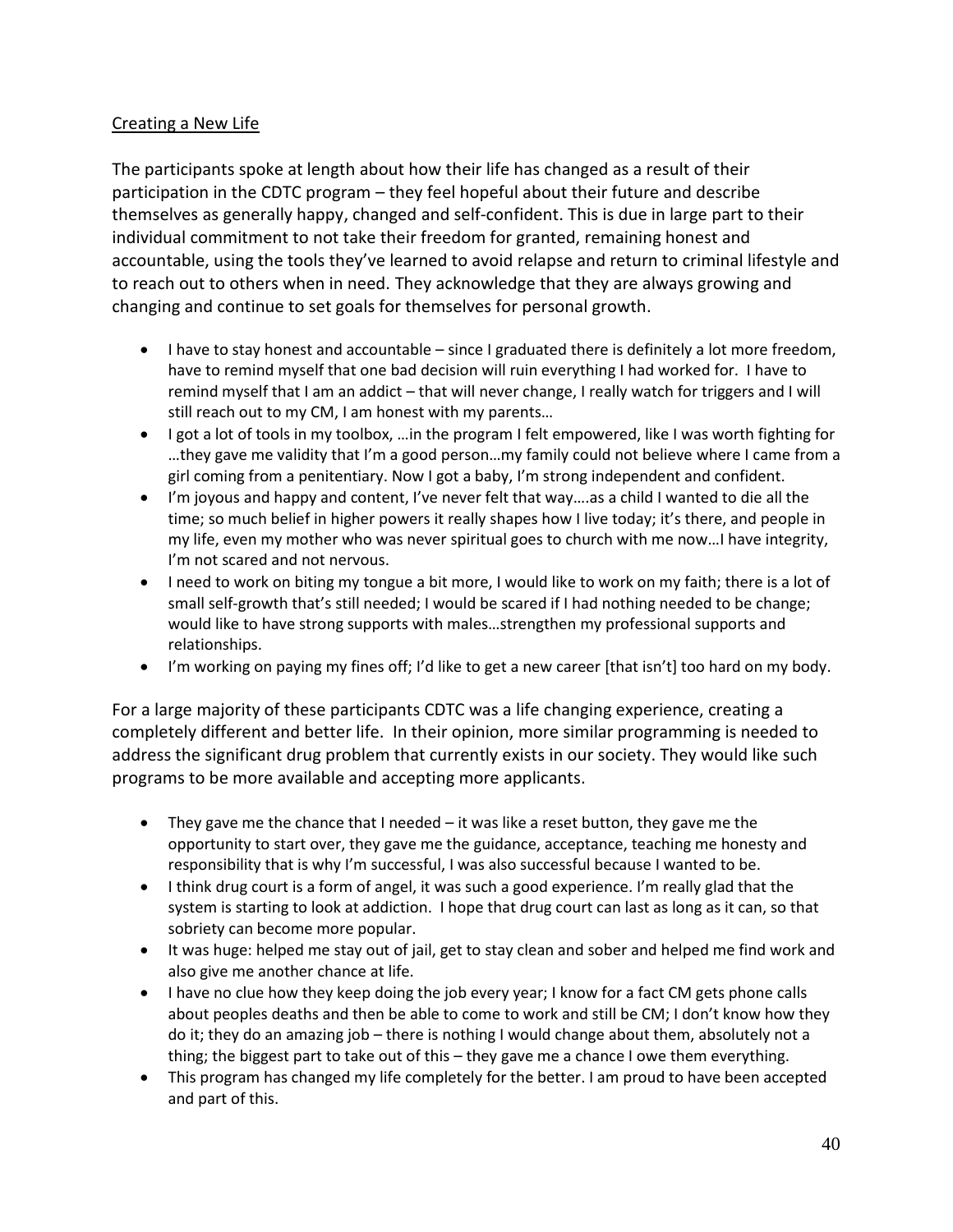<u>Creating a New Life</u>

The participants spoke at length about how their life has changed as a result of their participation in the CDTC program – they feel hopeful about their future and describe themselves as generally happy, changed and self-confident. This is due in large part to their individual commitment to not take their freedom for granted, remaining honest and accountable, using the tools they've learned to avoid relapse and return to criminal lifestyle and to reach out to others when in need. They acknowledge that they are always growing and changing and continue to set goals for themselves for personal growth.

- I have to stay honest and accountable – since I graduated there is definitely a lot more freedom, have to remind myself that one bad decision will ruin everything I had worked for. I have to remind myself that I am an addict – that will never change, I really watch for triggers and I will still reach out to my CM, I am honest with my parents…
- I got a lot of tools in my toolbox, …in the program I felt empowered, like I was worth fighting for …they gave me validity that I'm a good person…my family could not believe where I came from a girl coming from a penitentiary. Now I got a baby, I'm strong independent and confident.
- I'm joyous and happy and content, I've never felt that way….as a child I wanted to die all the time; so much belief in higher powers it really shapes how I live today; it's there, and people in my life, even my mother who was never spiritual goes to church with me now…I have integrity, I'm not scared and not nervous.
- I need to work on biting my tongue a bit more, I would like to work on my faith; there is a lot of small self-growth that's still needed; I would be scared if I had nothing needed to be change; would like to have strong supports with males…strengthen my professional supports and relationships.
- I'm working on paying my fines off; I'd like to get a new career [that isn't] too hard on my body.

For a large majority of these participants CDTC was a life changing experience, creating a completely different and better life. In their opinion, more similar programming is needed to address the significant drug problem that currently exists in our society. They would like such programs to be more available and accepting more applicants.

- They gave me the chance that I needed – it was like a reset button, they gave me the opportunity to start over, they gave me the guidance, acceptance, teaching me honesty and responsibility that is why I'm successful, I was also successful because I wanted to be.
- I think drug court is a form of angel, it was such a good experience. I'm really glad that the system is starting to look at addiction. I hope that drug court can last as long as it can, so that sobriety can become more popular.
- It was huge: helped me stay out of jail, get to stay clean and sober and helped me find work and also give me another chance at life.
- I have no clue how they keep doing the job every year; I know for a fact CM gets phone calls about peoples deaths and then be able to come to work and still be CM; I don't know how they do it; they do an amazing job – there is nothing I would change about them, absolutely not a thing; the biggest part to take out of this – they gave me a chance I owe them everything.
- This program has changed my life completely for the better. I am proud to have been accepted and part of this.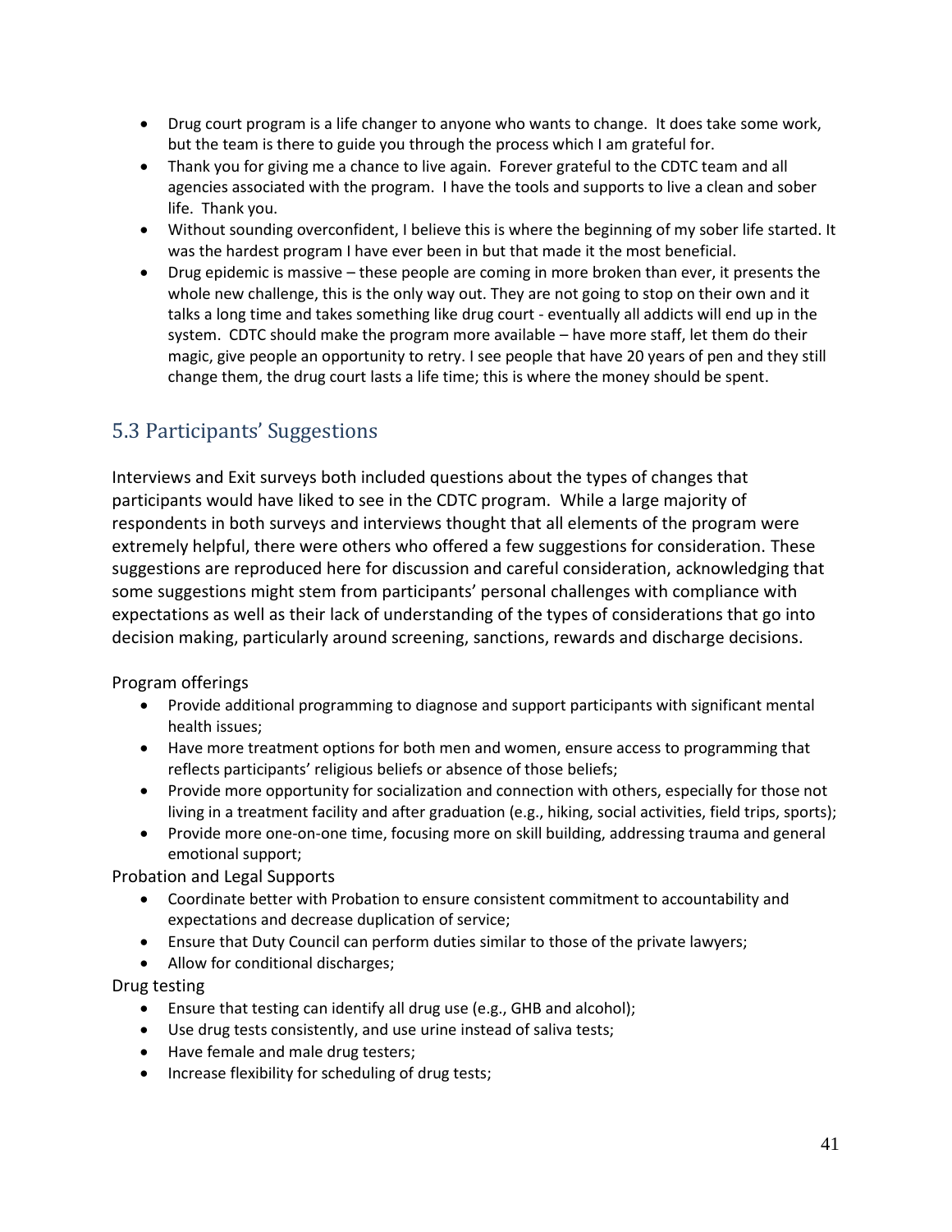- Drug court program is a life changer to anyone who wants to change. It does take some work, but the team is there to guide you through the process which I am grateful for.
- Thank you for giving me a chance to live again. Forever grateful to the CDTC team and all agencies associated with the program. I have the tools and supports to live a clean and sober life. Thank you.
- Without sounding overconfident, I believe this is where the beginning of my sober life started. It was the hardest program I have ever been in but that made it the most beneficial.
- Drug epidemic is massive – these people are coming in more broken than ever, it presents the whole new challenge, this is the only way out. They are not going to stop on their own and it talks a long time and takes something like drug court - eventually all addicts will end up in the system. CDTC should make the program more available – have more staff, let them do their magic, give people an opportunity to retry. I see people that have 20 years of pen and they still change them, the drug court lasts a life time; this is where the money should be spent.

## 5.3 Participants' Suggestions

Interviews and Exit surveys both included questions about the types of changes that participants would have liked to see in the CDTC program. While a large majority of respondents in both surveys and interviews thought that all elements of the program were extremely helpful, there were others who offered a few suggestions for consideration. These suggestions are reproduced here for discussion and careful consideration, acknowledging that some suggestions might stem from participants' personal challenges with compliance with expectations as well as their lack of understanding of the types of considerations that go into decision making, particularly around screening, sanctions, rewards and discharge decisions.

Program offerings

- Provide additional programming to diagnose and support participants with significant mental health issues;
- Have more treatment options for both men and women, ensure access to programming that reflects participants' religious beliefs or absence of those beliefs;
- Provide more opportunity for socialization and connection with others, especially for those not living in a treatment facility and after graduation (e.g., hiking, social activities, field trips, sports);
- Provide more one-on-one time, focusing more on skill building, addressing trauma and general emotional support;

Probation and Legal Supports

- Coordinate better with Probation to ensure consistent commitment to accountability and expectations and decrease duplication of service;
- Ensure that Duty Council can perform duties similar to those of the private lawyers;
- Allow for conditional discharges;

Drug testing

- Ensure that testing can identify all drug use (e.g., GHB and alcohol);
- Use drug tests consistently, and use urine instead of saliva tests;
- Have female and male drug testers;
- Increase flexibility for scheduling of drug tests;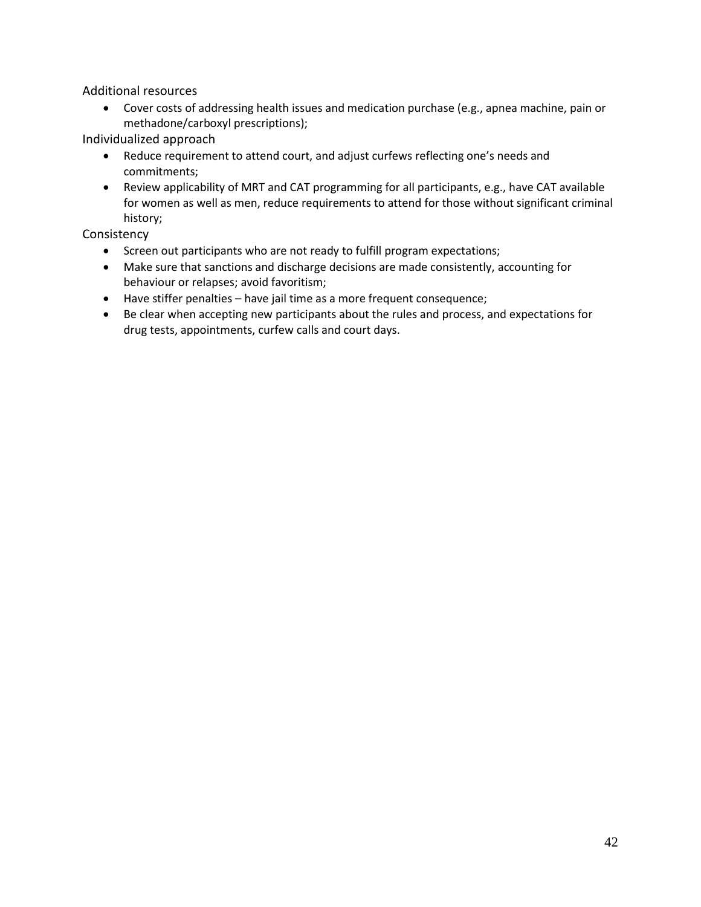Additional resources

- Cover costs of addressing health issues and medication purchase (e.g., apnea machine, pain or methadone/carboxyl prescriptions);

Individualized approach

- Reduce requirement to attend court, and adjust curfews reflecting one's needs and commitments;
- Review applicability of MRT and CAT programming for all participants, e.g., have CAT available for women as well as men, reduce requirements to attend for those without significant criminal history;

Consistency

- Screen out participants who are not ready to fulfill program expectations;
- Make sure that sanctions and discharge decisions are made consistently, accounting for behaviour or relapses; avoid favoritism;
- Have stiffer penalties – have jail time as a more frequent consequence;
- Be clear when accepting new participants about the rules and process, and expectations for drug tests, appointments, curfew calls and court days.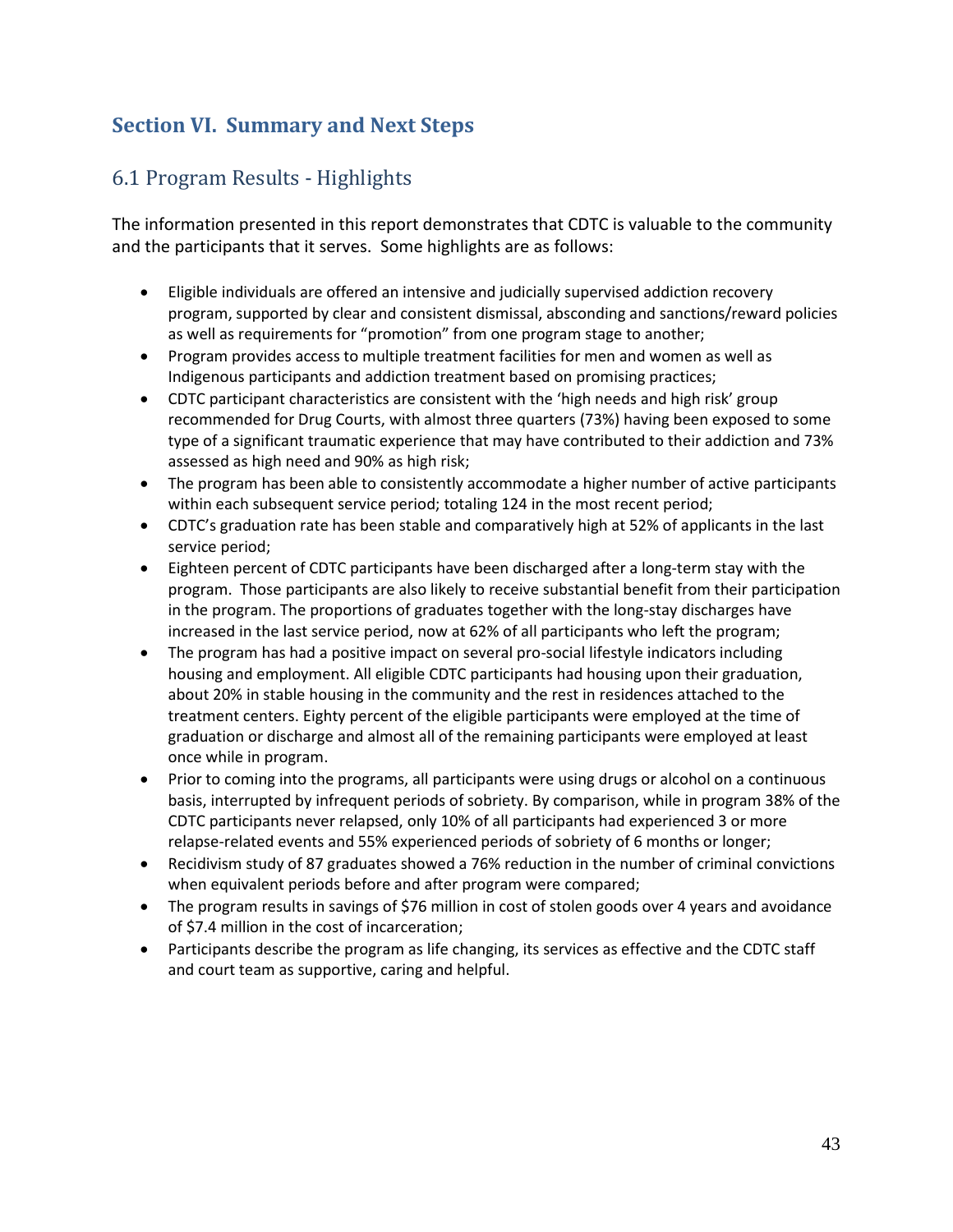## Section VI. Summary and Next Steps

### 6.1 Program Results - Highlights

The information presented in this report demonstrates that CDTC is valuable to the community and the participants that it serves. Some highlights are as follows:

- Eligible individuals are offered an intensive and judicially supervised addiction recovery program, supported by clear and consistent dismissal, absconding and sanctions/reward policies as well as requirements for "promotion" from one program stage to another;
- Program provides access to multiple treatment facilities for men and women as well as Indigenous participants and addiction treatment based on promising practices;
- CDTC participant characteristics are consistent with the 'high needs and high risk' group recommended for Drug Courts, with almost three quarters (73%) having been exposed to some type of a significant traumatic experience that may have contributed to their addiction and 73% assessed as high need and 90% as high risk;
- The program has been able to consistently accommodate a higher number of active participants within each subsequent service period; totaling 124 in the most recent period;
- CDTC's graduation rate has been stable and comparatively high at 52% of applicants in the last service period;
- Eighteen percent of CDTC participants have been discharged after a long-term stay with the program. Those participants are also likely to receive substantial benefit from their participation in the program. The proportions of graduates together with the long-stay discharges have increased in the last service period, now at 62% of all participants who left the program;
- The program has had a positive impact on several pro-social lifestyle indicators including housing and employment. All eligible CDTC participants had housing upon their graduation, about 20% in stable housing in the community and the rest in residences attached to the treatment centers. Eighty percent of the eligible participants were employed at the time of graduation or discharge and almost all of the remaining participants were employed at least once while in program.
- Prior to coming into the programs, all participants were using drugs or alcohol on a continuous basis, interrupted by infrequent periods of sobriety. By comparison, while in program 38% of the CDTC participants never relapsed, only 10% of all participants had experienced 3 or more relapse-related events and 55% experienced periods of sobriety of 6 months or longer;
- Recidivism study of 87 graduates showed a 76% reduction in the number of criminal convictions when equivalent periods before and after program were compared;
- The program results in savings of $76 million in cost of stolen goods over 4 years and avoidance of $7.4 million in the cost of incarceration;
- Participants describe the program as life changing, its services as effective and the CDTC staff and court team as supportive, caring and helpful.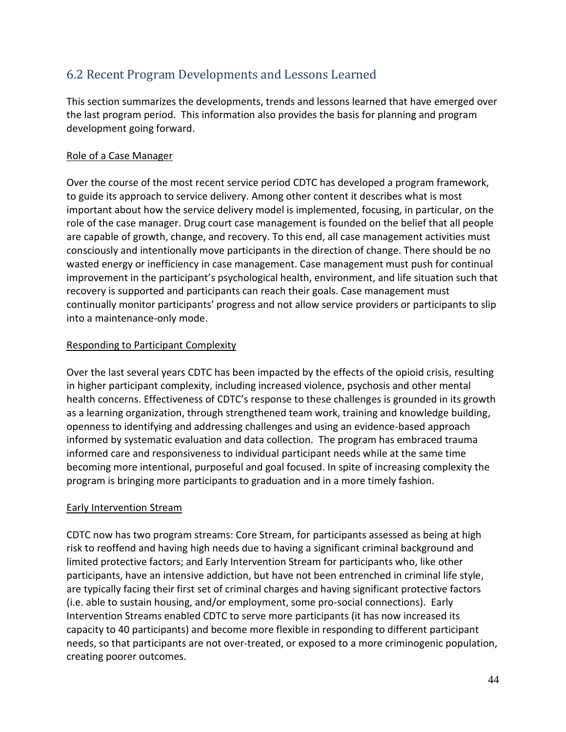## 6.2 Recent Program Developments and Lessons Learned

This section summarizes the developments, trends and lessons learned that have emerged over the last program period. This information also provides the basis for planning and program development going forward.

Role of a Case Manager

Over the course of the most recent service period CDTC has developed a program framework, to guide its approach to service delivery. Among other content it describes what is most important about how the service delivery model is implemented, focusing, in particular, on the role of the case manager. Drug court case management is founded on the belief that all people are capable of growth, change, and recovery. To this end, all case management activities must consciously and intentionally move participants in the direction of change. There should be no wasted energy or inefficiency in case management. Case management must push for continual improvement in the participant's psychological health, environment, and life situation such that recovery is supported and participants can reach their goals. Case management must continually monitor participants' progress and not allow service providers or participants to slip into a maintenance-only mode.

Responding to Participant Complexity

Over the last several years CDTC has been impacted by the effects of the opioid crisis, resulting in higher participant complexity, including increased violence, psychosis and other mental health concerns. Effectiveness of CDTC's response to these challenges is grounded in its growth as a learning organization, through strengthened team work, training and knowledge building, openness to identifying and addressing challenges and using an evidence-based approach informed by systematic evaluation and data collection. The program has embraced trauma informed care and responsiveness to individual participant needs while at the same time becoming more intentional, purposeful and goal focused. In spite of increasing complexity the program is bringing more participants to graduation and in a more timely fashion.

Early Intervention Stream

CDTC now has two program streams: Core Stream, for participants assessed as being at high risk to reoffend and having high needs due to having a significant criminal background and limited protective factors; and Early Intervention Stream for participants who, like other participants, have an intensive addiction, but have not been entrenched in criminal life style, are typically facing their first set of criminal charges and having significant protective factors (i.e. able to sustain housing, and/or employment, some pro-social connections). Early Intervention Streams enabled CDTC to serve more participants (it has now increased its capacity to 40 participants) and become more flexible in responding to different participant needs, so that participants are not over-treated, or exposed to a more criminogenic population, creating poorer outcomes.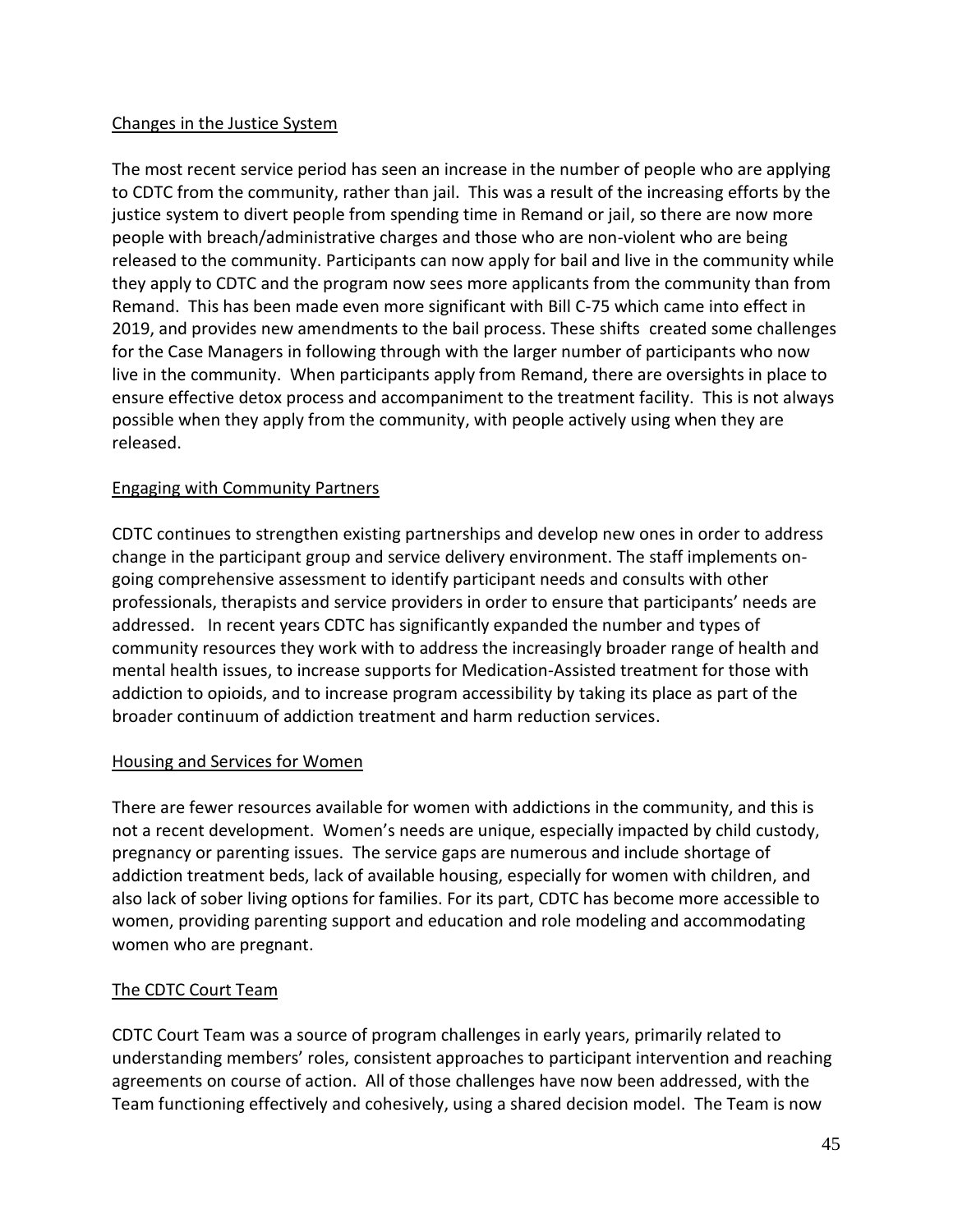Changes in the Justice System

The most recent service period has seen an increase in the number of people who are applying to CDTC from the community, rather than jail. This was a result of the increasing efforts by the justice system to divert people from spending time in Remand or jail, so there are now more people with breach/administrative charges and those who are non-violent who are being released to the community. Participants can now apply for bail and live in the community while they apply to CDTC and the program now sees more applicants from the community than from Remand. This has been made even more significant with Bill C-75 which came into effect in 2019, and provides new amendments to the bail process. These shifts created some challenges for the Case Managers in following through with the larger number of participants who now live in the community. When participants apply from Remand, there are oversights in place to ensure effective detox process and accompaniment to the treatment facility. This is not always possible when they apply from the community, with people actively using when they are released.

Engaging with Community Partners

CDTC continues to strengthen existing partnerships and develop new ones in order to address change in the participant group and service delivery environment. The staff implements on-going comprehensive assessment to identify participant needs and consults with other professionals, therapists and service providers in order to ensure that participants' needs are addressed. In recent years CDTC has significantly expanded the number and types of community resources they work with to address the increasingly broader range of health and mental health issues, to increase supports for Medication-Assisted treatment for those with addiction to opioids, and to increase program accessibility by taking its place as part of the broader continuum of addiction treatment and harm reduction services.

Housing and Services for Women

There are fewer resources available for women with addictions in the community, and this is not a recent development. Women's needs are unique, especially impacted by child custody, pregnancy or parenting issues. The service gaps are numerous and include shortage of addiction treatment beds, lack of available housing, especially for women with children, and also lack of sober living options for families. For its part, CDTC has become more accessible to women, providing parenting support and education and role modeling and accommodating women who are pregnant.

The CDTC Court Team

CDTC Court Team was a source of program challenges in early years, primarily related to understanding members' roles, consistent approaches to participant intervention and reaching agreements on course of action. All of those challenges have now been addressed, with the Team functioning effectively and cohesively, using a shared decision model. The Team is now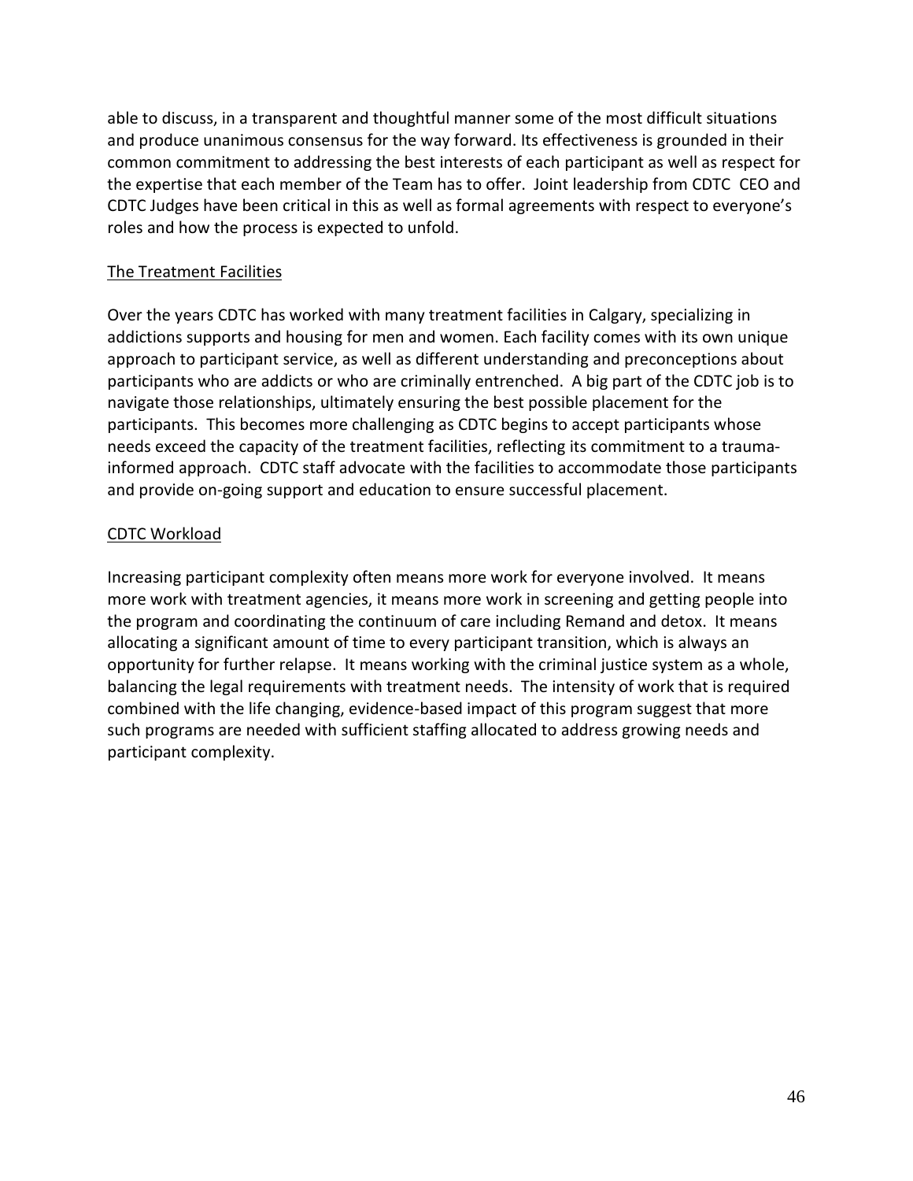able to discuss, in a transparent and thoughtful manner some of the most difficult situations and produce unanimous consensus for the way forward. Its effectiveness is grounded in their common commitment to addressing the best interests of each participant as well as respect for the expertise that each member of the Team has to offer. Joint leadership from CDTC CEO and CDTC Judges have been critical in this as well as formal agreements with respect to everyone's roles and how the process is expected to unfold.

### The Treatment Facilities

Over the years CDTC has worked with many treatment facilities in Calgary, specializing in addictions supports and housing for men and women. Each facility comes with its own unique approach to participant service, as well as different understanding and preconceptions about participants who are addicts or who are criminally entrenched. A big part of the CDTC job is to navigate those relationships, ultimately ensuring the best possible placement for the participants. This becomes more challenging as CDTC begins to accept participants whose needs exceed the capacity of the treatment facilities, reflecting its commitment to a trauma-informed approach. CDTC staff advocate with the facilities to accommodate those participants and provide on-going support and education to ensure successful placement.

### CDTC Workload

Increasing participant complexity often means more work for everyone involved. It means more work with treatment agencies, it means more work in screening and getting people into the program and coordinating the continuum of care including Remand and detox. It means allocating a significant amount of time to every participant transition, which is always an opportunity for further relapse. It means working with the criminal justice system as a whole, balancing the legal requirements with treatment needs. The intensity of work that is required combined with the life changing, evidence-based impact of this program suggest that more such programs are needed with sufficient staffing allocated to address growing needs and participant complexity.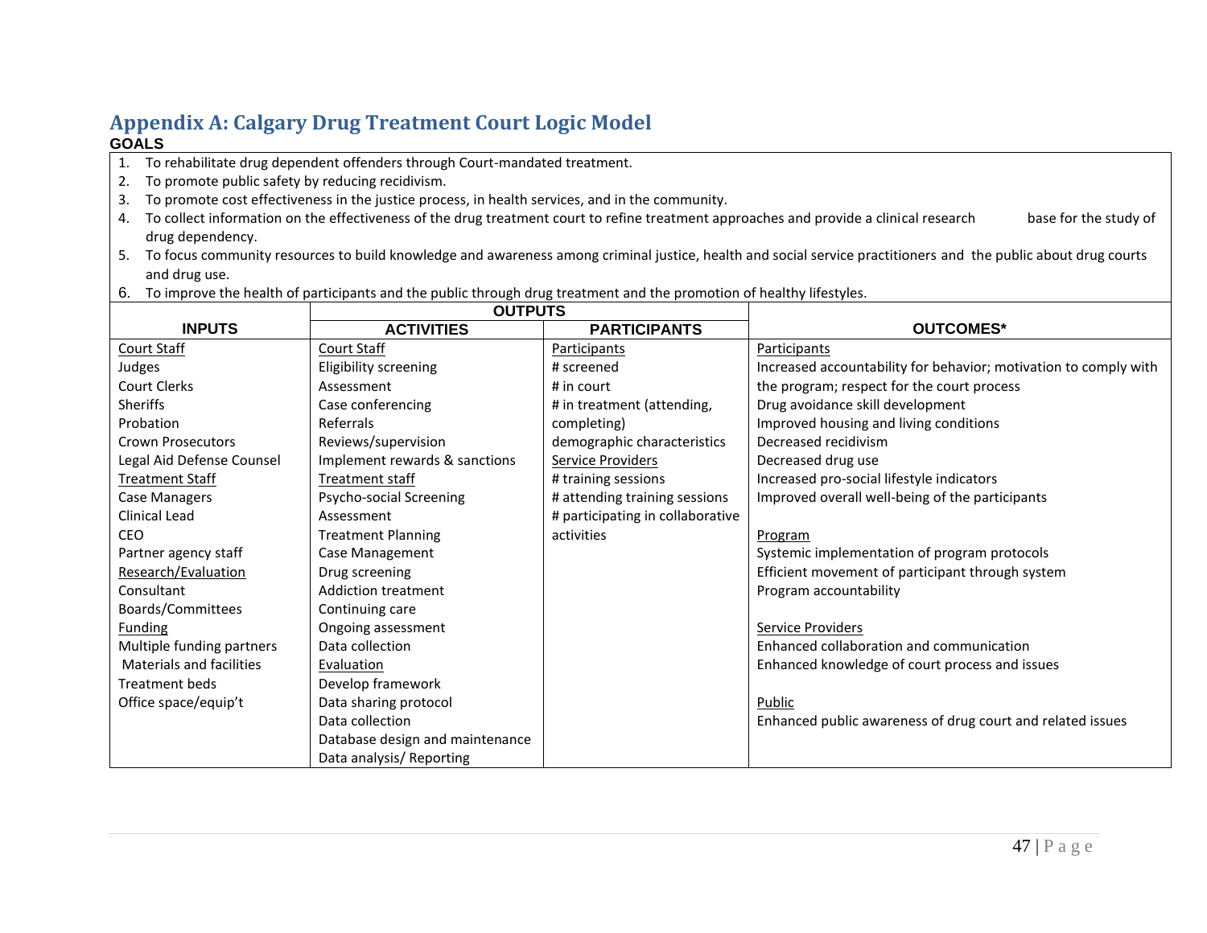# Appendix A: Calgary Drug Treatment Court Logic Model

**GOALS**

1. To rehabilitate drug dependent offenders through Court-mandated treatment.
2. To promote public safety by reducing recidivism.
3. To promote cost effectiveness in the justice process, in health services, and in the community.
4. To collect information on the effectiveness of the drug treatment court to refine treatment approaches and provide a clinical research base for the study of drug dependency.
5. To focus community resources to build knowledge and awareness among criminal justice, health and social service practitioners and the public about drug courts and drug use.
6. To improve the health of participants and the public through drug treatment and the promotion of healthy lifestyles.

| INPUTS | OUTPUTS | | OUTCOMES* |
|---|---|---|---|
| | ACTIVITIES | PARTICIPANTS | |
| Court Staff<br>Judges<br>Court Clerks<br>Sheriffs<br>Probation<br>Crown Prosecutors<br>Legal Aid Defense Counsel<br>Treatment Staff<br>Case Managers<br>Clinical Lead<br>CEO<br>Partner agency staff<br>Research/Evaluation<br>Consultant<br>Boards/Committees<br>Funding<br>Multiple funding partners<br>Materials and facilities<br>Treatment beds<br>Office space/equip't | Court Staff<br>Eligibility screening<br>Assessment<br>Case conferencing<br>Referrals<br>Reviews/supervision<br>Implement rewards & sanctions<br>Treatment staff<br>Psycho-social Screening<br>Assessment<br>Treatment Planning<br>Case Management<br>Drug screening<br>Addiction treatment<br>Continuing care<br>Ongoing assessment<br>Data collection<br>Evaluation<br>Develop framework<br>Data sharing protocol<br>Data collection<br>Database design and maintenance<br>Data analysis/ Reporting | Participants<br># screened<br># in court<br># in treatment (attending, completing)<br>demographic characteristics<br>Service Providers<br># training sessions<br># attending training sessions<br># participating in collaborative activities | Participants<br>Increased accountability for behavior; motivation to comply with the program; respect for the court process<br>Drug avoidance skill development<br>Improved housing and living conditions<br>Decreased recidivism<br>Decreased drug use<br>Increased pro-social lifestyle indicators<br>Improved overall well-being of the participants<br><br>Program<br>Systemic implementation of program protocols<br>Efficient movement of participant through system<br>Program accountability<br><br>Service Providers<br>Enhanced collaboration and communication<br>Enhanced knowledge of court process and issues<br><br>Public<br>Enhanced public awareness of drug court and related issues |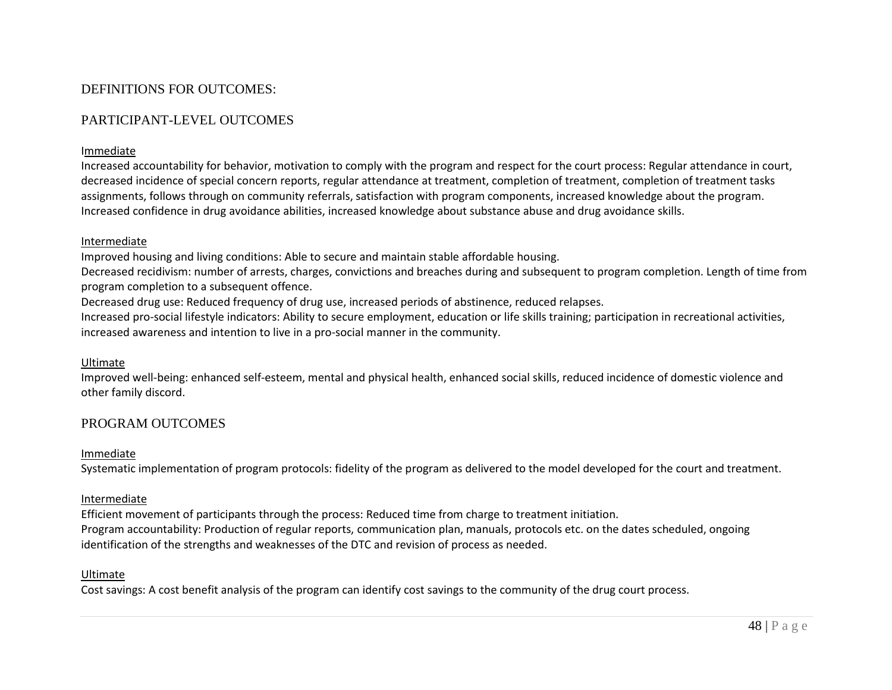## DEFINITIONS FOR OUTCOMES:

### PARTICIPANT-LEVEL OUTCOMES

Immediate

Increased accountability for behavior, motivation to comply with the program and respect for the court process: Regular attendance in court, decreased incidence of special concern reports, regular attendance at treatment, completion of treatment, completion of treatment tasks assignments, follows through on community referrals, satisfaction with program components, increased knowledge about the program. Increased confidence in drug avoidance abilities, increased knowledge about substance abuse and drug avoidance skills.

Intermediate

Improved housing and living conditions: Able to secure and maintain stable affordable housing.
Decreased recidivism: number of arrests, charges, convictions and breaches during and subsequent to program completion. Length of time from program completion to a subsequent offence.
Decreased drug use: Reduced frequency of drug use, increased periods of abstinence, reduced relapses.
Increased pro-social lifestyle indicators: Ability to secure employment, education or life skills training; participation in recreational activities, increased awareness and intention to live in a pro-social manner in the community.

Ultimate

Improved well-being: enhanced self-esteem, mental and physical health, enhanced social skills, reduced incidence of domestic violence and other family discord.

### PROGRAM OUTCOMES

Immediate

Systematic implementation of program protocols: fidelity of the program as delivered to the model developed for the court and treatment.

Intermediate

Efficient movement of participants through the process: Reduced time from charge to treatment initiation.
Program accountability: Production of regular reports, communication plan, manuals, protocols etc. on the dates scheduled, ongoing identification of the strengths and weaknesses of the DTC and revision of process as needed.

Ultimate

Cost savings: A cost benefit analysis of the program can identify cost savings to the community of the drug court process.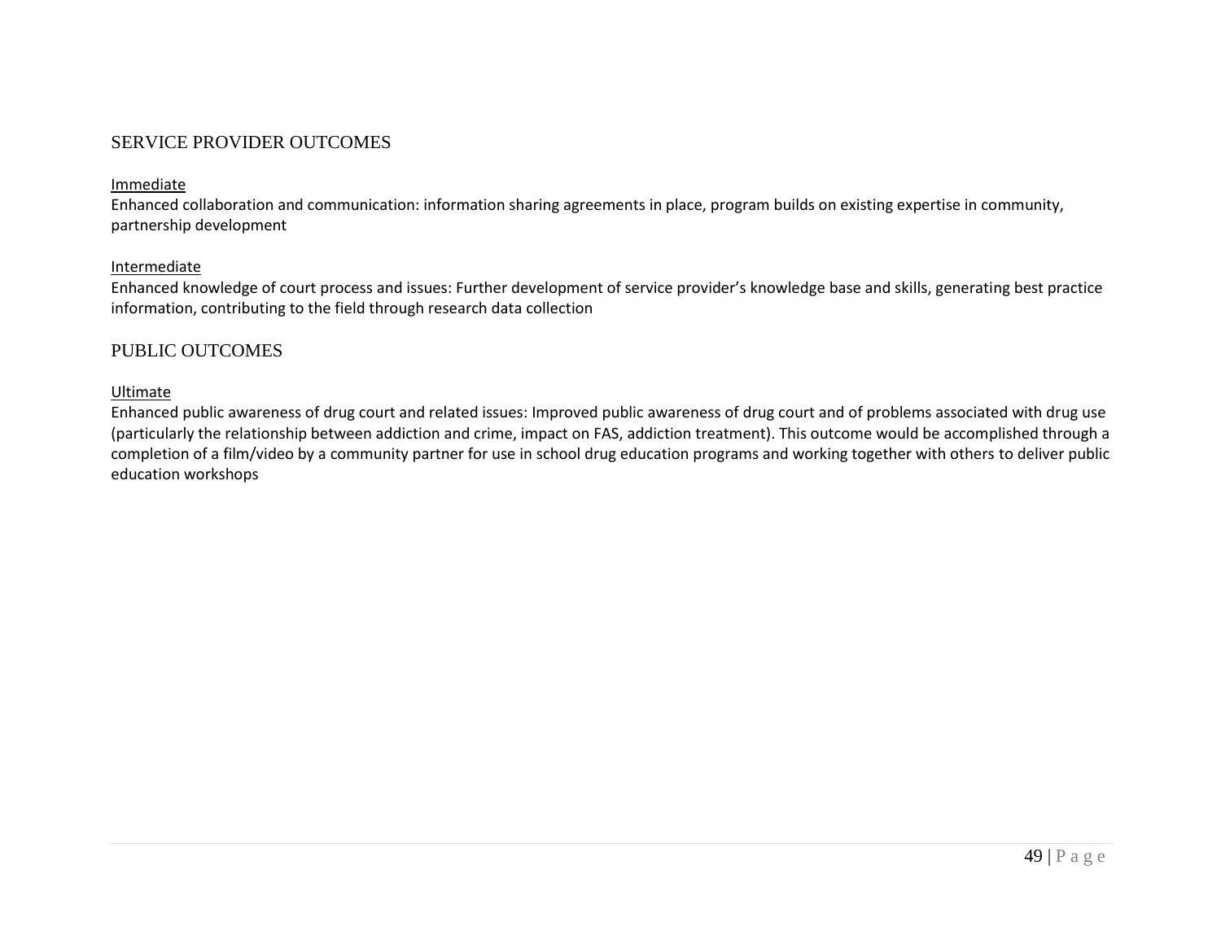## SERVICE PROVIDER OUTCOMES

Immediate

Enhanced collaboration and communication: information sharing agreements in place, program builds on existing expertise in community, partnership development

Intermediate

Enhanced knowledge of court process and issues: Further development of service provider's knowledge base and skills, generating best practice information, contributing to the field through research data collection

## PUBLIC OUTCOMES

Ultimate

Enhanced public awareness of drug court and related issues: Improved public awareness of drug court and of problems associated with drug use (particularly the relationship between addiction and crime, impact on FAS, addiction treatment). This outcome would be accomplished through a completion of a film/video by a community partner for use in school drug education programs and working together with others to deliver public education workshops